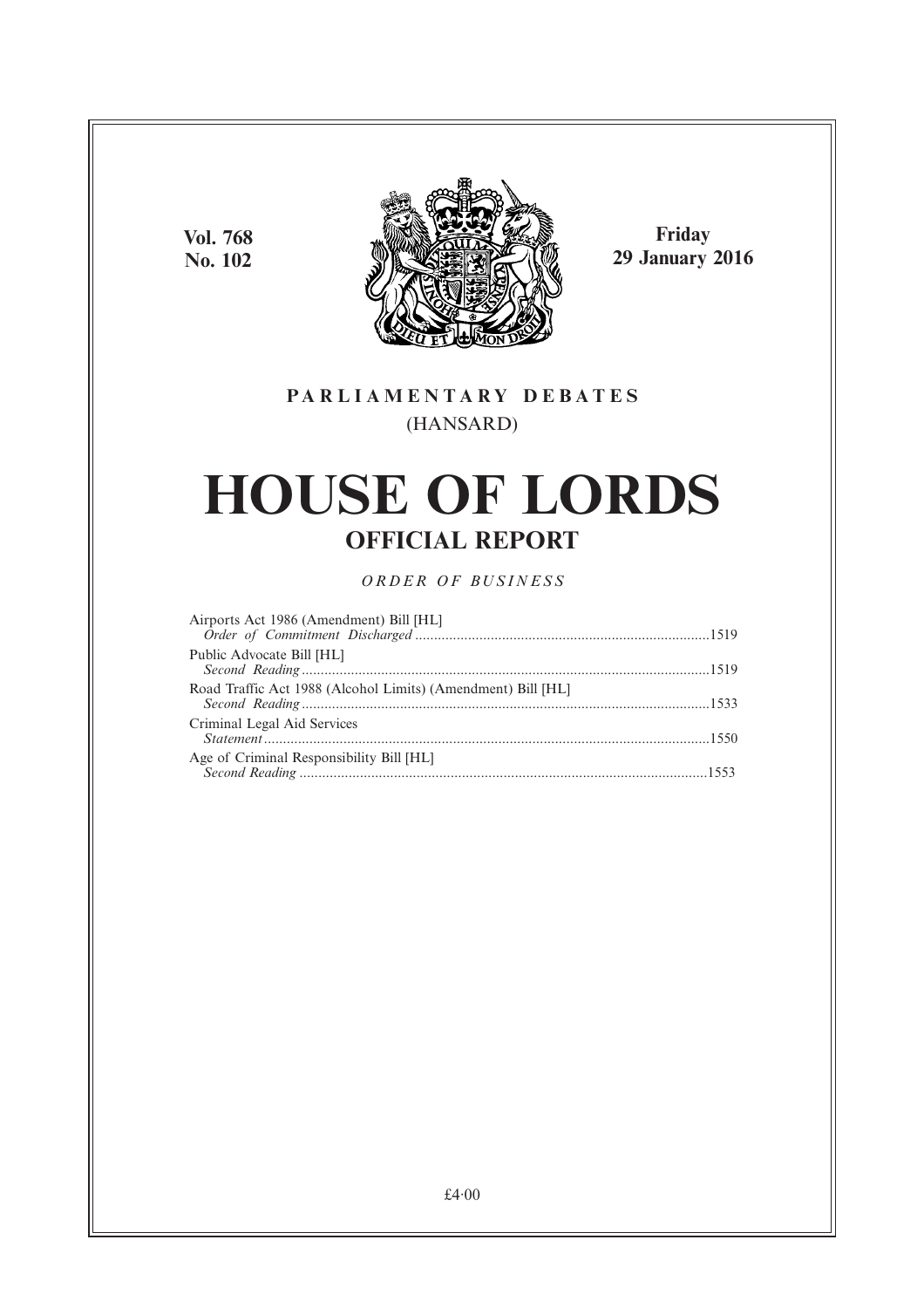Vol. 768
No. 102

Friday
29 January 2016

**PARLIAMENTARY DEBATES**

(HANSARD)

# HOUSE OF LORDS

## OFFICIAL REPORT

*ORDER OF BUSINESS*

Airports Act 1986 (Amendment) Bill [HL]
*Order of Commitment Discharged* .......... 1519

Public Advocate Bill [HL]
*Second Reading* .......... 1519

Road Traffic Act 1988 (Alcohol Limits) (Amendment) Bill [HL]
*Second Reading* .......... 1533

Criminal Legal Aid Services
*Statement* .......... 1550

Age of Criminal Responsibility Bill [HL]
*Second Reading* .......... 1553

£4·00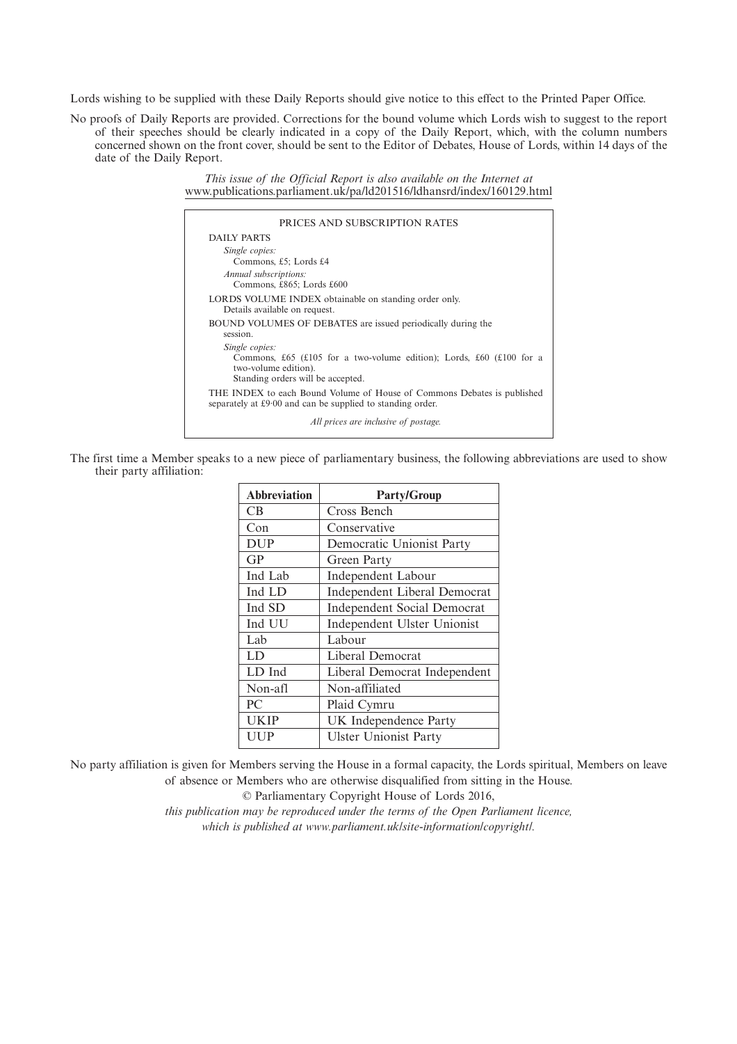Lords wishing to be supplied with these Daily Reports should give notice to this effect to the Printed Paper Office.

No proofs of Daily Reports are provided. Corrections for the bound volume which Lords wish to suggest to the report of their speeches should be clearly indicated in a copy of the Daily Report, which, with the column numbers concerned shown on the front cover, should be sent to the Editor of Debates, House of Lords, within 14 days of the date of the Daily Report.

*This issue of the Official Report is also available on the Internet at*
www.publications.parliament.uk/pa/ld201516/ldhansrd/index/160129.html

PRICES AND SUBSCRIPTION RATES

DAILY PARTS

*Single copies:*
Commons, £5; Lords £4

*Annual subscriptions:*
Commons, £865; Lords £600

LORDS VOLUME INDEX obtainable on standing order only.
Details available on request.

BOUND VOLUMES OF DEBATES are issued periodically during the session.

*Single copies:*
Commons, £65 (£105 for a two-volume edition); Lords, £60 (£100 for a two-volume edition).
Standing orders will be accepted.

THE INDEX to each Bound Volume of House of Commons Debates is published separately at £9·00 and can be supplied to standing order.

*All prices are inclusive of postage.*

The first time a Member speaks to a new piece of parliamentary business, the following abbreviations are used to show their party affiliation:

| Abbreviation | Party/Group |
|---|---|
| CB | Cross Bench |
| Con | Conservative |
| DUP | Democratic Unionist Party |
| GP | Green Party |
| Ind Lab | Independent Labour |
| Ind LD | Independent Liberal Democrat |
| Ind SD | Independent Social Democrat |
| Ind UU | Independent Ulster Unionist |
| Lab | Labour |
| LD | Liberal Democrat |
| LD Ind | Liberal Democrat Independent |
| Non-afl | Non-affiliated |
| PC | Plaid Cymru |
| UKIP | UK Independence Party |
| UUP | Ulster Unionist Party |

No party affiliation is given for Members serving the House in a formal capacity, the Lords spiritual, Members on leave of absence or Members who are otherwise disqualified from sitting in the House.

© Parliamentary Copyright House of Lords 2016,

*this publication may be reproduced under the terms of the Open Parliament licence, which is published at www.parliament.uk/site-information/copyright/.*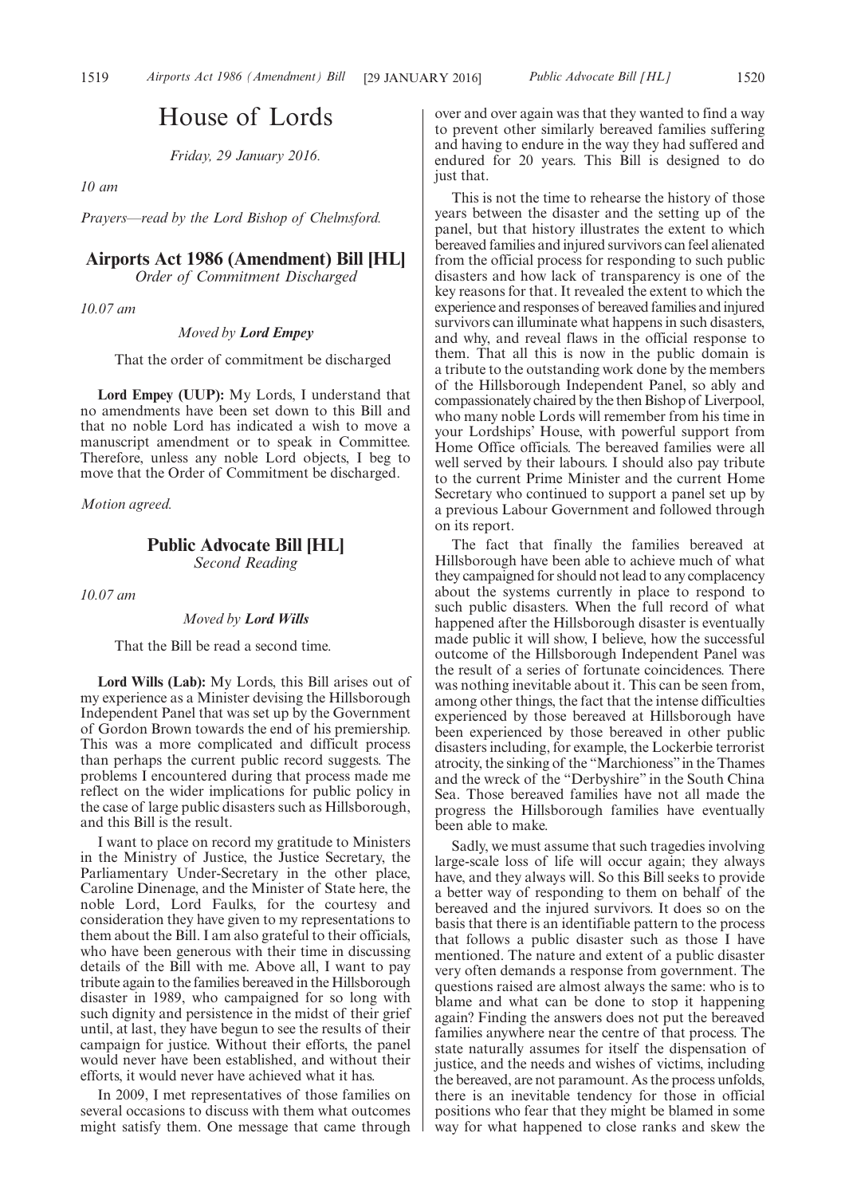# House of Lords

*Friday, 29 January 2016.*

*10 am*

*Prayers—read by the Lord Bishop of Chelmsford.*

## Airports Act 1986 (Amendment) Bill [HL]

*Order of Commitment Discharged*

*10.07 am*

*Moved by* ***Lord Empey***

That the order of commitment be discharged

**Lord Empey (UUP):** My Lords, I understand that no amendments have been set down to this Bill and that no noble Lord has indicated a wish to move a manuscript amendment or to speak in Committee. Therefore, unless any noble Lord objects, I beg to move that the Order of Commitment be discharged.

*Motion agreed.*

## Public Advocate Bill [HL]

*Second Reading*

*10.07 am*

*Moved by* ***Lord Wills***

That the Bill be read a second time.

**Lord Wills (Lab):** My Lords, this Bill arises out of my experience as a Minister devising the Hillsborough Independent Panel that was set up by the Government of Gordon Brown towards the end of his premiership. This was a more complicated and difficult process than perhaps the current public record suggests. The problems I encountered during that process made me reflect on the wider implications for public policy in the case of large public disasters such as Hillsborough, and this Bill is the result.

I want to place on record my gratitude to Ministers in the Ministry of Justice, the Justice Secretary, the Parliamentary Under-Secretary in the other place, Caroline Dinenage, and the Minister of State here, the noble Lord, Lord Faulks, for the courtesy and consideration they have given to my representations to them about the Bill. I am also grateful to their officials, who have been generous with their time in discussing details of the Bill with me. Above all, I want to pay tribute again to the families bereaved in the Hillsborough disaster in 1989, who campaigned for so long with such dignity and persistence in the midst of their grief until, at last, they have begun to see the results of their campaign for justice. Without their efforts, the panel would never have been established, and without their efforts, it would never have achieved what it has.

In 2009, I met representatives of those families on several occasions to discuss with them what outcomes might satisfy them. One message that came through over and over again was that they wanted to find a way to prevent other similarly bereaved families suffering and having to endure in the way they had suffered and endured for 20 years. This Bill is designed to do just that.

This is not the time to rehearse the history of those years between the disaster and the setting up of the panel, but that history illustrates the extent to which bereaved families and injured survivors can feel alienated from the official process for responding to such public disasters and how lack of transparency is one of the key reasons for that. It revealed the extent to which the experience and responses of bereaved families and injured survivors can illuminate what happens in such disasters, and why, and reveal flaws in the official response to them. That all this is now in the public domain is a tribute to the outstanding work done by the members of the Hillsborough Independent Panel, so ably and compassionately chaired by the then Bishop of Liverpool, who many noble Lords will remember from his time in your Lordships' House, with powerful support from Home Office officials. The bereaved families were all well served by their labours. I should also pay tribute to the current Prime Minister and the current Home Secretary who continued to support a panel set up by a previous Labour Government and followed through on its report.

The fact that finally the families bereaved at Hillsborough have been able to achieve much of what they campaigned for should not lead to any complacency about the systems currently in place to respond to such public disasters. When the full record of what happened after the Hillsborough disaster is eventually made public it will show, I believe, how the successful outcome of the Hillsborough Independent Panel was the result of a series of fortunate coincidences. There was nothing inevitable about it. This can be seen from, among other things, the fact that the intense difficulties experienced by those bereaved at Hillsborough have been experienced by those bereaved in other public disasters including, for example, the Lockerbie terrorist atrocity, the sinking of the "Marchioness" in the Thames and the wreck of the "Derbyshire" in the South China Sea. Those bereaved families have not all made the progress the Hillsborough families have eventually been able to make.

Sadly, we must assume that such tragedies involving large-scale loss of life will occur again; they always have, and they always will. So this Bill seeks to provide a better way of responding to them on behalf of the bereaved and the injured survivors. It does so on the basis that there is an identifiable pattern to the process that follows a public disaster such as those I have mentioned. The nature and extent of a public disaster very often demands a response from government. The questions raised are almost always the same: who is to blame and what can be done to stop it happening again? Finding the answers does not put the bereaved families anywhere near the centre of that process. The state naturally assumes for itself the dispensation of justice, and the needs and wishes of victims, including the bereaved, are not paramount. As the process unfolds, there is an inevitable tendency for those in official positions who fear that they might be blamed in some way for what happened to close ranks and skew the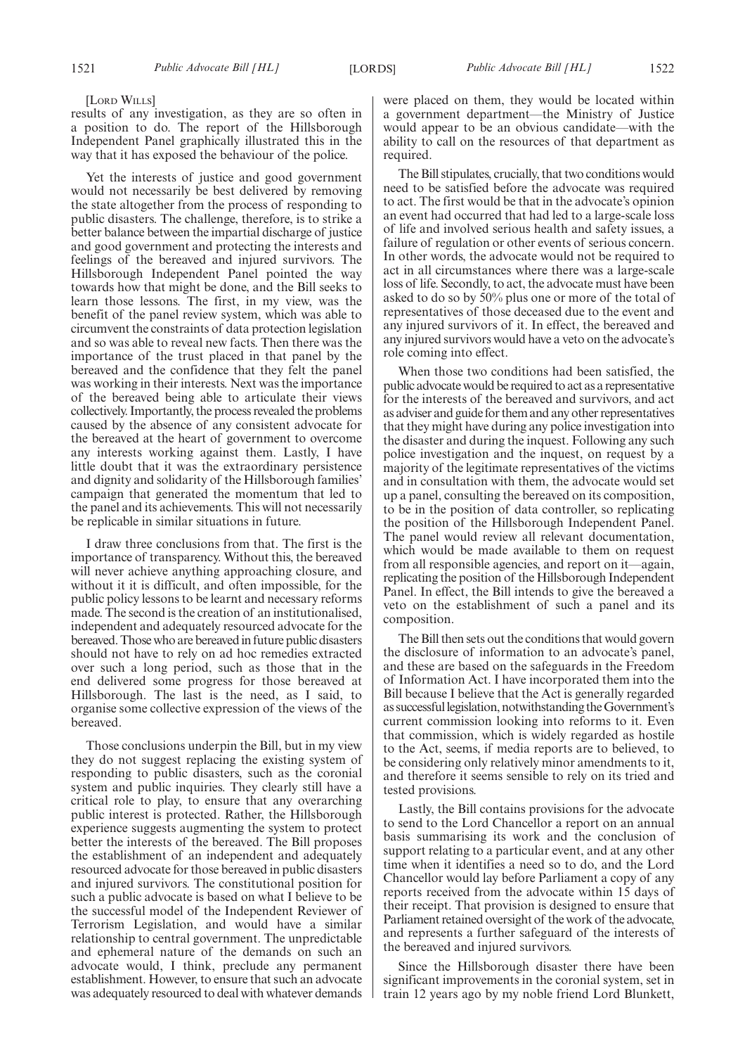[LORD WILLS]

results of any investigation, as they are so often in a position to do. The report of the Hillsborough Independent Panel graphically illustrated this in the way that it has exposed the behaviour of the police.

Yet the interests of justice and good government would not necessarily be best delivered by removing the state altogether from the process of responding to public disasters. The challenge, therefore, is to strike a better balance between the impartial discharge of justice and good government and protecting the interests and feelings of the bereaved and injured survivors. The Hillsborough Independent Panel pointed the way towards how that might be done, and the Bill seeks to learn those lessons. The first, in my view, was the benefit of the panel review system, which was able to circumvent the constraints of data protection legislation and so was able to reveal new facts. Then there was the importance of the trust placed in that panel by the bereaved and the confidence that they felt the panel was working in their interests. Next was the importance of the bereaved being able to articulate their views collectively. Importantly, the process revealed the problems caused by the absence of any consistent advocate for the bereaved at the heart of government to overcome any interests working against them. Lastly, I have little doubt that it was the extraordinary persistence and dignity and solidarity of the Hillsborough families' campaign that generated the momentum that led to the panel and its achievements. This will not necessarily be replicable in similar situations in future.

I draw three conclusions from that. The first is the importance of transparency. Without this, the bereaved will never achieve anything approaching closure, and without it it is difficult, and often impossible, for the public policy lessons to be learnt and necessary reforms made. The second is the creation of an institutionalised, independent and adequately resourced advocate for the bereaved. Those who are bereaved in future public disasters should not have to rely on ad hoc remedies extracted over such a long period, such as those that in the end delivered some progress for those bereaved at Hillsborough. The last is the need, as I said, to organise some collective expression of the views of the bereaved.

Those conclusions underpin the Bill, but in my view they do not suggest replacing the existing system of responding to public disasters, such as the coronial system and public inquiries. They clearly still have a critical role to play, to ensure that any overarching public interest is protected. Rather, the Hillsborough experience suggests augmenting the system to protect better the interests of the bereaved. The Bill proposes the establishment of an independent and adequately resourced advocate for those bereaved in public disasters and injured survivors. The constitutional position for such a public advocate is based on what I believe to be the successful model of the Independent Reviewer of Terrorism Legislation, and would have a similar relationship to central government. The unpredictable and ephemeral nature of the demands on such an advocate would, I think, preclude any permanent establishment. However, to ensure that such an advocate was adequately resourced to deal with whatever demands were placed on them, they would be located within a government department—the Ministry of Justice would appear to be an obvious candidate—with the ability to call on the resources of that department as required.

The Bill stipulates, crucially, that two conditions would need to be satisfied before the advocate was required to act. The first would be that in the advocate's opinion an event had occurred that had led to a large-scale loss of life and involved serious health and safety issues, a failure of regulation or other events of serious concern. In other words, the advocate would not be required to act in all circumstances where there was a large-scale loss of life. Secondly, to act, the advocate must have been asked to do so by 50% plus one or more of the total of representatives of those deceased due to the event and any injured survivors of it. In effect, the bereaved and any injured survivors would have a veto on the advocate's role coming into effect.

When those two conditions had been satisfied, the public advocate would be required to act as a representative for the interests of the bereaved and survivors, and act as adviser and guide for them and any other representatives that they might have during any police investigation into the disaster and during the inquest. Following any such police investigation and the inquest, on request by a majority of the legitimate representatives of the victims and in consultation with them, the advocate would set up a panel, consulting the bereaved on its composition, to be in the position of data controller, so replicating the position of the Hillsborough Independent Panel. The panel would review all relevant documentation, which would be made available to them on request from all responsible agencies, and report on it—again, replicating the position of the Hillsborough Independent Panel. In effect, the Bill intends to give the bereaved a veto on the establishment of such a panel and its composition.

The Bill then sets out the conditions that would govern the disclosure of information to an advocate's panel, and these are based on the safeguards in the Freedom of Information Act. I have incorporated them into the Bill because I believe that the Act is generally regarded as successful legislation, notwithstanding the Government's current commission looking into reforms to it. Even that commission, which is widely regarded as hostile to the Act, seems, if media reports are to be believed, to be considering only relatively minor amendments to it, and therefore it seems sensible to rely on its tried and tested provisions.

Lastly, the Bill contains provisions for the advocate to send to the Lord Chancellor a report on an annual basis summarising its work and the conclusion of support relating to a particular event, and at any other time when it identifies a need so to do, and the Lord Chancellor would lay before Parliament a copy of any reports received from the advocate within 15 days of their receipt. That provision is designed to ensure that Parliament retained oversight of the work of the advocate, and represents a further safeguard of the interests of the bereaved and injured survivors.

Since the Hillsborough disaster there have been significant improvements in the coronial system, set in train 12 years ago by my noble friend Lord Blunkett,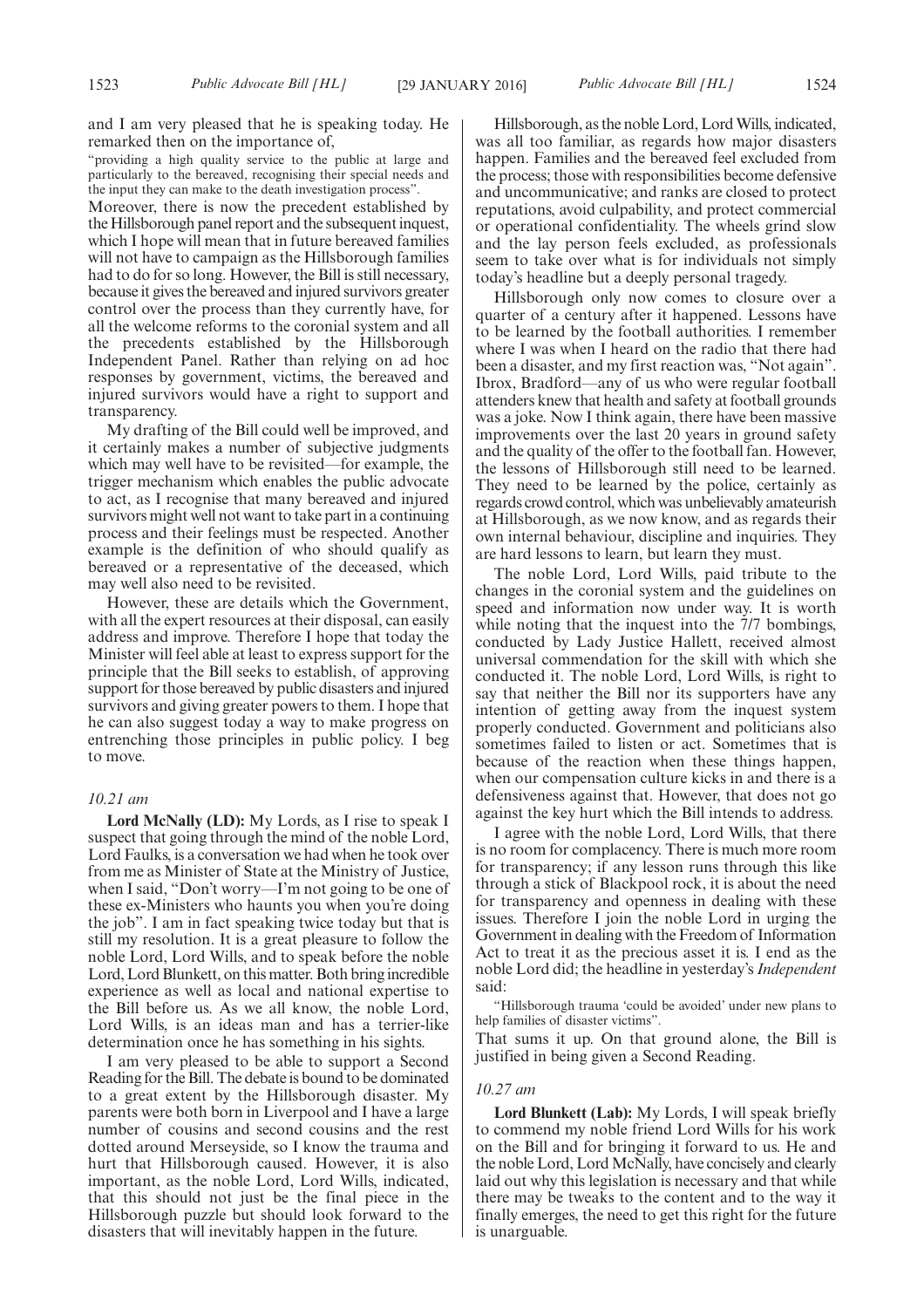and I am very pleased that he is speaking today. He remarked then on the importance of,

"providing a high quality service to the public at large and particularly to the bereaved, recognising their special needs and the input they can make to the death investigation process".

Moreover, there is now the precedent established by the Hillsborough panel report and the subsequent inquest, which I hope will mean that in future bereaved families will not have to campaign as the Hillsborough families had to do for so long. However, the Bill is still necessary, because it gives the bereaved and injured survivors greater control over the process than they currently have, for all the welcome reforms to the coronial system and all the precedents established by the Hillsborough Independent Panel. Rather than relying on ad hoc responses by government, victims, the bereaved and injured survivors would have a right to support and transparency.

My drafting of the Bill could well be improved, and it certainly makes a number of subjective judgments which may well have to be revisited—for example, the trigger mechanism which enables the public advocate to act, as I recognise that many bereaved and injured survivors might well not want to take part in a continuing process and their feelings must be respected. Another example is the definition of who should qualify as bereaved or a representative of the deceased, which may well also need to be revisited.

However, these are details which the Government, with all the expert resources at their disposal, can easily address and improve. Therefore I hope that today the Minister will feel able at least to express support for the principle that the Bill seeks to establish, of approving support for those bereaved by public disasters and injured survivors and giving greater powers to them. I hope that he can also suggest today a way to make progress on entrenching those principles in public policy. I beg to move.

*10.21 am*

**Lord McNally (LD):** My Lords, as I rise to speak I suspect that going through the mind of the noble Lord, Lord Faulks, is a conversation we had when he took over from me as Minister of State at the Ministry of Justice, when I said, "Don't worry—I'm not going to be one of these ex-Ministers who haunts you when you're doing the job". I am in fact speaking twice today but that is still my resolution. It is a great pleasure to follow the noble Lord, Lord Wills, and to speak before the noble Lord, Lord Blunkett, on this matter. Both bring incredible experience as well as local and national expertise to the Bill before us. As we all know, the noble Lord, Lord Wills, is an ideas man and has a terrier-like determination once he has something in his sights.

I am very pleased to be able to support a Second Reading for the Bill. The debate is bound to be dominated to a great extent by the Hillsborough disaster. My parents were both born in Liverpool and I have a large number of cousins and second cousins and the rest dotted around Merseyside, so I know the trauma and hurt that Hillsborough caused. However, it is also important, as the noble Lord, Lord Wills, indicated, that this should not just be the final piece in the Hillsborough puzzle but should look forward to the disasters that will inevitably happen in the future.

Hillsborough, as the noble Lord, Lord Wills, indicated, was all too familiar, as regards how major disasters happen. Families and the bereaved feel excluded from the process; those with responsibilities become defensive and uncommunicative; and ranks are closed to protect reputations, avoid culpability, and protect commercial or operational confidentiality. The wheels grind slow and the lay person feels excluded, as professionals seem to take over what is for individuals not simply today's headline but a deeply personal tragedy.

Hillsborough only now comes to closure over a quarter of a century after it happened. Lessons have to be learned by the football authorities. I remember where I was when I heard on the radio that there had been a disaster, and my first reaction was, "Not again". Ibrox, Bradford—any of us who were regular football attenders knew that health and safety at football grounds was a joke. Now I think again, there have been massive improvements over the last 20 years in ground safety and the quality of the offer to the football fan. However, the lessons of Hillsborough still need to be learned. They need to be learned by the police, certainly as regards crowd control, which was unbelievably amateurish at Hillsborough, as we now know, and as regards their own internal behaviour, discipline and inquiries. They are hard lessons to learn, but learn they must.

The noble Lord, Lord Wills, paid tribute to the changes in the coronial system and the guidelines on speed and information now under way. It is worth while noting that the inquest into the 7/7 bombings, conducted by Lady Justice Hallett, received almost universal commendation for the skill with which she conducted it. The noble Lord, Lord Wills, is right to say that neither the Bill nor its supporters have any intention of getting away from the inquest system properly conducted. Government and politicians also sometimes failed to listen or act. Sometimes that is because of the reaction when these things happen, when our compensation culture kicks in and there is a defensiveness against that. However, that does not go against the key hurt which the Bill intends to address.

I agree with the noble Lord, Lord Wills, that there is no room for complacency. There is much more room for transparency; if any lesson runs through this like through a stick of Blackpool rock, it is about the need for transparency and openness in dealing with these issues. Therefore I join the noble Lord in urging the Government in dealing with the Freedom of Information Act to treat it as the precious asset it is. I end as the noble Lord did; the headline in yesterday's *Independent* said:

"Hillsborough trauma 'could be avoided' under new plans to help families of disaster victims".

That sums it up. On that ground alone, the Bill is justified in being given a Second Reading.

*10.27 am*

**Lord Blunkett (Lab):** My Lords, I will speak briefly to commend my noble friend Lord Wills for his work on the Bill and for bringing it forward to us. He and the noble Lord, Lord McNally, have concisely and clearly laid out why this legislation is necessary and that while there may be tweaks to the content and to the way it finally emerges, the need to get this right for the future is unarguable.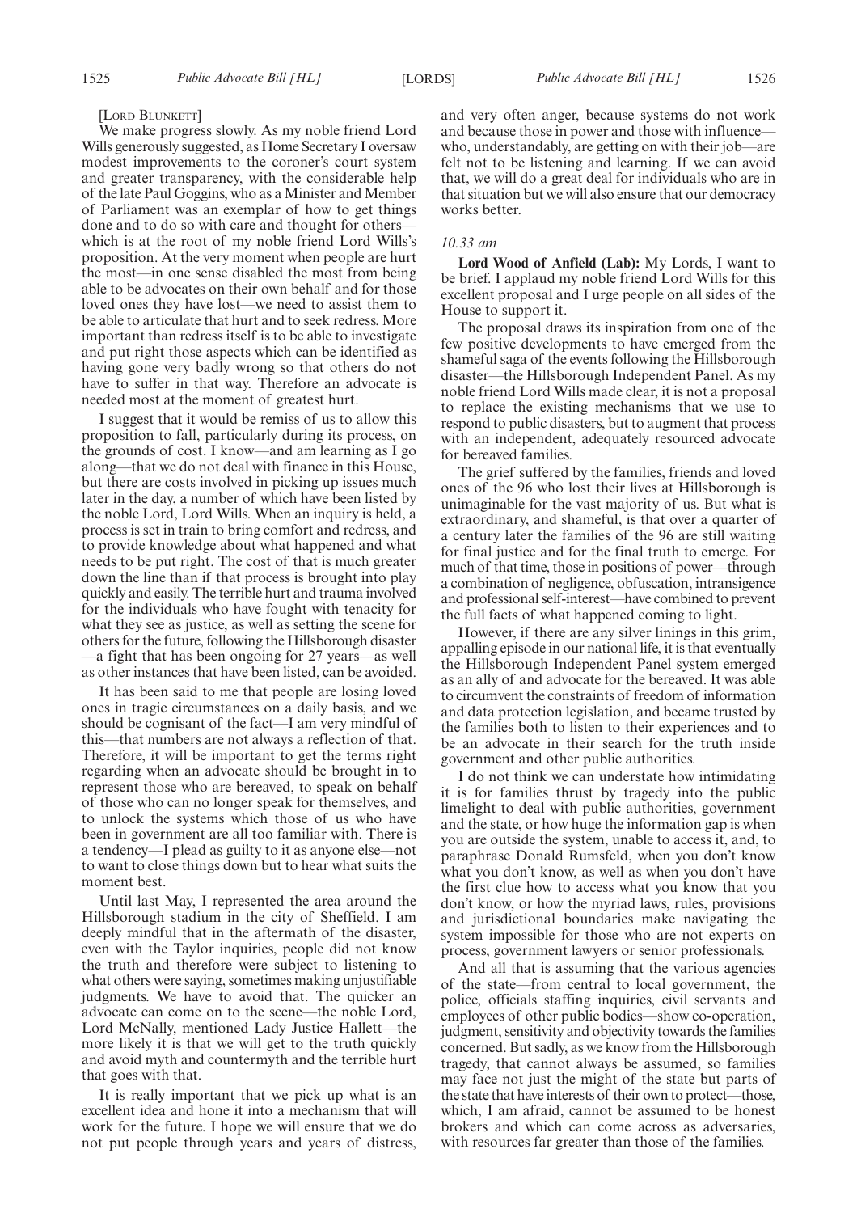[LORD BLUNKETT]

We make progress slowly. As my noble friend Lord Wills generously suggested, as Home Secretary I oversaw modest improvements to the coroner's court system and greater transparency, with the considerable help of the late Paul Goggins, who as a Minister and Member of Parliament was an exemplar of how to get things done and to do so with care and thought for others—which is at the root of my noble friend Lord Wills's proposition. At the very moment when people are hurt the most—in one sense disabled the most from being able to be advocates on their own behalf and for those loved ones they have lost—we need to assist them to be able to articulate that hurt and to seek redress. More important than redress itself is to be able to investigate and put right those aspects which can be identified as having gone very badly wrong so that others do not have to suffer in that way. Therefore an advocate is needed most at the moment of greatest hurt.

I suggest that it would be remiss of us to allow this proposition to fall, particularly during its process, on the grounds of cost. I know—and am learning as I go along—that we do not deal with finance in this House, but there are costs involved in picking up issues much later in the day, a number of which have been listed by the noble Lord, Lord Wills. When an inquiry is held, a process is set in train to bring comfort and redress, and to provide knowledge about what happened and what needs to be put right. The cost of that is much greater down the line than if that process is brought into play quickly and easily. The terrible hurt and trauma involved for the individuals who have fought with tenacity for what they see as justice, as well as setting the scene for others for the future, following the Hillsborough disaster—a fight that has been ongoing for 27 years—as well as other instances that have been listed, can be avoided.

It has been said to me that people are losing loved ones in tragic circumstances on a daily basis, and we should be cognisant of the fact—I am very mindful of this—that numbers are not always a reflection of that. Therefore, it will be important to get the terms right regarding when an advocate should be brought in to represent those who are bereaved, to speak on behalf of those who can no longer speak for themselves, and to unlock the systems which those of us who have been in government are all too familiar with. There is a tendency—I plead as guilty to it as anyone else—not to want to close things down but to hear what suits the moment best.

Until last May, I represented the area around the Hillsborough stadium in the city of Sheffield. I am deeply mindful that in the aftermath of the disaster, even with the Taylor inquiries, people did not know the truth and therefore were subject to listening to what others were saying, sometimes making unjustifiable judgments. We have to avoid that. The quicker an advocate can come on to the scene—the noble Lord, Lord McNally, mentioned Lady Justice Hallett—the more likely it is that we will get to the truth quickly and avoid myth and countermyth and the terrible hurt that goes with that.

It is really important that we pick up what is an excellent idea and hone it into a mechanism that will work for the future. I hope we will ensure that we do not put people through years and years of distress, and very often anger, because systems do not work and because those in power and those with influence—who, understandably, are getting on with their job—are felt not to be listening and learning. If we can avoid that, we will do a great deal for individuals who are in that situation but we will also ensure that our democracy works better.

*10.33 am*

**Lord Wood of Anfield (Lab):** My Lords, I want to be brief. I applaud my noble friend Lord Wills for this excellent proposal and I urge people on all sides of the House to support it.

The proposal draws its inspiration from one of the few positive developments to have emerged from the shameful saga of the events following the Hillsborough disaster—the Hillsborough Independent Panel. As my noble friend Lord Wills made clear, it is not a proposal to replace the existing mechanisms that we use to respond to public disasters, but to augment that process with an independent, adequately resourced advocate for bereaved families.

The grief suffered by the families, friends and loved ones of the 96 who lost their lives at Hillsborough is unimaginable for the vast majority of us. But what is extraordinary, and shameful, is that over a quarter of a century later the families of the 96 are still waiting for final justice and for the final truth to emerge. For much of that time, those in positions of power—through a combination of negligence, obfuscation, intransigence and professional self-interest—have combined to prevent the full facts of what happened coming to light.

However, if there are any silver linings in this grim, appalling episode in our national life, it is that eventually the Hillsborough Independent Panel system emerged as an ally of and advocate for the bereaved. It was able to circumvent the constraints of freedom of information and data protection legislation, and became trusted by the families both to listen to their experiences and to be an advocate in their search for the truth inside government and other public authorities.

I do not think we can understate how intimidating it is for families thrust by tragedy into the public limelight to deal with public authorities, government and the state, or how huge the information gap is when you are outside the system, unable to access it, and, to paraphrase Donald Rumsfeld, when you don't know what you don't know, as well as when you don't have the first clue how to access what you know that you don't know, or how the myriad laws, rules, provisions and jurisdictional boundaries make navigating the system impossible for those who are not experts on process, government lawyers or senior professionals.

And all that is assuming that the various agencies of the state—from central to local government, the police, officials staffing inquiries, civil servants and employees of other public bodies—show co-operation, judgment, sensitivity and objectivity towards the families concerned. But sadly, as we know from the Hillsborough tragedy, that cannot always be assumed, so families may face not just the might of the state but parts of the state that have interests of their own to protect—those, which, I am afraid, cannot be assumed to be honest brokers and which can come across as adversaries, with resources far greater than those of the families.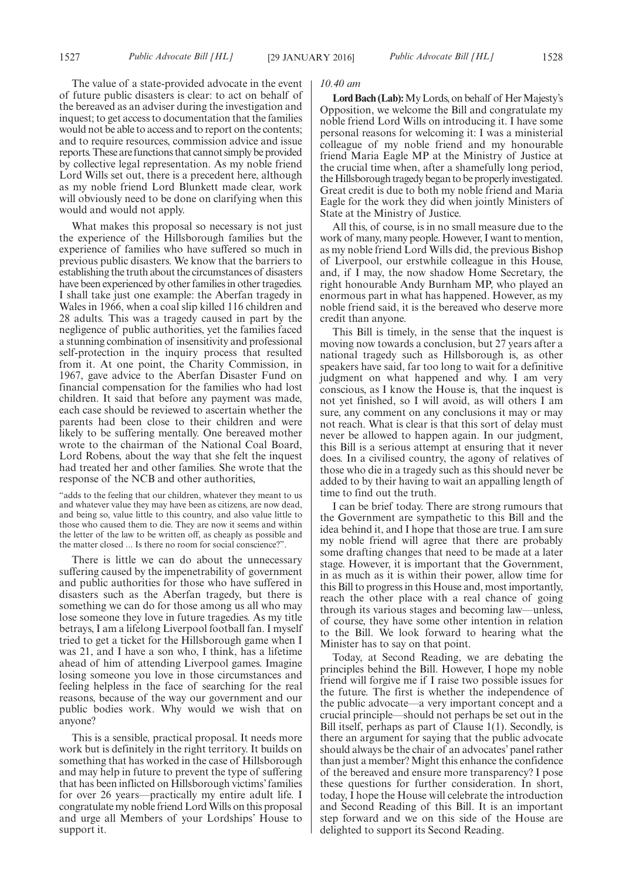The value of a state-provided advocate in the event of future public disasters is clear: to act on behalf of the bereaved as an adviser during the investigation and inquest; to get access to documentation that the families would not be able to access and to report on the contents; and to require resources, commission advice and issue reports. These are functions that cannot simply be provided by collective legal representation. As my noble friend Lord Wills set out, there is a precedent here, although as my noble friend Lord Blunkett made clear, work will obviously need to be done on clarifying when this would and would not apply.

What makes this proposal so necessary is not just the experience of the Hillsborough families but the experience of families who have suffered so much in previous public disasters. We know that the barriers to establishing the truth about the circumstances of disasters have been experienced by other families in other tragedies. I shall take just one example: the Aberfan tragedy in Wales in 1966, when a coal slip killed 116 children and 28 adults. This was a tragedy caused in part by the negligence of public authorities, yet the families faced a stunning combination of insensitivity and professional self-protection in the inquiry process that resulted from it. At one point, the Charity Commission, in 1967, gave advice to the Aberfan Disaster Fund on financial compensation for the families who had lost children. It said that before any payment was made, each case should be reviewed to ascertain whether the parents had been close to their children and were likely to be suffering mentally. One bereaved mother wrote to the chairman of the National Coal Board, Lord Robens, about the way that she felt the inquest had treated her and other families. She wrote that the response of the NCB and other authorities,

"adds to the feeling that our children, whatever they meant to us and whatever value they may have been as citizens, are now dead, and being so, value little to this country, and also value little to those who caused them to die. They are now it seems and within the letter of the law to be written off, as cheaply as possible and the matter closed ... Is there no room for social conscience?".

There is little we can do about the unnecessary suffering caused by the impenetrability of government and public authorities for those who have suffered in disasters such as the Aberfan tragedy, but there is something we can do for those among us all who may lose someone they love in future tragedies. As my title betrays, I am a lifelong Liverpool football fan. I myself tried to get a ticket for the Hillsborough game when I was 21, and I have a son who, I think, has a lifetime ahead of him of attending Liverpool games. Imagine losing someone you love in those circumstances and feeling helpless in the face of searching for the real reasons, because of the way our government and our public bodies work. Why would we wish that on anyone?

This is a sensible, practical proposal. It needs more work but is definitely in the right territory. It builds on something that has worked in the case of Hillsborough and may help in future to prevent the type of suffering that has been inflicted on Hillsborough victims' families for over 26 years—practically my entire adult life. I congratulate my noble friend Lord Wills on this proposal and urge all Members of your Lordships' House to support it.

*10.40 am*

**Lord Bach (Lab):** My Lords, on behalf of Her Majesty's Opposition, we welcome the Bill and congratulate my noble friend Lord Wills on introducing it. I have some personal reasons for welcoming it: I was a ministerial colleague of my noble friend and my honourable friend Maria Eagle MP at the Ministry of Justice at the crucial time when, after a shamefully long period, the Hillsborough tragedy began to be properly investigated. Great credit is due to both my noble friend and Maria Eagle for the work they did when jointly Ministers of State at the Ministry of Justice.

All this, of course, is in no small measure due to the work of many, many people. However, I want to mention, as my noble friend Lord Wills did, the previous Bishop of Liverpool, our erstwhile colleague in this House, and, if I may, the now shadow Home Secretary, the right honourable Andy Burnham MP, who played an enormous part in what has happened. However, as my noble friend said, it is the bereaved who deserve more credit than anyone.

This Bill is timely, in the sense that the inquest is moving now towards a conclusion, but 27 years after a national tragedy such as Hillsborough is, as other speakers have said, far too long to wait for a definitive judgment on what happened and why. I am very conscious, as I know the House is, that the inquest is not yet finished, so I will avoid, as will others I am sure, any comment on any conclusions it may or may not reach. What is clear is that this sort of delay must never be allowed to happen again. In our judgment, this Bill is a serious attempt at ensuring that it never does. In a civilised country, the agony of relatives of those who die in a tragedy such as this should never be added to by their having to wait an appalling length of time to find out the truth.

I can be brief today. There are strong rumours that the Government are sympathetic to this Bill and the idea behind it, and I hope that those are true. I am sure my noble friend will agree that there are probably some drafting changes that need to be made at a later stage. However, it is important that the Government, in as much as it is within their power, allow time for this Bill to progress in this House and, most importantly, reach the other place with a real chance of going through its various stages and becoming law—unless, of course, they have some other intention in relation to the Bill. We look forward to hearing what the Minister has to say on that point.

Today, at Second Reading, we are debating the principles behind the Bill. However, I hope my noble friend will forgive me if I raise two possible issues for the future. The first is whether the independence of the public advocate—a very important concept and a crucial principle—should not perhaps be set out in the Bill itself, perhaps as part of Clause 1(1). Secondly, is there an argument for saying that the public advocate should always be the chair of an advocates' panel rather than just a member? Might this enhance the confidence of the bereaved and ensure more transparency? I pose these questions for further consideration. In short, today, I hope the House will celebrate the introduction and Second Reading of this Bill. It is an important step forward and we on this side of the House are delighted to support its Second Reading.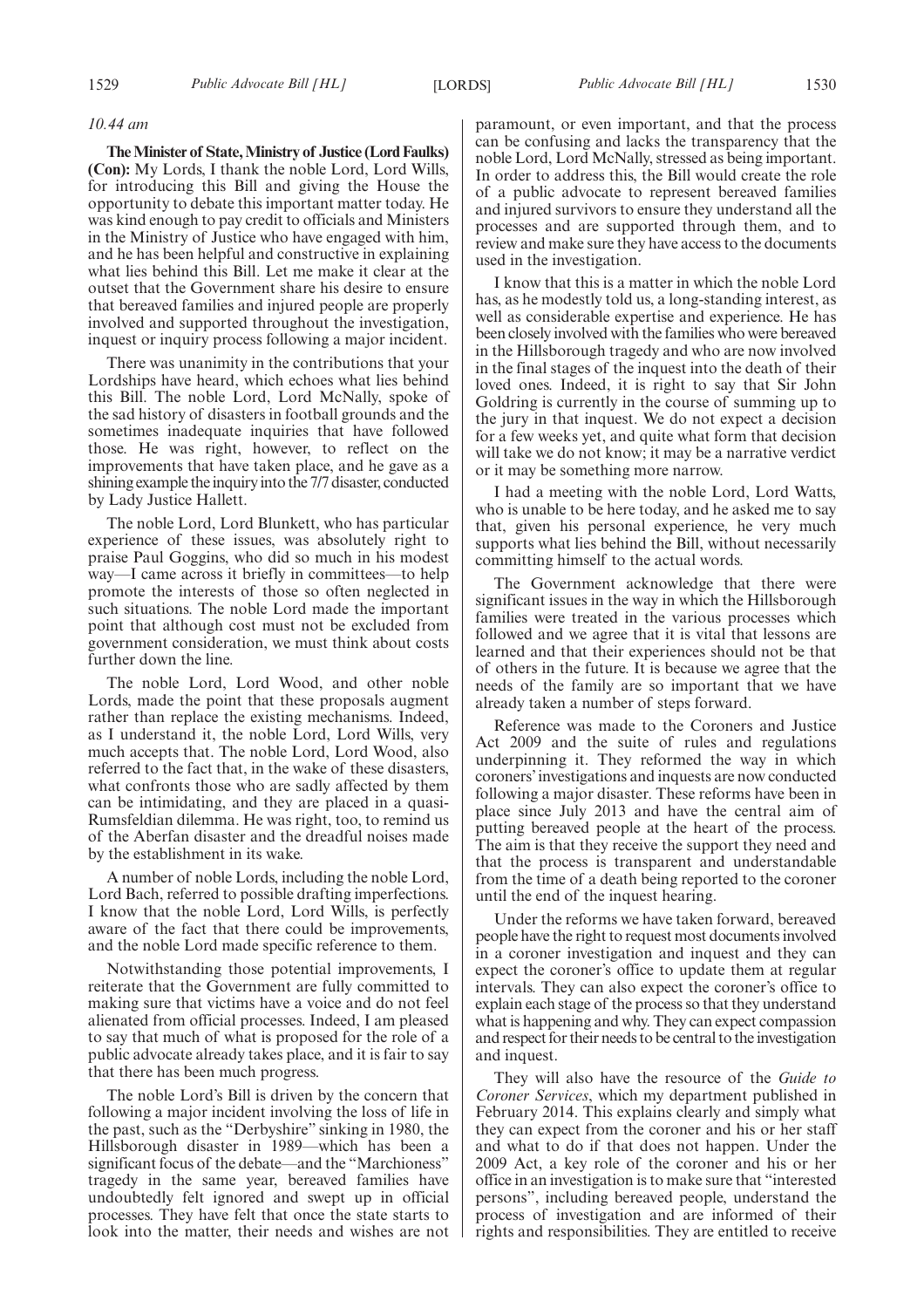*10.44 am*

**The Minister of State, Ministry of Justice (Lord Faulks) (Con):** My Lords, I thank the noble Lord, Lord Wills, for introducing this Bill and giving the House the opportunity to debate this important matter today. He was kind enough to pay credit to officials and Ministers in the Ministry of Justice who have engaged with him, and he has been helpful and constructive in explaining what lies behind this Bill. Let me make it clear at the outset that the Government share his desire to ensure that bereaved families and injured people are properly involved and supported throughout the investigation, inquest or inquiry process following a major incident.

There was unanimity in the contributions that your Lordships have heard, which echoes what lies behind this Bill. The noble Lord, Lord McNally, spoke of the sad history of disasters in football grounds and the sometimes inadequate inquiries that have followed those. He was right, however, to reflect on the improvements that have taken place, and he gave as a shining example the inquiry into the 7/7 disaster, conducted by Lady Justice Hallett.

The noble Lord, Lord Blunkett, who has particular experience of these issues, was absolutely right to praise Paul Goggins, who did so much in his modest way—I came across it briefly in committees—to help promote the interests of those so often neglected in such situations. The noble Lord made the important point that although cost must not be excluded from government consideration, we must think about costs further down the line.

The noble Lord, Lord Wood, and other noble Lords, made the point that these proposals augment rather than replace the existing mechanisms. Indeed, as I understand it, the noble Lord, Lord Wills, very much accepts that. The noble Lord, Lord Wood, also referred to the fact that, in the wake of these disasters, what confronts those who are sadly affected by them can be intimidating, and they are placed in a quasi-Rumsfeldian dilemma. He was right, too, to remind us of the Aberfan disaster and the dreadful noises made by the establishment in its wake.

A number of noble Lords, including the noble Lord, Lord Bach, referred to possible drafting imperfections. I know that the noble Lord, Lord Wills, is perfectly aware of the fact that there could be improvements, and the noble Lord made specific reference to them.

Notwithstanding those potential improvements, I reiterate that the Government are fully committed to making sure that victims have a voice and do not feel alienated from official processes. Indeed, I am pleased to say that much of what is proposed for the role of a public advocate already takes place, and it is fair to say that there has been much progress.

The noble Lord's Bill is driven by the concern that following a major incident involving the loss of life in the past, such as the "Derbyshire" sinking in 1980, the Hillsborough disaster in 1989—which has been a significant focus of the debate—and the "Marchioness" tragedy in the same year, bereaved families have undoubtedly felt ignored and swept up in official processes. They have felt that once the state starts to look into the matter, their needs and wishes are not paramount, or even important, and that the process can be confusing and lacks the transparency that the noble Lord, Lord McNally, stressed as being important. In order to address this, the Bill would create the role of a public advocate to represent bereaved families and injured survivors to ensure they understand all the processes and are supported through them, and to review and make sure they have access to the documents used in the investigation.

I know that this is a matter in which the noble Lord has, as he modestly told us, a long-standing interest, as well as considerable expertise and experience. He has been closely involved with the families who were bereaved in the Hillsborough tragedy and who are now involved in the final stages of the inquest into the death of their loved ones. Indeed, it is right to say that Sir John Goldring is currently in the course of summing up to the jury in that inquest. We do not expect a decision for a few weeks yet, and quite what form that decision will take we do not know; it may be a narrative verdict or it may be something more narrow.

I had a meeting with the noble Lord, Lord Watts, who is unable to be here today, and he asked me to say that, given his personal experience, he very much supports what lies behind the Bill, without necessarily committing himself to the actual words.

The Government acknowledge that there were significant issues in the way in which the Hillsborough families were treated in the various processes which followed and we agree that it is vital that lessons are learned and that their experiences should not be that of others in the future. It is because we agree that the needs of the family are so important that we have already taken a number of steps forward.

Reference was made to the Coroners and Justice Act 2009 and the suite of rules and regulations underpinning it. They reformed the way in which coroners' investigations and inquests are now conducted following a major disaster. These reforms have been in place since July 2013 and have the central aim of putting bereaved people at the heart of the process. The aim is that they receive the support they need and that the process is transparent and understandable from the time of a death being reported to the coroner until the end of the inquest hearing.

Under the reforms we have taken forward, bereaved people have the right to request most documents involved in a coroner investigation and inquest and they can expect the coroner's office to update them at regular intervals. They can also expect the coroner's office to explain each stage of the process so that they understand what is happening and why. They can expect compassion and respect for their needs to be central to the investigation and inquest.

They will also have the resource of the *Guide to Coroner Services*, which my department published in February 2014. This explains clearly and simply what they can expect from the coroner and his or her staff and what to do if that does not happen. Under the 2009 Act, a key role of the coroner and his or her office in an investigation is to make sure that "interested persons", including bereaved people, understand the process of investigation and are informed of their rights and responsibilities. They are entitled to receive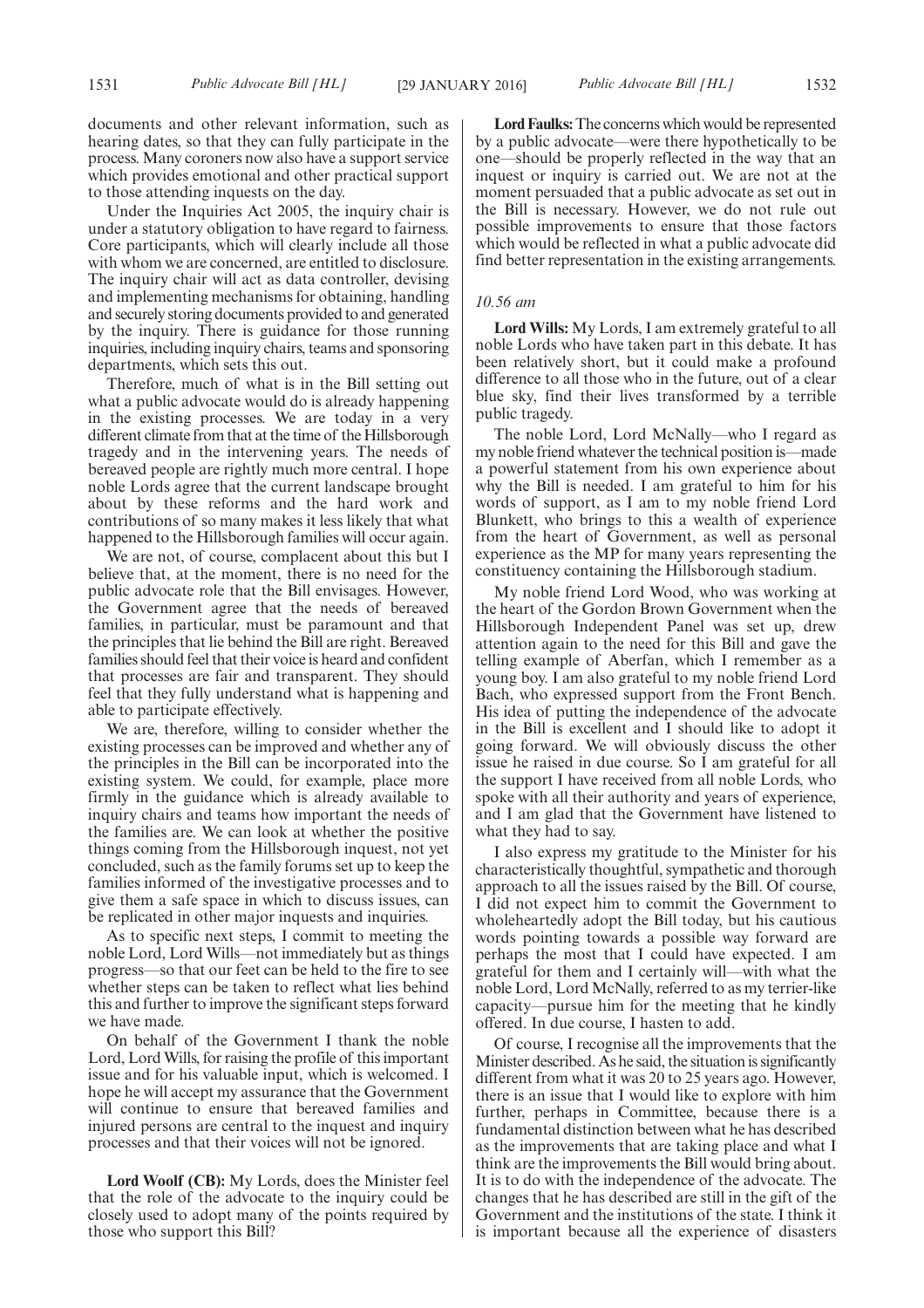documents and other relevant information, such as hearing dates, so that they can fully participate in the process. Many coroners now also have a support service which provides emotional and other practical support to those attending inquests on the day.

Under the Inquiries Act 2005, the inquiry chair is under a statutory obligation to have regard to fairness. Core participants, which will clearly include all those with whom we are concerned, are entitled to disclosure. The inquiry chair will act as data controller, devising and implementing mechanisms for obtaining, handling and securely storing documents provided to and generated by the inquiry. There is guidance for those running inquiries, including inquiry chairs, teams and sponsoring departments, which sets this out.

Therefore, much of what is in the Bill setting out what a public advocate would do is already happening in the existing processes. We are today in a very different climate from that at the time of the Hillsborough tragedy and in the intervening years. The needs of bereaved people are rightly much more central. I hope noble Lords agree that the current landscape brought about by these reforms and the hard work and contributions of so many makes it less likely that what happened to the Hillsborough families will occur again.

We are not, of course, complacent about this but I believe that, at the moment, there is no need for the public advocate role that the Bill envisages. However, the Government agree that the needs of bereaved families, in particular, must be paramount and that the principles that lie behind the Bill are right. Bereaved families should feel that their voice is heard and confident that processes are fair and transparent. They should feel that they fully understand what is happening and able to participate effectively.

We are, therefore, willing to consider whether the existing processes can be improved and whether any of the principles in the Bill can be incorporated into the existing system. We could, for example, place more firmly in the guidance which is already available to inquiry chairs and teams how important the needs of the families are. We can look at whether the positive things coming from the Hillsborough inquest, not yet concluded, such as the family forums set up to keep the families informed of the investigative processes and to give them a safe space in which to discuss issues, can be replicated in other major inquests and inquiries.

As to specific next steps, I commit to meeting the noble Lord, Lord Wills—not immediately but as things progress—so that our feet can be held to the fire to see whether steps can be taken to reflect what lies behind this and further to improve the significant steps forward we have made.

On behalf of the Government I thank the noble Lord, Lord Wills, for raising the profile of this important issue and for his valuable input, which is welcomed. I hope he will accept my assurance that the Government will continue to ensure that bereaved families and injured persons are central to the inquest and inquiry processes and that their voices will not be ignored.

**Lord Woolf (CB):** My Lords, does the Minister feel that the role of the advocate to the inquiry could be closely used to adopt many of the points required by those who support this Bill?

**Lord Faulks:** The concerns which would be represented by a public advocate—were there hypothetically to be one—should be properly reflected in the way that an inquest or inquiry is carried out. We are not at the moment persuaded that a public advocate as set out in the Bill is necessary. However, we do not rule out possible improvements to ensure that those factors which would be reflected in what a public advocate did find better representation in the existing arrangements.

*10.56 am*

**Lord Wills:** My Lords, I am extremely grateful to all noble Lords who have taken part in this debate. It has been relatively short, but it could make a profound difference to all those who in the future, out of a clear blue sky, find their lives transformed by a terrible public tragedy.

The noble Lord, Lord McNally—who I regard as my noble friend whatever the technical position is—made a powerful statement from his own experience about why the Bill is needed. I am grateful to him for his words of support, as I am to my noble friend Lord Blunkett, who brings to this a wealth of experience from the heart of Government, as well as personal experience as the MP for many years representing the constituency containing the Hillsborough stadium.

My noble friend Lord Wood, who was working at the heart of the Gordon Brown Government when the Hillsborough Independent Panel was set up, drew attention again to the need for this Bill and gave the telling example of Aberfan, which I remember as a young boy. I am also grateful to my noble friend Lord Bach, who expressed support from the Front Bench. His idea of putting the independence of the advocate in the Bill is excellent and I should like to adopt it going forward. We will obviously discuss the other issue he raised in due course. So I am grateful for all the support I have received from all noble Lords, who spoke with all their authority and years of experience, and I am glad that the Government have listened to what they had to say.

I also express my gratitude to the Minister for his characteristically thoughtful, sympathetic and thorough approach to all the issues raised by the Bill. Of course, I did not expect him to commit the Government to wholeheartedly adopt the Bill today, but his cautious words pointing towards a possible way forward are perhaps the most that I could have expected. I am grateful for them and I certainly will—with what the noble Lord, Lord McNally, referred to as my terrier-like capacity—pursue him for the meeting that he kindly offered. In due course, I hasten to add.

Of course, I recognise all the improvements that the Minister described. As he said, the situation is significantly different from what it was 20 to 25 years ago. However, there is an issue that I would like to explore with him further, perhaps in Committee, because there is a fundamental distinction between what he has described as the improvements that are taking place and what I think are the improvements the Bill would bring about. It is to do with the independence of the advocate. The changes that he has described are still in the gift of the Government and the institutions of the state. I think it is important because all the experience of disasters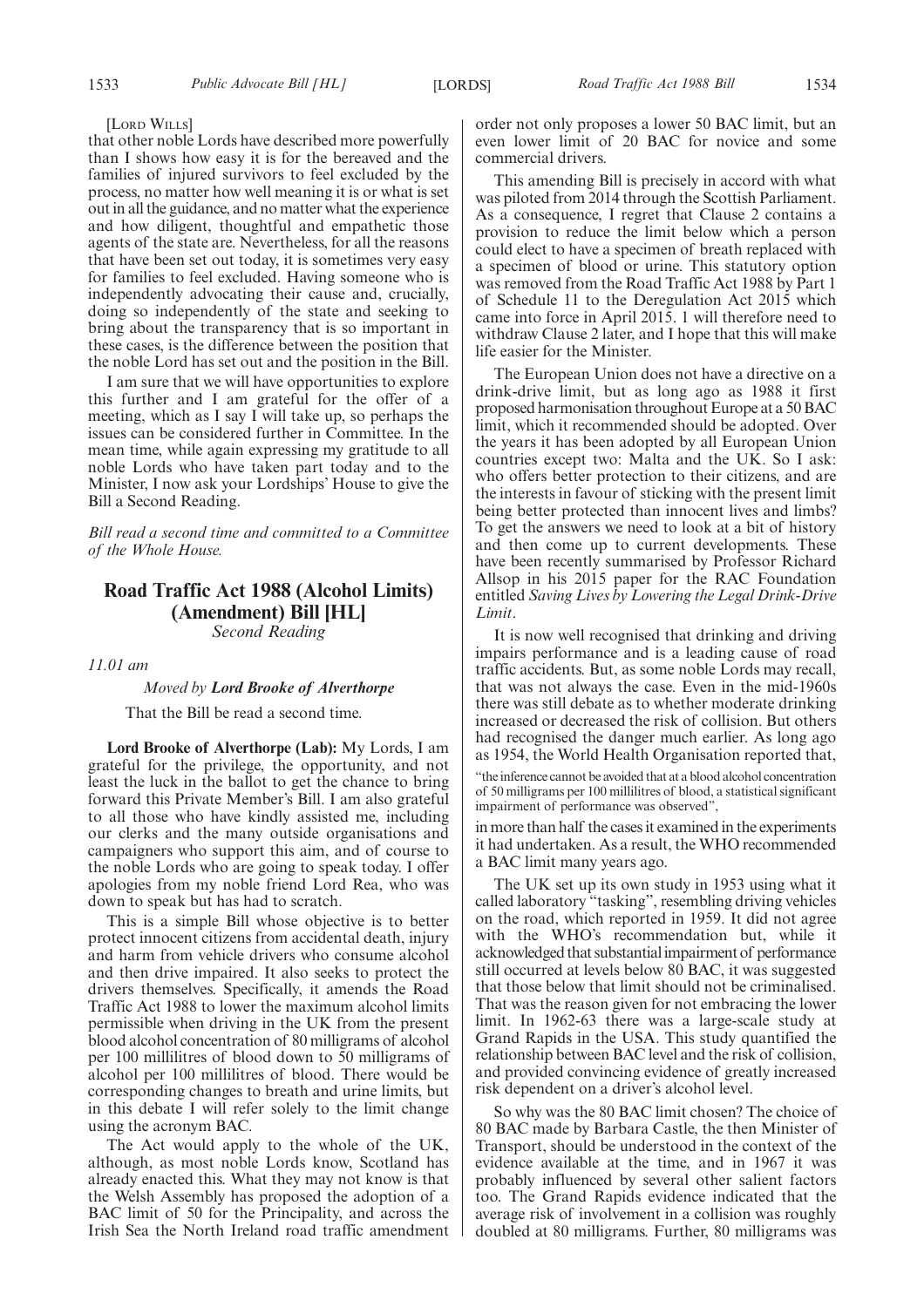[Lord Wills]

that other noble Lords have described more powerfully than I shows how easy it is for the bereaved and the families of injured survivors to feel excluded by the process, no matter how well meaning it is or what is set out in all the guidance, and no matter what the experience and how diligent, thoughtful and empathetic those agents of the state are. Nevertheless, for all the reasons that have been set out today, it is sometimes very easy for families to feel excluded. Having someone who is independently advocating their cause and, crucially, doing so independently of the state and seeking to bring about the transparency that is so important in these cases, is the difference between the position that the noble Lord has set out and the position in the Bill.

I am sure that we will have opportunities to explore this further and I am grateful for the offer of a meeting, which as I say I will take up, so perhaps the issues can be considered further in Committee. In the mean time, while again expressing my gratitude to all noble Lords who have taken part today and to the Minister, I now ask your Lordships' House to give the Bill a Second Reading.

*Bill read a second time and committed to a Committee of the Whole House.*

## Road Traffic Act 1988 (Alcohol Limits) (Amendment) Bill [HL]

*Second Reading*

*11.01 am*

*Moved by* ***Lord Brooke of Alverthorpe***

That the Bill be read a second time.

**Lord Brooke of Alverthorpe (Lab):** My Lords, I am grateful for the privilege, the opportunity, and not least the luck in the ballot to get the chance to bring forward this Private Member's Bill. I am also grateful to all those who have kindly assisted me, including our clerks and the many outside organisations and campaigners who support this aim, and of course to the noble Lords who are going to speak today. I offer apologies from my noble friend Lord Rea, who was down to speak but has had to scratch.

This is a simple Bill whose objective is to better protect innocent citizens from accidental death, injury and harm from vehicle drivers who consume alcohol and then drive impaired. It also seeks to protect the drivers themselves. Specifically, it amends the Road Traffic Act 1988 to lower the maximum alcohol limits permissible when driving in the UK from the present blood alcohol concentration of 80 milligrams of alcohol per 100 millilitres of blood down to 50 milligrams of alcohol per 100 millilitres of blood. There would be corresponding changes to breath and urine limits, but in this debate I will refer solely to the limit change using the acronym BAC.

The Act would apply to the whole of the UK, although, as most noble Lords know, Scotland has already enacted this. What they may not know is that the Welsh Assembly has proposed the adoption of a BAC limit of 50 for the Principality, and across the Irish Sea the North Ireland road traffic amendment order not only proposes a lower 50 BAC limit, but an even lower limit of 20 BAC for novice and some commercial drivers.

This amending Bill is precisely in accord with what was piloted from 2014 through the Scottish Parliament. As a consequence, I regret that Clause 2 contains a provision to reduce the limit below which a person could elect to have a specimen of breath replaced with a specimen of blood or urine. This statutory option was removed from the Road Traffic Act 1988 by Part 1 of Schedule 11 to the Deregulation Act 2015 which came into force in April 2015. I will therefore need to withdraw Clause 2 later, and I hope that this will make life easier for the Minister.

The European Union does not have a directive on a drink-drive limit, but as long ago as 1988 it first proposed harmonisation throughout Europe at a 50 BAC limit, which it recommended should be adopted. Over the years it has been adopted by all European Union countries except two: Malta and the UK. So I ask: who offers better protection to their citizens, and are the interests in favour of sticking with the present limit being better protected than innocent lives and limbs? To get the answers we need to look at a bit of history and then come up to current developments. These have been recently summarised by Professor Richard Allsop in his 2015 paper for the RAC Foundation entitled *Saving Lives by Lowering the Legal Drink-Drive Limit*.

It is now well recognised that drinking and driving impairs performance and is a leading cause of road traffic accidents. But, as some noble Lords may recall, that was not always the case. Even in the mid-1960s there was still debate as to whether moderate drinking increased or decreased the risk of collision. But others had recognised the danger much earlier. As long ago as 1954, the World Health Organisation reported that,

"the inference cannot be avoided that at a blood alcohol concentration of 50 milligrams per 100 millilitres of blood, a statistical significant impairment of performance was observed",

in more than half the cases it examined in the experiments it had undertaken. As a result, the WHO recommended a BAC limit many years ago.

The UK set up its own study in 1953 using what it called laboratory "tasking", resembling driving vehicles on the road, which reported in 1959. It did not agree with the WHO's recommendation but, while it acknowledged that substantial impairment of performance still occurred at levels below 80 BAC, it was suggested that those below that limit should not be criminalised. That was the reason given for not embracing the lower limit. In 1962-63 there was a large-scale study at Grand Rapids in the USA. This study quantified the relationship between BAC level and the risk of collision, and provided convincing evidence of greatly increased risk dependent on a driver's alcohol level.

So why was the 80 BAC limit chosen? The choice of 80 BAC made by Barbara Castle, the then Minister of Transport, should be understood in the context of the evidence available at the time, and in 1967 it was probably influenced by several other salient factors too. The Grand Rapids evidence indicated that the average risk of involvement in a collision was roughly doubled at 80 milligrams. Further, 80 milligrams was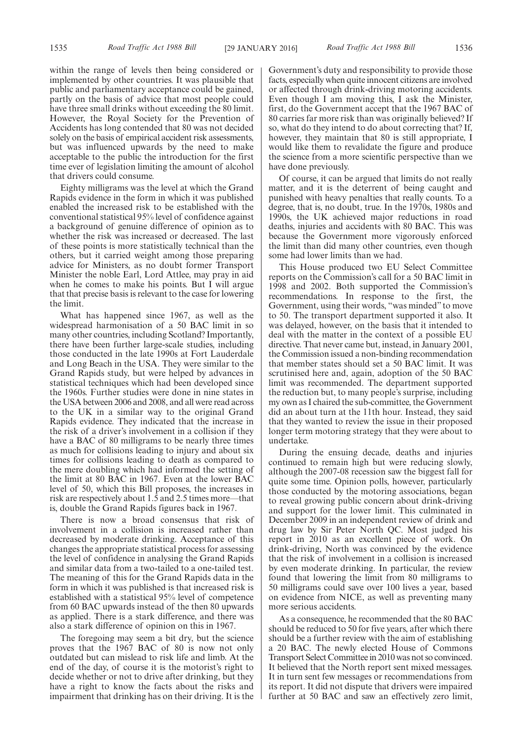within the range of levels then being considered or implemented by other countries. It was plausible that public and parliamentary acceptance could be gained, partly on the basis of advice that most people could have three small drinks without exceeding the 80 limit. However, the Royal Society for the Prevention of Accidents has long contended that 80 was not decided solely on the basis of empirical accident risk assessments, but was influenced upwards by the need to make acceptable to the public the introduction for the first time ever of legislation limiting the amount of alcohol that drivers could consume.

Eighty milligrams was the level at which the Grand Rapids evidence in the form in which it was published enabled the increased risk to be established with the conventional statistical 95% level of confidence against a background of genuine difference of opinion as to whether the risk was increased or decreased. The last of these points is more statistically technical than the others, but it carried weight among those preparing advice for Ministers, as no doubt former Transport Minister the noble Earl, Lord Attlee, may pray in aid when he comes to make his points. But I will argue that that precise basis is relevant to the case for lowering the limit.

What has happened since 1967, as well as the widespread harmonisation of a 50 BAC limit in so many other countries, including Scotland? Importantly, there have been further large-scale studies, including those conducted in the late 1990s at Fort Lauderdale and Long Beach in the USA. They were similar to the Grand Rapids study, but were helped by advances in statistical techniques which had been developed since the 1960s. Further studies were done in nine states in the USA between 2006 and 2008, and all were read across to the UK in a similar way to the original Grand Rapids evidence. They indicated that the increase in the risk of a driver's involvement in a collision if they have a BAC of 80 milligrams to be nearly three times as much for collisions leading to injury and about six times for collisions leading to death as compared to the mere doubling which had informed the setting of the limit at 80 BAC in 1967. Even at the lower BAC level of 50, which this Bill proposes, the increases in risk are respectively about 1.5 and 2.5 times more—that is, double the Grand Rapids figures back in 1967.

There is now a broad consensus that risk of involvement in a collision is increased rather than decreased by moderate drinking. Acceptance of this changes the appropriate statistical process for assessing the level of confidence in analysing the Grand Rapids and similar data from a two-tailed to a one-tailed test. The meaning of this for the Grand Rapids data in the form in which it was published is that increased risk is established with a statistical 95% level of competence from 60 BAC upwards instead of the then 80 upwards as applied. There is a stark difference, and there was also a stark difference of opinion on this in 1967.

The foregoing may seem a bit dry, but the science proves that the 1967 BAC of 80 is now not only outdated but can mislead to risk life and limb. At the end of the day, of course it is the motorist's right to decide whether or not to drive after drinking, but they have a right to know the facts about the risks and impairment that drinking has on their driving. It is the Government's duty and responsibility to provide those facts, especially when quite innocent citizens are involved or affected through drink-driving motoring accidents. Even though I am moving this, I ask the Minister, first, do the Government accept that the 1967 BAC of 80 carries far more risk than was originally believed? If so, what do they intend to do about correcting that? If, however, they maintain that 80 is still appropriate, I would like them to revalidate the figure and produce the science from a more scientific perspective than we have done previously.

Of course, it can be argued that limits do not really matter, and it is the deterrent of being caught and punished with heavy penalties that really counts. To a degree, that is, no doubt, true. In the 1970s, 1980s and 1990s, the UK achieved major reductions in road deaths, injuries and accidents with 80 BAC. This was because the Government more vigorously enforced the limit than did many other countries, even though some had lower limits than we had.

This House produced two EU Select Committee reports on the Commission's call for a 50 BAC limit in 1998 and 2002. Both supported the Commission's recommendations. In response to the first, the Government, using their words, "was minded" to move to 50. The transport department supported it also. It was delayed, however, on the basis that it intended to deal with the matter in the context of a possible EU directive. That never came but, instead, in January 2001, the Commission issued a non-binding recommendation that member states should set a 50 BAC limit. It was scrutinised here and, again, adoption of the 50 BAC limit was recommended. The department supported the reduction but, to many people's surprise, including my own as I chaired the sub-committee, the Government did an about turn at the 11th hour. Instead, they said that they wanted to review the issue in their proposed longer term motoring strategy that they were about to undertake.

During the ensuing decade, deaths and injuries continued to remain high but were reducing slowly, although the 2007-08 recession saw the biggest fall for quite some time. Opinion polls, however, particularly those conducted by the motoring associations, began to reveal growing public concern about drink-driving and support for the lower limit. This culminated in December 2009 in an independent review of drink and drug law by Sir Peter North QC. Most judged his report in 2010 as an excellent piece of work. On drink-driving, North was convinced by the evidence that the risk of involvement in a collision is increased by even moderate drinking. In particular, the review found that lowering the limit from 80 milligrams to 50 milligrams could save over 100 lives a year, based on evidence from NICE, as well as preventing many more serious accidents.

As a consequence, he recommended that the 80 BAC should be reduced to 50 for five years, after which there should be a further review with the aim of establishing a 20 BAC. The newly elected House of Commons Transport Select Committee in 2010 was not so convinced. It believed that the North report sent mixed messages. It in turn sent few messages or recommendations from its report. It did not dispute that drivers were impaired further at 50 BAC and saw an effectively zero limit,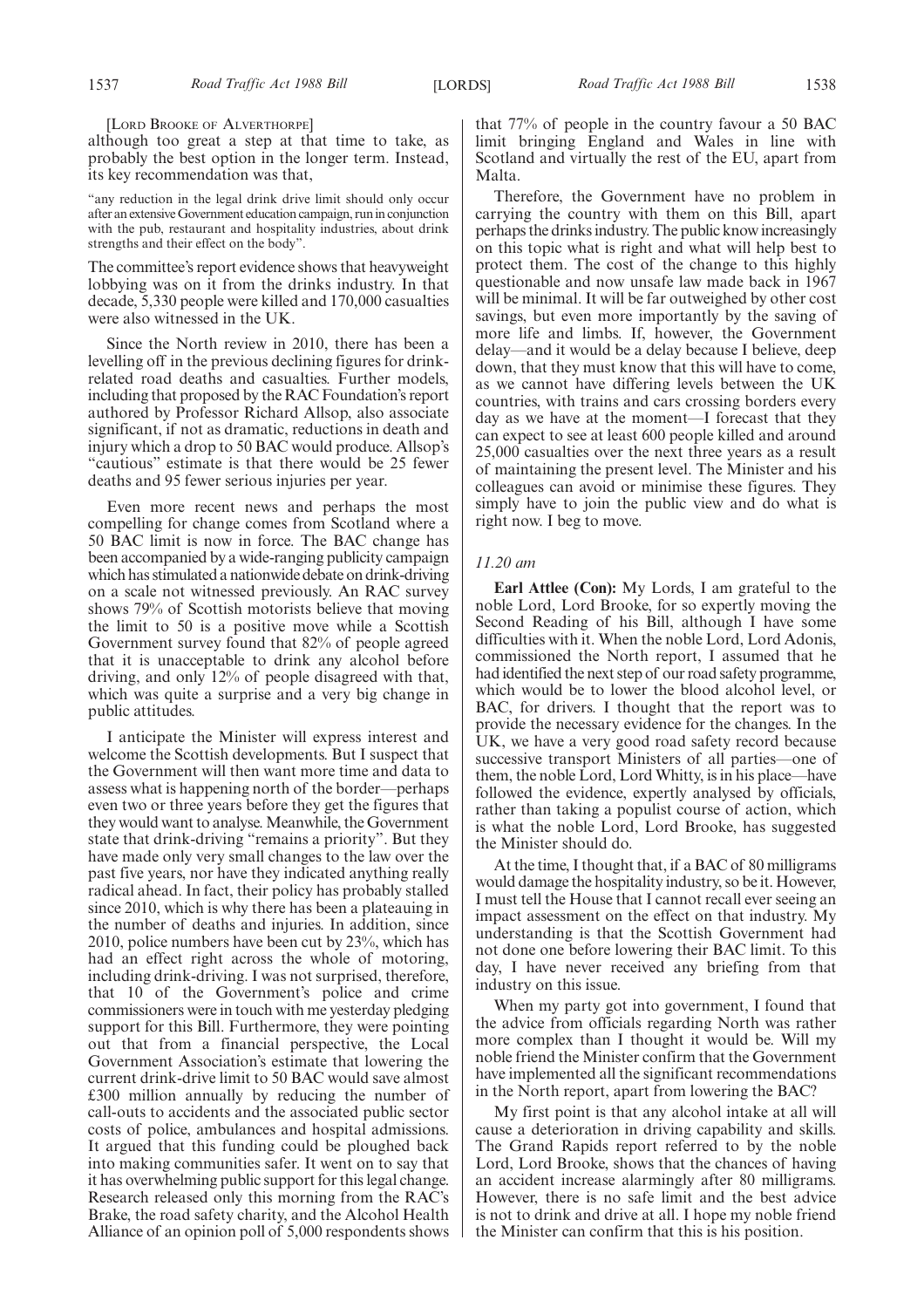[Lord Brooke of Alverthorpe]

although too great a step at that time to take, as probably the best option in the longer term. Instead, its key recommendation was that,

"any reduction in the legal drink drive limit should only occur after an extensive Government education campaign, run in conjunction with the pub, restaurant and hospitality industries, about drink strengths and their effect on the body".

The committee's report evidence shows that heavyweight lobbying was on it from the drinks industry. In that decade, 5,330 people were killed and 170,000 casualties were also witnessed in the UK.

Since the North review in 2010, there has been a levelling off in the previous declining figures for drink-related road deaths and casualties. Further models, including that proposed by the RAC Foundation's report authored by Professor Richard Allsop, also associate significant, if not as dramatic, reductions in death and injury which a drop to 50 BAC would produce. Allsop's "cautious" estimate is that there would be 25 fewer deaths and 95 fewer serious injuries per year.

Even more recent news and perhaps the most compelling for change comes from Scotland where a 50 BAC limit is now in force. The BAC change has been accompanied by a wide-ranging publicity campaign which has stimulated a nationwide debate on drink-driving on a scale not witnessed previously. An RAC survey shows 79% of Scottish motorists believe that moving the limit to 50 is a positive move while a Scottish Government survey found that 82% of people agreed that it is unacceptable to drink any alcohol before driving, and only 12% of people disagreed with that, which was quite a surprise and a very big change in public attitudes.

I anticipate the Minister will express interest and welcome the Scottish developments. But I suspect that the Government will then want more time and data to assess what is happening north of the border—perhaps even two or three years before they get the figures that they would want to analyse. Meanwhile, the Government state that drink-driving "remains a priority". But they have made only very small changes to the law over the past five years, nor have they indicated anything really radical ahead. In fact, their policy has probably stalled since 2010, which is why there has been a plateauing in the number of deaths and injuries. In addition, since 2010, police numbers have been cut by 23%, which has had an effect right across the whole of motoring, including drink-driving. I was not surprised, therefore, that 10 of the Government's police and crime commissioners were in touch with me yesterday pledging support for this Bill. Furthermore, they were pointing out that from a financial perspective, the Local Government Association's estimate that lowering the current drink-drive limit to 50 BAC would save almost £300 million annually by reducing the number of call-outs to accidents and the associated public sector costs of police, ambulances and hospital admissions. It argued that this funding could be ploughed back into making communities safer. It went on to say that it has overwhelming public support for this legal change. Research released only this morning from the RAC's Brake, the road safety charity, and the Alcohol Health Alliance of an opinion poll of 5,000 respondents shows that 77% of people in the country favour a 50 BAC limit bringing England and Wales in line with Scotland and virtually the rest of the EU, apart from Malta.

Therefore, the Government have no problem in carrying the country with them on this Bill, apart perhaps the drinks industry. The public know increasingly on this topic what is right and what will help best to protect them. The cost of the change to this highly questionable and now unsafe law made back in 1967 will be minimal. It will be far outweighed by other cost savings, but even more importantly by the saving of more life and limbs. If, however, the Government delay—and it would be a delay because I believe, deep down, that they must know that this will have to come, as we cannot have differing levels between the UK countries, with trains and cars crossing borders every day as we have at the moment—I forecast that they can expect to see at least 600 people killed and around 25,000 casualties over the next three years as a result of maintaining the present level. The Minister and his colleagues can avoid or minimise these figures. They simply have to join the public view and do what is right now. I beg to move.

*11.20 am*

**Earl Attlee (Con):** My Lords, I am grateful to the noble Lord, Lord Brooke, for so expertly moving the Second Reading of his Bill, although I have some difficulties with it. When the noble Lord, Lord Adonis, commissioned the North report, I assumed that he had identified the next step of our road safety programme, which would be to lower the blood alcohol level, or BAC, for drivers. I thought that the report was to provide the necessary evidence for the changes. In the UK, we have a very good road safety record because successive transport Ministers of all parties—one of them, the noble Lord, Lord Whitty, is in his place—have followed the evidence, expertly analysed by officials, rather than taking a populist course of action, which is what the noble Lord, Lord Brooke, has suggested the Minister should do.

At the time, I thought that, if a BAC of 80 milligrams would damage the hospitality industry, so be it. However, I must tell the House that I cannot recall ever seeing an impact assessment on the effect on that industry. My understanding is that the Scottish Government had not done one before lowering their BAC limit. To this day, I have never received any briefing from that industry on this issue.

When my party got into government, I found that the advice from officials regarding North was rather more complex than I thought it would be. Will my noble friend the Minister confirm that the Government have implemented all the significant recommendations in the North report, apart from lowering the BAC?

My first point is that any alcohol intake at all will cause a deterioration in driving capability and skills. The Grand Rapids report referred to by the noble Lord, Lord Brooke, shows that the chances of having an accident increase alarmingly after 80 milligrams. However, there is no safe limit and the best advice is not to drink and drive at all. I hope my noble friend the Minister can confirm that this is his position.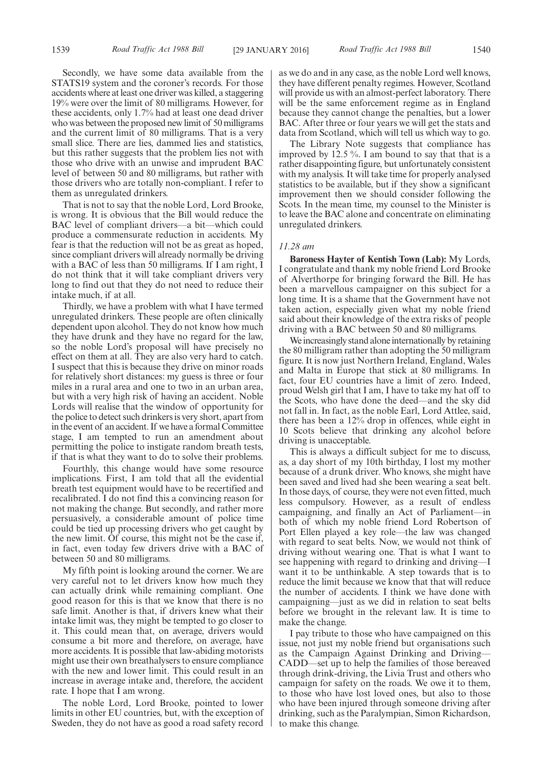Secondly, we have some data available from the STATS19 system and the coroner's records. For those accidents where at least one driver was killed, a staggering 19% were over the limit of 80 milligrams. However, for these accidents, only 1.7% had at least one dead driver who was between the proposed new limit of 50 milligrams and the current limit of 80 milligrams. That is a very small slice. There are lies, dammed lies and statistics, but this rather suggests that the problem lies not with those who drive with an unwise and imprudent BAC level of between 50 and 80 milligrams, but rather with those drivers who are totally non-compliant. I refer to them as unregulated drinkers.

That is not to say that the noble Lord, Lord Brooke, is wrong. It is obvious that the Bill would reduce the BAC level of compliant drivers—a bit—which could produce a commensurate reduction in accidents. My fear is that the reduction will not be as great as hoped, since compliant drivers will already normally be driving with a BAC of less than 50 milligrams. If I am right, I do not think that it will take compliant drivers very long to find out that they do not need to reduce their intake much, if at all.

Thirdly, we have a problem with what I have termed unregulated drinkers. These people are often clinically dependent upon alcohol. They do not know how much they have drunk and they have no regard for the law, so the noble Lord's proposal will have precisely no effect on them at all. They are also very hard to catch. I suspect that this is because they drive on minor roads for relatively short distances: my guess is three or four miles in a rural area and one to two in an urban area, but with a very high risk of having an accident. Noble Lords will realise that the window of opportunity for the police to detect such drinkers is very short, apart from in the event of an accident. If we have a formal Committee stage, I am tempted to run an amendment about permitting the police to instigate random breath tests, if that is what they want to do to solve their problems.

Fourthly, this change would have some resource implications. First, I am told that all the evidential breath test equipment would have to be recertified and recalibrated. I do not find this a convincing reason for not making the change. But secondly, and rather more persuasively, a considerable amount of police time could be tied up processing drivers who get caught by the new limit. Of course, this might not be the case if, in fact, even today few drivers drive with a BAC of between 50 and 80 milligrams.

My fifth point is looking around the corner. We are very careful not to let drivers know how much they can actually drink while remaining compliant. One good reason for this is that we know that there is no safe limit. Another is that, if drivers knew what their intake limit was, they might be tempted to go closer to it. This could mean that, on average, drivers would consume a bit more and therefore, on average, have more accidents. It is possible that law-abiding motorists might use their own breathalysers to ensure compliance with the new and lower limit. This could result in an increase in average intake and, therefore, the accident rate. I hope that I am wrong.

The noble Lord, Lord Brooke, pointed to lower limits in other EU countries, but, with the exception of Sweden, they do not have as good a road safety record as we do and in any case, as the noble Lord well knows, they have different penalty regimes. However, Scotland will provide us with an almost-perfect laboratory. There will be the same enforcement regime as in England because they cannot change the penalties, but a lower BAC. After three or four years we will get the stats and data from Scotland, which will tell us which way to go.

The Library Note suggests that compliance has improved by 12.5 %. I am bound to say that that is a rather disappointing figure, but unfortunately consistent with my analysis. It will take time for properly analysed statistics to be available, but if they show a significant improvement then we should consider following the Scots. In the mean time, my counsel to the Minister is to leave the BAC alone and concentrate on eliminating unregulated drinkers.

*11.28 am*

**Baroness Hayter of Kentish Town (Lab):** My Lords, I congratulate and thank my noble friend Lord Brooke of Alverthorpe for bringing forward the Bill. He has been a marvellous campaigner on this subject for a long time. It is a shame that the Government have not taken action, especially given what my noble friend said about their knowledge of the extra risks of people driving with a BAC between 50 and 80 milligrams.

We increasingly stand alone internationally by retaining the 80 milligram rather than adopting the 50 milligram figure. It is now just Northern Ireland, England, Wales and Malta in Europe that stick at 80 milligrams. In fact, four EU countries have a limit of zero. Indeed, proud Welsh girl that I am, I have to take my hat off to the Scots, who have done the deed—and the sky did not fall in. In fact, as the noble Earl, Lord Attlee, said, there has been a 12% drop in offences, while eight in 10 Scots believe that drinking any alcohol before driving is unacceptable.

This is always a difficult subject for me to discuss, as, a day short of my 10th birthday, I lost my mother because of a drunk driver. Who knows, she might have been saved and lived had she been wearing a seat belt. In those days, of course, they were not even fitted, much less compulsory. However, as a result of endless campaigning, and finally an Act of Parliament—in both of which my noble friend Lord Robertson of Port Ellen played a key role—the law was changed with regard to seat belts. Now, we would not think of driving without wearing one. That is what I want to see happening with regard to drinking and driving—I want it to be unthinkable. A step towards that is to reduce the limit because we know that that will reduce the number of accidents. I think we have done with campaigning—just as we did in relation to seat belts before we brought in the relevant law. It is time to make the change.

I pay tribute to those who have campaigned on this issue, not just my noble friend but organisations such as the Campaign Against Drinking and Driving—CADD—set up to help the families of those bereaved through drink-driving, the Livia Trust and others who campaign for safety on the roads. We owe it to them, to those who have lost loved ones, but also to those who have been injured through someone driving after drinking, such as the Paralympian, Simon Richardson, to make this change.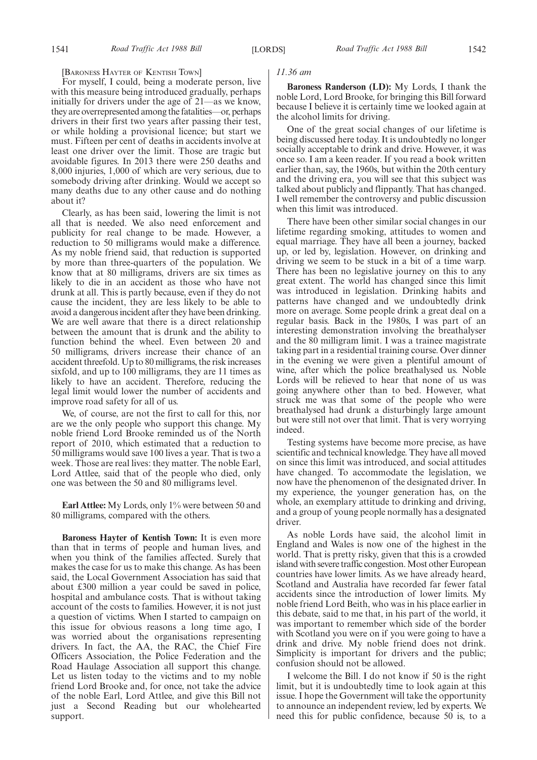[Baroness Hayter of Kentish Town]

For myself, I could, being a moderate person, live with this measure being introduced gradually, perhaps initially for drivers under the age of 21—as we know, they are overrepresented among the fatalities—or, perhaps drivers in their first two years after passing their test, or while holding a provisional licence; but start we must. Fifteen per cent of deaths in accidents involve at least one driver over the limit. Those are tragic but avoidable figures. In 2013 there were 250 deaths and 8,000 injuries, 1,000 of which are very serious, due to somebody driving after drinking. Would we accept so many deaths due to any other cause and do nothing about it?

Clearly, as has been said, lowering the limit is not all that is needed. We also need enforcement and publicity for real change to be made. However, a reduction to 50 milligrams would make a difference. As my noble friend said, that reduction is supported by more than three-quarters of the population. We know that at 80 milligrams, drivers are six times as likely to die in an accident as those who have not drunk at all. This is partly because, even if they do not cause the incident, they are less likely to be able to avoid a dangerous incident after they have been drinking. We are well aware that there is a direct relationship between the amount that is drunk and the ability to function behind the wheel. Even between 20 and 50 milligrams, drivers increase their chance of an accident threefold. Up to 80 milligrams, the risk increases sixfold, and up to 100 milligrams, they are 11 times as likely to have an accident. Therefore, reducing the legal limit would lower the number of accidents and improve road safety for all of us.

We, of course, are not the first to call for this, nor are we the only people who support this change. My noble friend Lord Brooke reminded us of the North report of 2010, which estimated that a reduction to 50 milligrams would save 100 lives a year. That is two a week. Those are real lives: they matter. The noble Earl, Lord Attlee, said that of the people who died, only one was between the 50 and 80 milligrams level.

**Earl Attlee:** My Lords, only 1% were between 50 and 80 milligrams, compared with the others.

**Baroness Hayter of Kentish Town:** It is even more than that in terms of people and human lives, and when you think of the families affected. Surely that makes the case for us to make this change. As has been said, the Local Government Association has said that about £300 million a year could be saved in police, hospital and ambulance costs. That is without taking account of the costs to families. However, it is not just a question of victims. When I started to campaign on this issue for obvious reasons a long time ago, I was worried about the organisations representing drivers. In fact, the AA, the RAC, the Chief Fire Officers Association, the Police Federation and the Road Haulage Association all support this change. Let us listen today to the victims and to my noble friend Lord Brooke and, for once, not take the advice of the noble Earl, Lord Attlee, and give this Bill not just a Second Reading but our wholehearted support.

*11.36 am*

**Baroness Randerson (LD):** My Lords, I thank the noble Lord, Lord Brooke, for bringing this Bill forward because I believe it is certainly time we looked again at the alcohol limits for driving.

One of the great social changes of our lifetime is being discussed here today. It is undoubtedly no longer socially acceptable to drink and drive. However, it was once so. I am a keen reader. If you read a book written earlier than, say, the 1960s, but within the 20th century and the driving era, you will see that this subject was talked about publicly and flippantly. That has changed. I well remember the controversy and public discussion when this limit was introduced.

There have been other similar social changes in our lifetime regarding smoking, attitudes to women and equal marriage. They have all been a journey, backed up, or led by, legislation. However, on drinking and driving we seem to be stuck in a bit of a time warp. There has been no legislative journey on this to any great extent. The world has changed since this limit was introduced in legislation. Drinking habits and patterns have changed and we undoubtedly drink more on average. Some people drink a great deal on a regular basis. Back in the 1980s, I was part of an interesting demonstration involving the breathalyser and the 80 milligram limit. I was a trainee magistrate taking part in a residential training course. Over dinner in the evening we were given a plentiful amount of wine, after which the police breathalysed us. Noble Lords will be relieved to hear that none of us was going anywhere other than to bed. However, what struck me was that some of the people who were breathalysed had drunk a disturbingly large amount but were still not over that limit. That is very worrying indeed.

Testing systems have become more precise, as have scientific and technical knowledge. They have all moved on since this limit was introduced, and social attitudes have changed. To accommodate the legislation, we now have the phenomenon of the designated driver. In my experience, the younger generation has, on the whole, an exemplary attitude to drinking and driving, and a group of young people normally has a designated driver.

As noble Lords have said, the alcohol limit in England and Wales is now one of the highest in the world. That is pretty risky, given that this is a crowded island with severe traffic congestion. Most other European countries have lower limits. As we have already heard, Scotland and Australia have recorded far fewer fatal accidents since the introduction of lower limits. My noble friend Lord Beith, who was in his place earlier in this debate, said to me that, in his part of the world, it was important to remember which side of the border with Scotland you were on if you were going to have a drink and drive. My noble friend does not drink. Simplicity is important for drivers and the public; confusion should not be allowed.

I welcome the Bill. I do not know if 50 is the right limit, but it is undoubtedly time to look again at this issue. I hope the Government will take the opportunity to announce an independent review, led by experts. We need this for public confidence, because 50 is, to a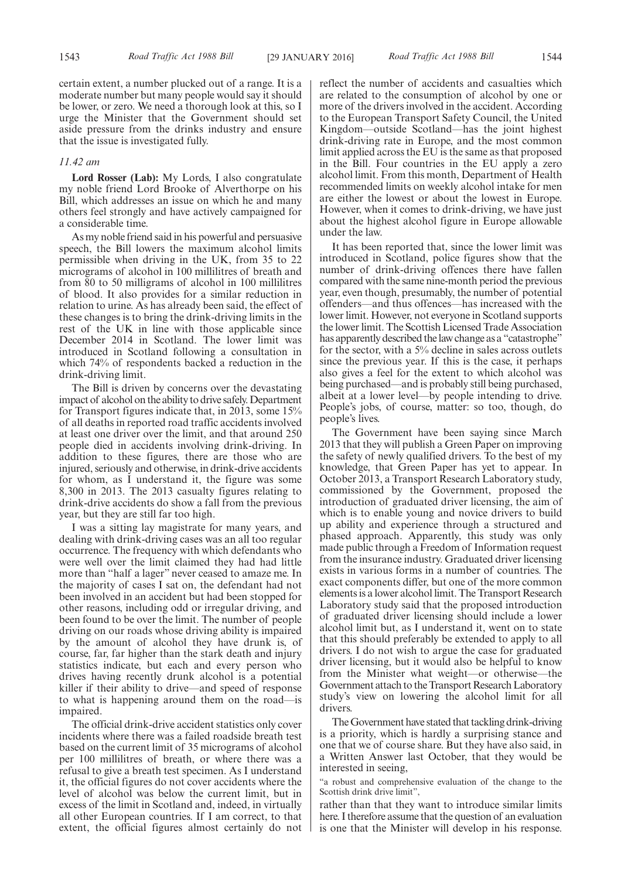certain extent, a number plucked out of a range. It is a moderate number but many people would say it should be lower, or zero. We need a thorough look at this, so I urge the Minister that the Government should set aside pressure from the drinks industry and ensure that the issue is investigated fully.

*11.42 am*

**Lord Rosser (Lab):** My Lords, I also congratulate my noble friend Lord Brooke of Alverthorpe on his Bill, which addresses an issue on which he and many others feel strongly and have actively campaigned for a considerable time.

As my noble friend said in his powerful and persuasive speech, the Bill lowers the maximum alcohol limits permissible when driving in the UK, from 35 to 22 micrograms of alcohol in 100 millilitres of breath and from 80 to 50 milligrams of alcohol in 100 millilitres of blood. It also provides for a similar reduction in relation to urine. As has already been said, the effect of these changes is to bring the drink-driving limits in the rest of the UK in line with those applicable since December 2014 in Scotland. The lower limit was introduced in Scotland following a consultation in which 74% of respondents backed a reduction in the drink-driving limit.

The Bill is driven by concerns over the devastating impact of alcohol on the ability to drive safely. Department for Transport figures indicate that, in 2013, some 15% of all deaths in reported road traffic accidents involved at least one driver over the limit, and that around 250 people died in accidents involving drink-driving. In addition to these figures, there are those who are injured, seriously and otherwise, in drink-drive accidents for whom, as I understand it, the figure was some 8,300 in 2013. The 2013 casualty figures relating to drink-drive accidents do show a fall from the previous year, but they are still far too high.

I was a sitting lay magistrate for many years, and dealing with drink-driving cases was an all too regular occurrence. The frequency with which defendants who were well over the limit claimed they had had little more than "half a lager" never ceased to amaze me. In the majority of cases I sat on, the defendant had not been involved in an accident but had been stopped for other reasons, including odd or irregular driving, and been found to be over the limit. The number of people driving on our roads whose driving ability is impaired by the amount of alcohol they have drunk is, of course, far, far higher than the stark death and injury statistics indicate, but each and every person who drives having recently drunk alcohol is a potential killer if their ability to drive—and speed of response to what is happening around them on the road—is impaired.

The official drink-drive accident statistics only cover incidents where there was a failed roadside breath test based on the current limit of 35 micrograms of alcohol per 100 millilitres of breath, or where there was a refusal to give a breath test specimen. As I understand it, the official figures do not cover accidents where the level of alcohol was below the current limit, but in excess of the limit in Scotland and, indeed, in virtually all other European countries. If I am correct, to that extent, the official figures almost certainly do not reflect the number of accidents and casualties which are related to the consumption of alcohol by one or more of the drivers involved in the accident. According to the European Transport Safety Council, the United Kingdom—outside Scotland—has the joint highest drink-driving rate in Europe, and the most common limit applied across the EU is the same as that proposed in the Bill. Four countries in the EU apply a zero alcohol limit. From this month, Department of Health recommended limits on weekly alcohol intake for men are either the lowest or about the lowest in Europe. However, when it comes to drink-driving, we have just about the highest alcohol figure in Europe allowable under the law.

It has been reported that, since the lower limit was introduced in Scotland, police figures show that the number of drink-driving offences there have fallen compared with the same nine-month period the previous year, even though, presumably, the number of potential offenders—and thus offences—has increased with the lower limit. However, not everyone in Scotland supports the lower limit. The Scottish Licensed Trade Association has apparently described the law change as a "catastrophe" for the sector, with a 5% decline in sales across outlets since the previous year. If this is the case, it perhaps also gives a feel for the extent to which alcohol was being purchased—and is probably still being purchased, albeit at a lower level—by people intending to drive. People's jobs, of course, matter: so too, though, do people's lives.

The Government have been saying since March 2013 that they will publish a Green Paper on improving the safety of newly qualified drivers. To the best of my knowledge, that Green Paper has yet to appear. In October 2013, a Transport Research Laboratory study, commissioned by the Government, proposed the introduction of graduated driver licensing, the aim of which is to enable young and novice drivers to build up ability and experience through a structured and phased approach. Apparently, this study was only made public through a Freedom of Information request from the insurance industry. Graduated driver licensing exists in various forms in a number of countries. The exact components differ, but one of the more common elements is a lower alcohol limit. The Transport Research Laboratory study said that the proposed introduction of graduated driver licensing should include a lower alcohol limit but, as I understand it, went on to state that this should preferably be extended to apply to all drivers. I do not wish to argue the case for graduated driver licensing, but it would also be helpful to know from the Minister what weight—or otherwise—the Government attach to the Transport Research Laboratory study's view on lowering the alcohol limit for all drivers.

The Government have stated that tackling drink-driving is a priority, which is hardly a surprising stance and one that we of course share. But they have also said, in a Written Answer last October, that they would be interested in seeing,

"a robust and comprehensive evaluation of the change to the Scottish drink drive limit",

rather than that they want to introduce similar limits here. I therefore assume that the question of an evaluation is one that the Minister will develop in his response.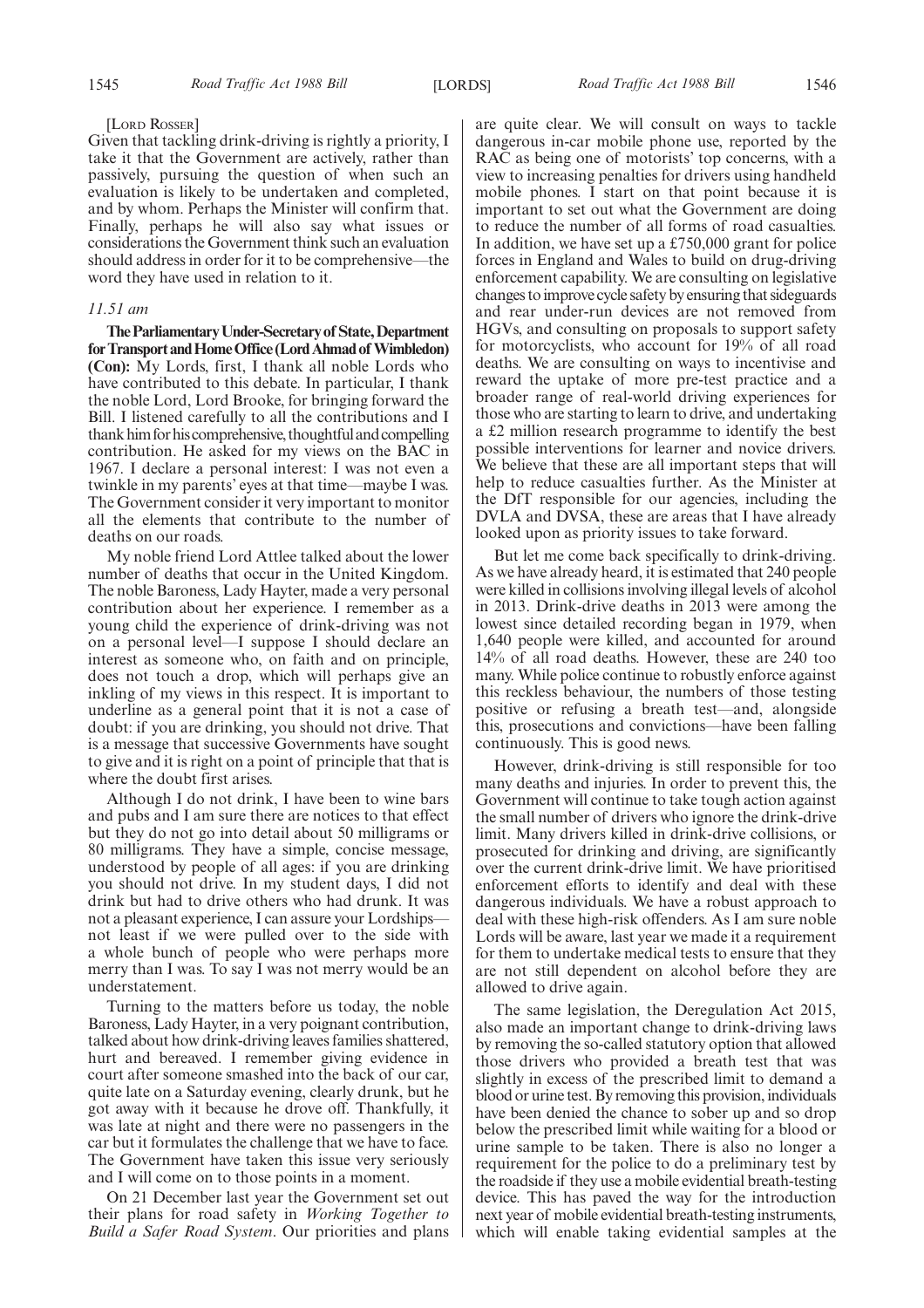[Lord Rosser]

Given that tackling drink-driving is rightly a priority, I take it that the Government are actively, rather than passively, pursuing the question of when such an evaluation is likely to be undertaken and completed, and by whom. Perhaps the Minister will confirm that. Finally, perhaps he will also say what issues or considerations the Government think such an evaluation should address in order for it to be comprehensive—the word they have used in relation to it.

*11.51 am*

**The Parliamentary Under-Secretary of State, Department for Transport and Home Office (Lord Ahmad of Wimbledon) (Con):** My Lords, first, I thank all noble Lords who have contributed to this debate. In particular, I thank the noble Lord, Lord Brooke, for bringing forward the Bill. I listened carefully to all the contributions and I thank him for his comprehensive, thoughtful and compelling contribution. He asked for my views on the BAC in 1967. I declare a personal interest: I was not even a twinkle in my parents' eyes at that time—maybe I was. The Government consider it very important to monitor all the elements that contribute to the number of deaths on our roads.

My noble friend Lord Attlee talked about the lower number of deaths that occur in the United Kingdom. The noble Baroness, Lady Hayter, made a very personal contribution about her experience. I remember as a young child the experience of drink-driving was not on a personal level—I suppose I should declare an interest as someone who, on faith and on principle, does not touch a drop, which will perhaps give an inkling of my views in this respect. It is important to underline as a general point that it is not a case of doubt: if you are drinking, you should not drive. That is a message that successive Governments have sought to give and it is right on a point of principle that that is where the doubt first arises.

Although I do not drink, I have been to wine bars and pubs and I am sure there are notices to that effect but they do not go into detail about 50 milligrams or 80 milligrams. They have a simple, concise message, understood by people of all ages: if you are drinking you should not drive. In my student days, I did not drink but had to drive others who had drunk. It was not a pleasant experience, I can assure your Lordships—not least if we were pulled over to the side with a whole bunch of people who were perhaps more merry than I was. To say I was not merry would be an understatement.

Turning to the matters before us today, the noble Baroness, Lady Hayter, in a very poignant contribution, talked about how drink-driving leaves families shattered, hurt and bereaved. I remember giving evidence in court after someone smashed into the back of our car, quite late on a Saturday evening, clearly drunk, but he got away with it because he drove off. Thankfully, it was late at night and there were no passengers in the car but it formulates the challenge that we have to face. The Government have taken this issue very seriously and I will come on to those points in a moment.

On 21 December last year the Government set out their plans for road safety in *Working Together to Build a Safer Road System*. Our priorities and plans are quite clear. We will consult on ways to tackle dangerous in-car mobile phone use, reported by the RAC as being one of motorists' top concerns, with a view to increasing penalties for drivers using handheld mobile phones. I start on that point because it is important to set out what the Government are doing to reduce the number of all forms of road casualties. In addition, we have set up a £750,000 grant for police forces in England and Wales to build on drug-driving enforcement capability. We are consulting on legislative changes to improve cycle safety by ensuring that sideguards and rear under-run devices are not removed from HGVs, and consulting on proposals to support safety for motorcyclists, who account for 19% of all road deaths. We are consulting on ways to incentivise and reward the uptake of more pre-test practice and a broader range of real-world driving experiences for those who are starting to learn to drive, and undertaking a £2 million research programme to identify the best possible interventions for learner and novice drivers. We believe that these are all important steps that will help to reduce casualties further. As the Minister at the DfT responsible for our agencies, including the DVLA and DVSA, these are areas that I have already looked upon as priority issues to take forward.

But let me come back specifically to drink-driving. As we have already heard, it is estimated that 240 people were killed in collisions involving illegal levels of alcohol in 2013. Drink-drive deaths in 2013 were among the lowest since detailed recording began in 1979, when 1,640 people were killed, and accounted for around 14% of all road deaths. However, these are 240 too many. While police continue to robustly enforce against this reckless behaviour, the numbers of those testing positive or refusing a breath test—and, alongside this, prosecutions and convictions—have been falling continuously. This is good news.

However, drink-driving is still responsible for too many deaths and injuries. In order to prevent this, the Government will continue to take tough action against the small number of drivers who ignore the drink-drive limit. Many drivers killed in drink-drive collisions, or prosecuted for drinking and driving, are significantly over the current drink-drive limit. We have prioritised enforcement efforts to identify and deal with these dangerous individuals. We have a robust approach to deal with these high-risk offenders. As I am sure noble Lords will be aware, last year we made it a requirement for them to undertake medical tests to ensure that they are not still dependent on alcohol before they are allowed to drive again.

The same legislation, the Deregulation Act 2015, also made an important change to drink-driving laws by removing the so-called statutory option that allowed those drivers who provided a breath test that was slightly in excess of the prescribed limit to demand a blood or urine test. By removing this provision, individuals have been denied the chance to sober up and so drop below the prescribed limit while waiting for a blood or urine sample to be taken. There is also no longer a requirement for the police to do a preliminary test by the roadside if they use a mobile evidential breath-testing device. This has paved the way for the introduction next year of mobile evidential breath-testing instruments, which will enable taking evidential samples at the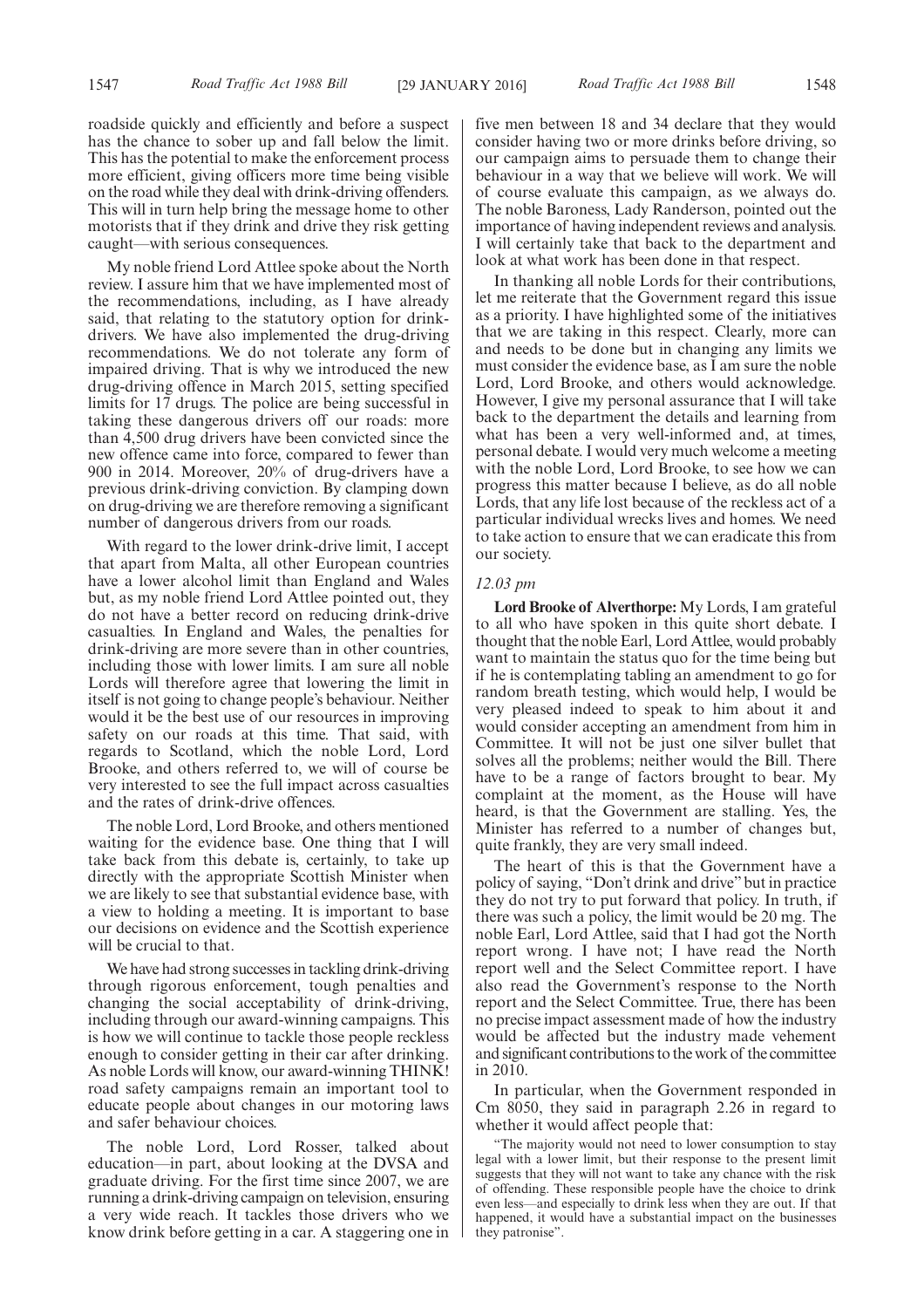roadside quickly and efficiently and before a suspect has the chance to sober up and fall below the limit. This has the potential to make the enforcement process more efficient, giving officers more time being visible on the road while they deal with drink-driving offenders. This will in turn help bring the message home to other motorists that if they drink and drive they risk getting caught—with serious consequences.

My noble friend Lord Attlee spoke about the North review. I assure him that we have implemented most of the recommendations, including, as I have already said, that relating to the statutory option for drink-drivers. We have also implemented the drug-driving recommendations. We do not tolerate any form of impaired driving. That is why we introduced the new drug-driving offence in March 2015, setting specified limits for 17 drugs. The police are being successful in taking these dangerous drivers off our roads: more than 4,500 drug drivers have been convicted since the new offence came into force, compared to fewer than 900 in 2014. Moreover, 20% of drug-drivers have a previous drink-driving conviction. By clamping down on drug-driving we are therefore removing a significant number of dangerous drivers from our roads.

With regard to the lower drink-drive limit, I accept that apart from Malta, all other European countries have a lower alcohol limit than England and Wales but, as my noble friend Lord Attlee pointed out, they do not have a better record on reducing drink-drive casualties. In England and Wales, the penalties for drink-driving are more severe than in other countries, including those with lower limits. I am sure all noble Lords will therefore agree that lowering the limit in itself is not going to change people's behaviour. Neither would it be the best use of our resources in improving safety on our roads at this time. That said, with regards to Scotland, which the noble Lord, Lord Brooke, and others referred to, we will of course be very interested to see the full impact across casualties and the rates of drink-drive offences.

The noble Lord, Lord Brooke, and others mentioned waiting for the evidence base. One thing that I will take back from this debate is, certainly, to take up directly with the appropriate Scottish Minister when we are likely to see that substantial evidence base, with a view to holding a meeting. It is important to base our decisions on evidence and the Scottish experience will be crucial to that.

We have had strong successes in tackling drink-driving through rigorous enforcement, tough penalties and changing the social acceptability of drink-driving, including through our award-winning campaigns. This is how we will continue to tackle those people reckless enough to consider getting in their car after drinking. As noble Lords will know, our award-winning THINK! road safety campaigns remain an important tool to educate people about changes in our motoring laws and safer behaviour choices.

The noble Lord, Lord Rosser, talked about education—in part, about looking at the DVSA and graduate driving. For the first time since 2007, we are running a drink-driving campaign on television, ensuring a very wide reach. It tackles those drivers who we know drink before getting in a car. A staggering one in five men between 18 and 34 declare that they would consider having two or more drinks before driving, so our campaign aims to persuade them to change their behaviour in a way that we believe will work. We will of course evaluate this campaign, as we always do. The noble Baroness, Lady Randerson, pointed out the importance of having independent reviews and analysis. I will certainly take that back to the department and look at what work has been done in that respect.

In thanking all noble Lords for their contributions, let me reiterate that the Government regard this issue as a priority. I have highlighted some of the initiatives that we are taking in this respect. Clearly, more can and needs to be done but in changing any limits we must consider the evidence base, as I am sure the noble Lord, Lord Brooke, and others would acknowledge. However, I give my personal assurance that I will take back to the department the details and learning from what has been a very well-informed and, at times, personal debate. I would very much welcome a meeting with the noble Lord, Lord Brooke, to see how we can progress this matter because I believe, as do all noble Lords, that any life lost because of the reckless act of a particular individual wrecks lives and homes. We need to take action to ensure that we can eradicate this from our society.

*12.03 pm*

**Lord Brooke of Alverthorpe:** My Lords, I am grateful to all who have spoken in this quite short debate. I thought that the noble Earl, Lord Attlee, would probably want to maintain the status quo for the time being but if he is contemplating tabling an amendment to go for random breath testing, which would help, I would be very pleased indeed to speak to him about it and would consider accepting an amendment from him in Committee. It will not be just one silver bullet that solves all the problems; neither would the Bill. There have to be a range of factors brought to bear. My complaint at the moment, as the House will have heard, is that the Government are stalling. Yes, the Minister has referred to a number of changes but, quite frankly, they are very small indeed.

The heart of this is that the Government have a policy of saying, "Don't drink and drive" but in practice they do not try to put forward that policy. In truth, if there was such a policy, the limit would be 20 mg. The noble Earl, Lord Attlee, said that I had got the North report wrong. I have not; I have read the North report well and the Select Committee report. I have also read the Government's response to the North report and the Select Committee. True, there has been no precise impact assessment made of how the industry would be affected but the industry made vehement and significant contributions to the work of the committee in 2010.

In particular, when the Government responded in Cm 8050, they said in paragraph 2.26 in regard to whether it would affect people that:

"The majority would not need to lower consumption to stay legal with a lower limit, but their response to the present limit suggests that they will not want to take any chance with the risk of offending. These responsible people have the choice to drink even less—and especially to drink less when they are out. If that happened, it would have a substantial impact on the businesses they patronise".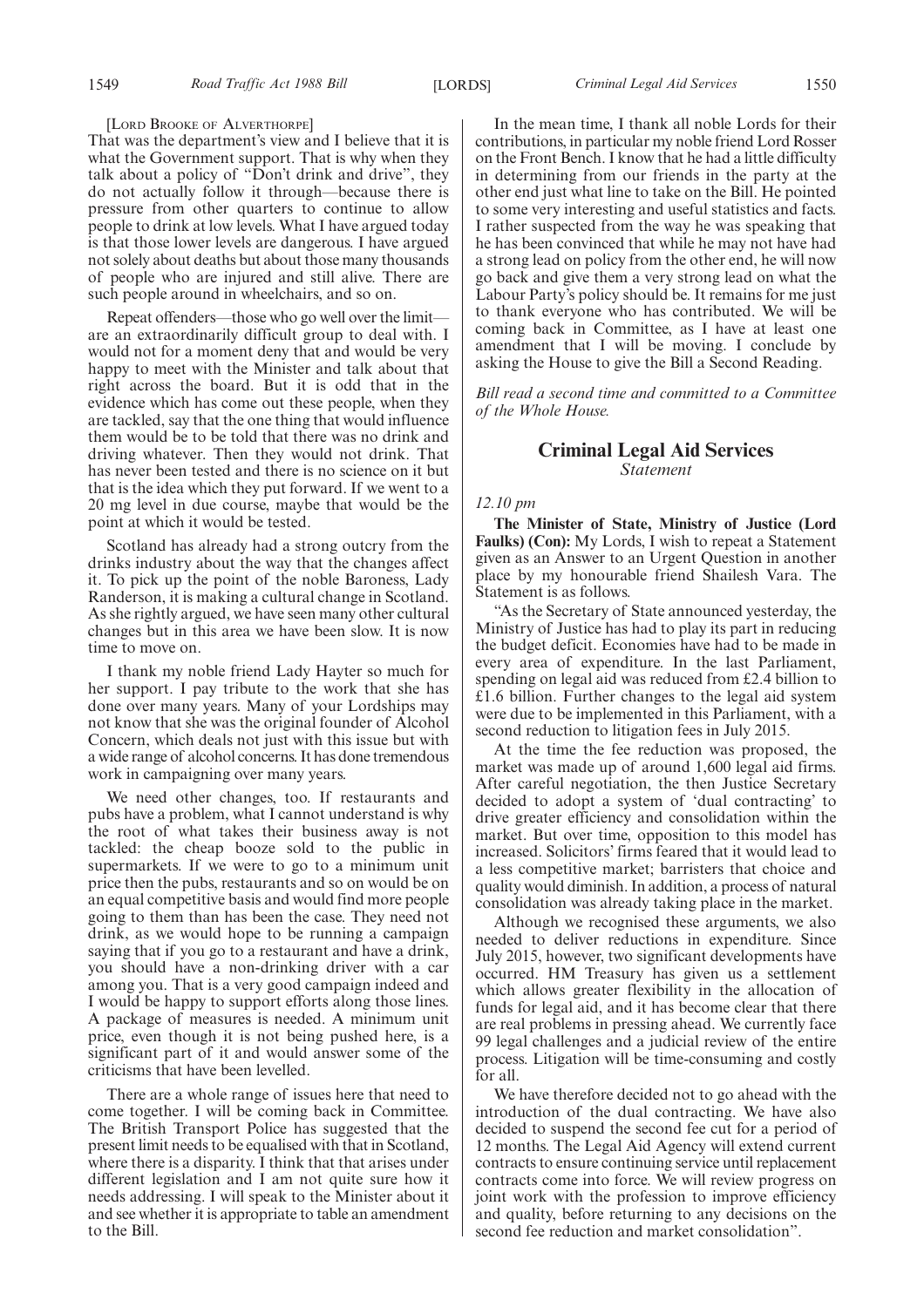[Lord Brooke of Alverthorpe]

That was the department's view and I believe that it is what the Government support. That is why when they talk about a policy of "Don't drink and drive", they do not actually follow it through—because there is pressure from other quarters to continue to allow people to drink at low levels. What I have argued today is that those lower levels are dangerous. I have argued not solely about deaths but about those many thousands of people who are injured and still alive. There are such people around in wheelchairs, and so on.

Repeat offenders—those who go well over the limit—are an extraordinarily difficult group to deal with. I would not for a moment deny that and would be very happy to meet with the Minister and talk about that right across the board. But it is odd that in the evidence which has come out these people, when they are tackled, say that the one thing that would influence them would be to be told that there was no drink and driving whatever. Then they would not drink. That has never been tested and there is no science on it but that is the idea which they put forward. If we went to a 20 mg level in due course, maybe that would be the point at which it would be tested.

Scotland has already had a strong outcry from the drinks industry about the way that the changes affect it. To pick up the point of the noble Baroness, Lady Randerson, it is making a cultural change in Scotland. As she rightly argued, we have seen many other cultural changes but in this area we have been slow. It is now time to move on.

I thank my noble friend Lady Hayter so much for her support. I pay tribute to the work that she has done over many years. Many of your Lordships may not know that she was the original founder of Alcohol Concern, which deals not just with this issue but with a wide range of alcohol concerns. It has done tremendous work in campaigning over many years.

We need other changes, too. If restaurants and pubs have a problem, what I cannot understand is why the root of what takes their business away is not tackled: the cheap booze sold to the public in supermarkets. If we were to go to a minimum unit price then the pubs, restaurants and so on would be on an equal competitive basis and would find more people going to them than has been the case. They need not drink, as we would hope to be running a campaign saying that if you go to a restaurant and have a drink, you should have a non-drinking driver with a car among you. That is a very good campaign indeed and I would be happy to support efforts along those lines. A package of measures is needed. A minimum unit price, even though it is not being pushed here, is a significant part of it and would answer some of the criticisms that have been levelled.

There are a whole range of issues here that need to come together. I will be coming back in Committee. The British Transport Police has suggested that the present limit needs to be equalised with that in Scotland, where there is a disparity. I think that that arises under different legislation and I am not quite sure how it needs addressing. I will speak to the Minister about it and see whether it is appropriate to table an amendment to the Bill.

In the mean time, I thank all noble Lords for their contributions, in particular my noble friend Lord Rosser on the Front Bench. I know that he had a little difficulty in determining from our friends in the party at the other end just what line to take on the Bill. He pointed to some very interesting and useful statistics and facts. I rather suspected from the way he was speaking that he has been convinced that while he may not have had a strong lead on policy from the other end, he will now go back and give them a very strong lead on what the Labour Party's policy should be. It remains for me just to thank everyone who has contributed. We will be coming back in Committee, as I have at least one amendment that I will be moving. I conclude by asking the House to give the Bill a Second Reading.

*Bill read a second time and committed to a Committee of the Whole House.*

## Criminal Legal Aid Services

*Statement*

*12.10 pm*

**The Minister of State, Ministry of Justice (Lord Faulks) (Con):** My Lords, I wish to repeat a Statement given as an Answer to an Urgent Question in another place by my honourable friend Shailesh Vara. The Statement is as follows.

"As the Secretary of State announced yesterday, the Ministry of Justice has had to play its part in reducing the budget deficit. Economies have had to be made in every area of expenditure. In the last Parliament, spending on legal aid was reduced from £2.4 billion to £1.6 billion. Further changes to the legal aid system were due to be implemented in this Parliament, with a second reduction to litigation fees in July 2015.

At the time the fee reduction was proposed, the market was made up of around 1,600 legal aid firms. After careful negotiation, the then Justice Secretary decided to adopt a system of 'dual contracting' to drive greater efficiency and consolidation within the market. But over time, opposition to this model has increased. Solicitors' firms feared that it would lead to a less competitive market; barristers that choice and quality would diminish. In addition, a process of natural consolidation was already taking place in the market.

Although we recognised these arguments, we also needed to deliver reductions in expenditure. Since July 2015, however, two significant developments have occurred. HM Treasury has given us a settlement which allows greater flexibility in the allocation of funds for legal aid, and it has become clear that there are real problems in pressing ahead. We currently face 99 legal challenges and a judicial review of the entire process. Litigation will be time-consuming and costly for all.

We have therefore decided not to go ahead with the introduction of the dual contracting. We have also decided to suspend the second fee cut for a period of 12 months. The Legal Aid Agency will extend current contracts to ensure continuing service until replacement contracts come into force. We will review progress on joint work with the profession to improve efficiency and quality, before returning to any decisions on the second fee reduction and market consolidation".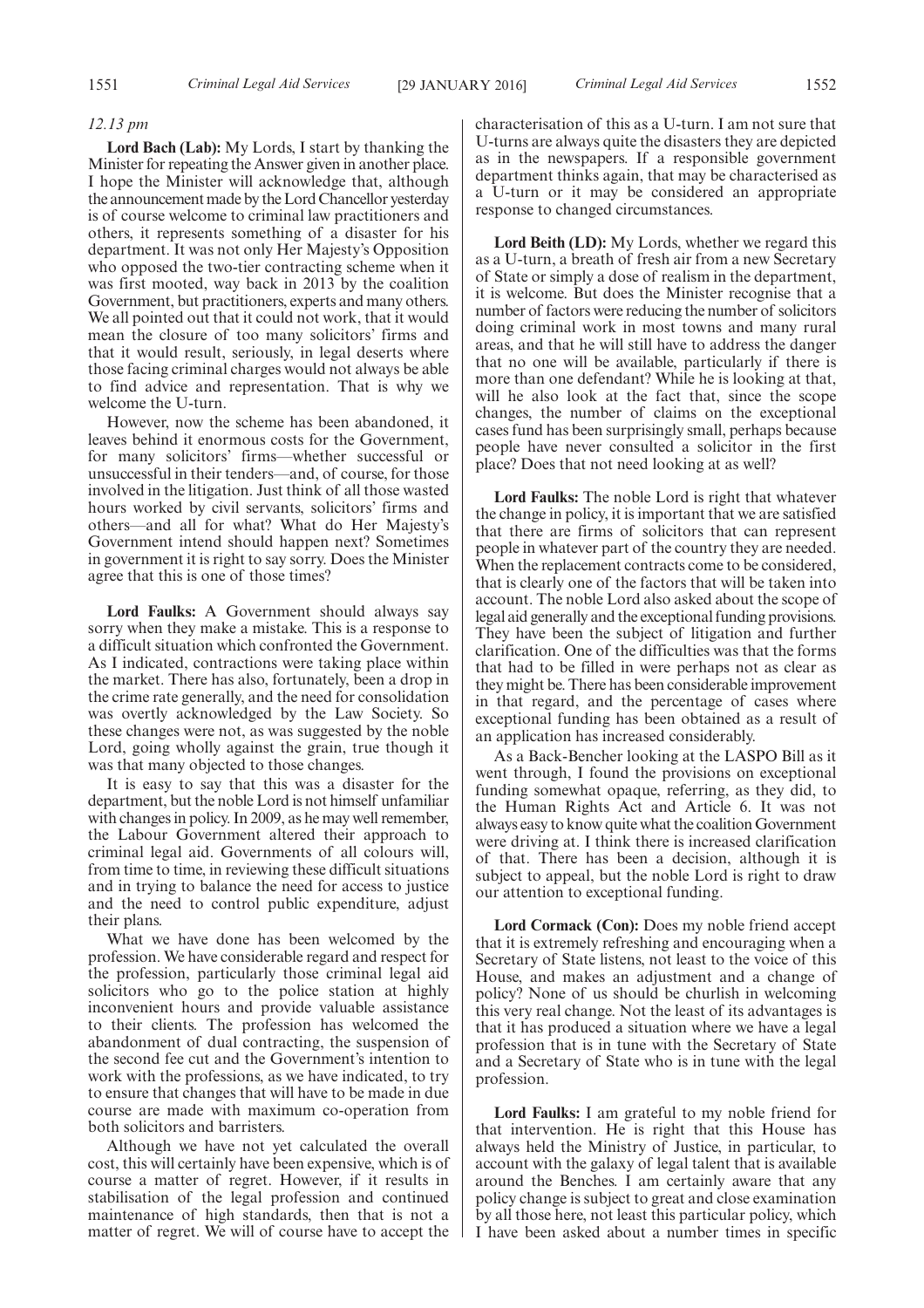*12.13 pm*

**Lord Bach (Lab):** My Lords, I start by thanking the Minister for repeating the Answer given in another place. I hope the Minister will acknowledge that, although the announcement made by the Lord Chancellor yesterday is of course welcome to criminal law practitioners and others, it represents something of a disaster for his department. It was not only Her Majesty's Opposition who opposed the two-tier contracting scheme when it was first mooted, way back in 2013 by the coalition Government, but practitioners, experts and many others. We all pointed out that it could not work, that it would mean the closure of too many solicitors' firms and that it would result, seriously, in legal deserts where those facing criminal charges would not always be able to find advice and representation. That is why we welcome the U-turn.

However, now the scheme has been abandoned, it leaves behind it enormous costs for the Government, for many solicitors' firms—whether successful or unsuccessful in their tenders—and, of course, for those involved in the litigation. Just think of all those wasted hours worked by civil servants, solicitors' firms and others—and all for what? What do Her Majesty's Government intend should happen next? Sometimes in government it is right to say sorry. Does the Minister agree that this is one of those times?

**Lord Faulks:** A Government should always say sorry when they make a mistake. This is a response to a difficult situation which confronted the Government. As I indicated, contractions were taking place within the market. There has also, fortunately, been a drop in the crime rate generally, and the need for consolidation was overtly acknowledged by the Law Society. So these changes were not, as was suggested by the noble Lord, going wholly against the grain, true though it was that many objected to those changes.

It is easy to say that this was a disaster for the department, but the noble Lord is not himself unfamiliar with changes in policy. In 2009, as he may well remember, the Labour Government altered their approach to criminal legal aid. Governments of all colours will, from time to time, in reviewing these difficult situations and in trying to balance the need for access to justice and the need to control public expenditure, adjust their plans.

What we have done has been welcomed by the profession. We have considerable regard and respect for the profession, particularly those criminal legal aid solicitors who go to the police station at highly inconvenient hours and provide valuable assistance to their clients. The profession has welcomed the abandonment of dual contracting, the suspension of the second fee cut and the Government's intention to work with the professions, as we have indicated, to try to ensure that changes that will have to be made in due course are made with maximum co-operation from both solicitors and barristers.

Although we have not yet calculated the overall cost, this will certainly have been expensive, which is of course a matter of regret. However, if it results in stabilisation of the legal profession and continued maintenance of high standards, then that is not a matter of regret. We will of course have to accept the characterisation of this as a U-turn. I am not sure that U-turns are always quite the disasters they are depicted as in the newspapers. If a responsible government department thinks again, that may be characterised as a U-turn or it may be considered an appropriate response to changed circumstances.

**Lord Beith (LD):** My Lords, whether we regard this as a U-turn, a breath of fresh air from a new Secretary of State or simply a dose of realism in the department, it is welcome. But does the Minister recognise that a number of factors were reducing the number of solicitors doing criminal work in most towns and many rural areas, and that he will still have to address the danger that no one will be available, particularly if there is more than one defendant? While he is looking at that, will he also look at the fact that, since the scope changes, the number of claims on the exceptional cases fund has been surprisingly small, perhaps because people have never consulted a solicitor in the first place? Does that not need looking at as well?

**Lord Faulks:** The noble Lord is right that whatever the change in policy, it is important that we are satisfied that there are firms of solicitors that can represent people in whatever part of the country they are needed. When the replacement contracts come to be considered, that is clearly one of the factors that will be taken into account. The noble Lord also asked about the scope of legal aid generally and the exceptional funding provisions. They have been the subject of litigation and further clarification. One of the difficulties was that the forms that had to be filled in were perhaps not as clear as they might be. There has been considerable improvement in that regard, and the percentage of cases where exceptional funding has been obtained as a result of an application has increased considerably.

As a Back-Bencher looking at the LASPO Bill as it went through, I found the provisions on exceptional funding somewhat opaque, referring, as they did, to the Human Rights Act and Article 6. It was not always easy to know quite what the coalition Government were driving at. I think there is increased clarification of that. There has been a decision, although it is subject to appeal, but the noble Lord is right to draw our attention to exceptional funding.

**Lord Cormack (Con):** Does my noble friend accept that it is extremely refreshing and encouraging when a Secretary of State listens, not least to the voice of this House, and makes an adjustment and a change of policy? None of us should be churlish in welcoming this very real change. Not the least of its advantages is that it has produced a situation where we have a legal profession that is in tune with the Secretary of State and a Secretary of State who is in tune with the legal profession.

**Lord Faulks:** I am grateful to my noble friend for that intervention. He is right that this House has always held the Ministry of Justice, in particular, to account with the galaxy of legal talent that is available around the Benches. I am certainly aware that any policy change is subject to great and close examination by all those here, not least this particular policy, which I have been asked about a number times in specific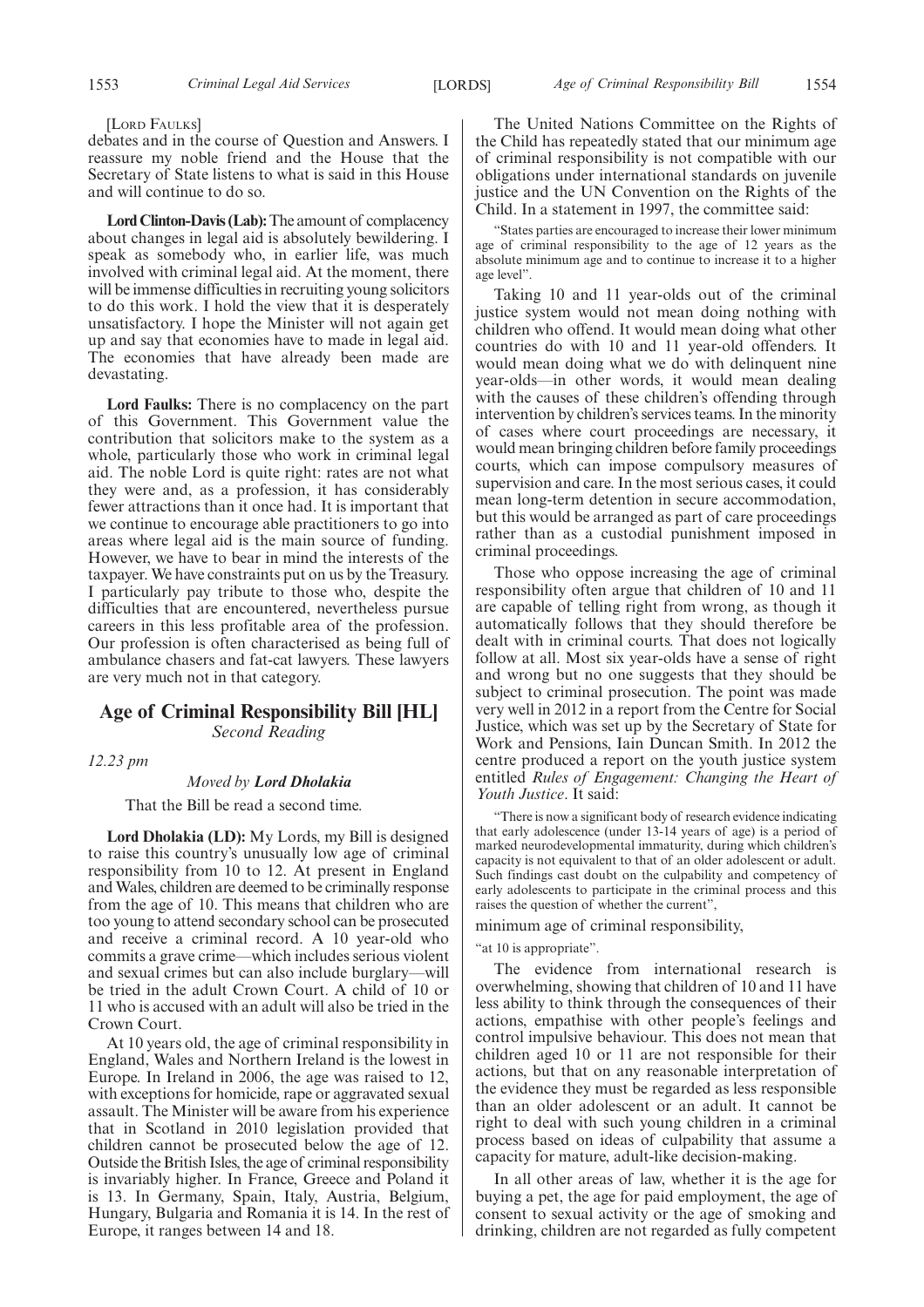[LORD FAULKS]

debates and in the course of Question and Answers. I reassure my noble friend and the House that the Secretary of State listens to what is said in this House and will continue to do so.

**Lord Clinton-Davis (Lab):** The amount of complacency about changes in legal aid is absolutely bewildering. I speak as somebody who, in earlier life, was much involved with criminal legal aid. At the moment, there will be immense difficulties in recruiting young solicitors to do this work. I hold the view that it is desperately unsatisfactory. I hope the Minister will not again get up and say that economies have to made in legal aid. The economies that have already been made are devastating.

**Lord Faulks:** There is no complacency on the part of this Government. This Government value the contribution that solicitors make to the system as a whole, particularly those who work in criminal legal aid. The noble Lord is quite right: rates are not what they were and, as a profession, it has considerably fewer attractions than it once had. It is important that we continue to encourage able practitioners to go into areas where legal aid is the main source of funding. However, we have to bear in mind the interests of the taxpayer. We have constraints put on us by the Treasury. I particularly pay tribute to those who, despite the difficulties that are encountered, nevertheless pursue careers in this less profitable area of the profession. Our profession is often characterised as being full of ambulance chasers and fat-cat lawyers. These lawyers are very much not in that category.

## Age of Criminal Responsibility Bill [HL]

*Second Reading*

*12.23 pm*

*Moved by* ***Lord Dholakia***

That the Bill be read a second time.

**Lord Dholakia (LD):** My Lords, my Bill is designed to raise this country's unusually low age of criminal responsibility from 10 to 12. At present in England and Wales, children are deemed to be criminally response from the age of 10. This means that children who are too young to attend secondary school can be prosecuted and receive a criminal record. A 10 year-old who commits a grave crime—which includes serious violent and sexual crimes but can also include burglary—will be tried in the adult Crown Court. A child of 10 or 11 who is accused with an adult will also be tried in the Crown Court.

At 10 years old, the age of criminal responsibility in England, Wales and Northern Ireland is the lowest in Europe. In Ireland in 2006, the age was raised to 12, with exceptions for homicide, rape or aggravated sexual assault. The Minister will be aware from his experience that in Scotland in 2010 legislation provided that children cannot be prosecuted below the age of 12. Outside the British Isles, the age of criminal responsibility is invariably higher. In France, Greece and Poland it is 13. In Germany, Spain, Italy, Austria, Belgium, Hungary, Bulgaria and Romania it is 14. In the rest of Europe, it ranges between 14 and 18.

The United Nations Committee on the Rights of the Child has repeatedly stated that our minimum age of criminal responsibility is not compatible with our obligations under international standards on juvenile justice and the UN Convention on the Rights of the Child. In a statement in 1997, the committee said:

> "States parties are encouraged to increase their lower minimum age of criminal responsibility to the age of 12 years as the absolute minimum age and to continue to increase it to a higher age level".

Taking 10 and 11 year-olds out of the criminal justice system would not mean doing nothing with children who offend. It would mean doing what other countries do with 10 and 11 year-old offenders. It would mean doing what we do with delinquent nine year-olds—in other words, it would mean dealing with the causes of these children's offending through intervention by children's services teams. In the minority of cases where court proceedings are necessary, it would mean bringing children before family proceedings courts, which can impose compulsory measures of supervision and care. In the most serious cases, it could mean long-term detention in secure accommodation, but this would be arranged as part of care proceedings rather than as a custodial punishment imposed in criminal proceedings.

Those who oppose increasing the age of criminal responsibility often argue that children of 10 and 11 are capable of telling right from wrong, as though it automatically follows that they should therefore be dealt with in criminal courts. That does not logically follow at all. Most six year-olds have a sense of right and wrong but no one suggests that they should be subject to criminal prosecution. The point was made very well in 2012 in a report from the Centre for Social Justice, which was set up by the Secretary of State for Work and Pensions, Iain Duncan Smith. In 2012 the centre produced a report on the youth justice system entitled *Rules of Engagement: Changing the Heart of Youth Justice*. It said:

> "There is now a significant body of research evidence indicating that early adolescence (under 13-14 years of age) is a period of marked neurodevelopmental immaturity, during which children's capacity is not equivalent to that of an older adolescent or adult. Such findings cast doubt on the culpability and competency of early adolescents to participate in the criminal process and this raises the question of whether the current",

minimum age of criminal responsibility,

> "at 10 is appropriate".

The evidence from international research is overwhelming, showing that children of 10 and 11 have less ability to think through the consequences of their actions, empathise with other people's feelings and control impulsive behaviour. This does not mean that children aged 10 or 11 are not responsible for their actions, but that on any reasonable interpretation of the evidence they must be regarded as less responsible than an older adolescent or an adult. It cannot be right to deal with such young children in a criminal process based on ideas of culpability that assume a capacity for mature, adult-like decision-making.

In all other areas of law, whether it is the age for buying a pet, the age for paid employment, the age of consent to sexual activity or the age of smoking and drinking, children are not regarded as fully competent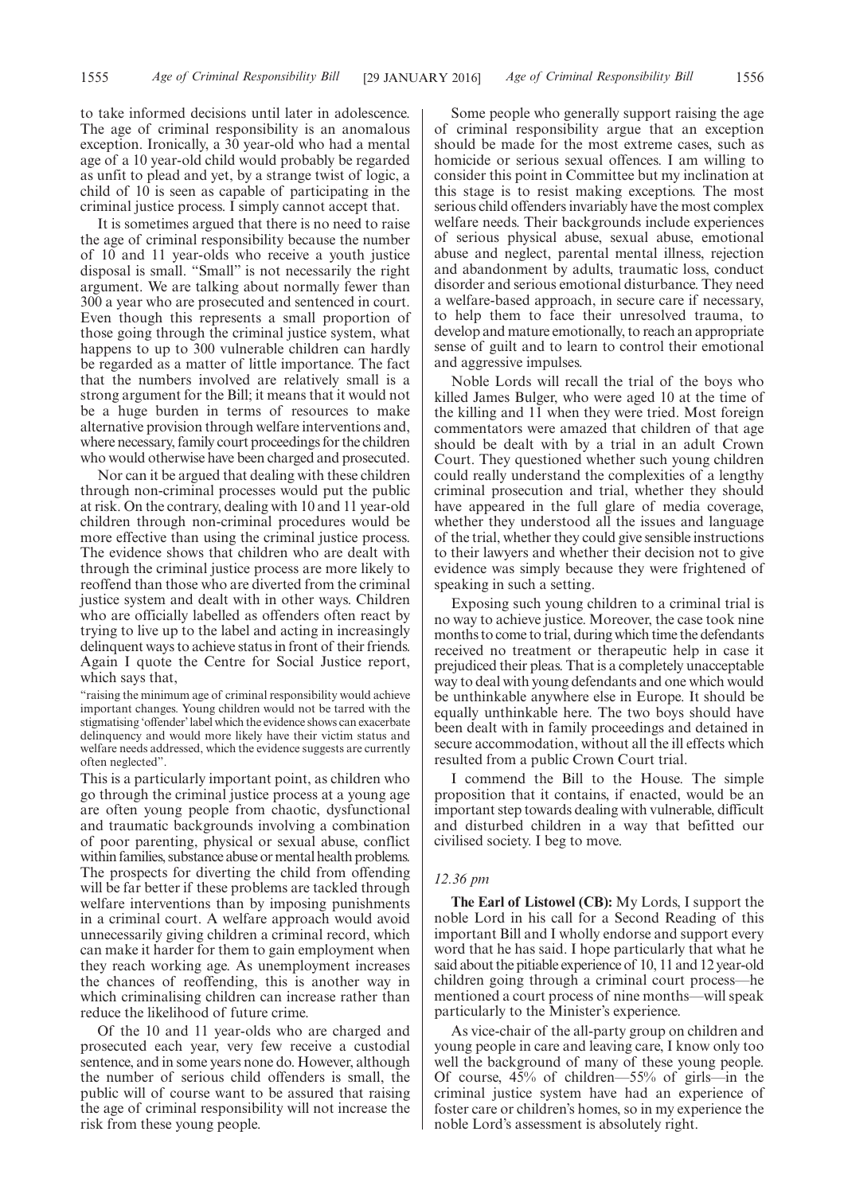to take informed decisions until later in adolescence. The age of criminal responsibility is an anomalous exception. Ironically, a 30 year-old who had a mental age of a 10 year-old child would probably be regarded as unfit to plead and yet, by a strange twist of logic, a child of 10 is seen as capable of participating in the criminal justice process. I simply cannot accept that.

It is sometimes argued that there is no need to raise the age of criminal responsibility because the number of 10 and 11 year-olds who receive a youth justice disposal is small. "Small" is not necessarily the right argument. We are talking about normally fewer than 300 a year who are prosecuted and sentenced in court. Even though this represents a small proportion of those going through the criminal justice system, what happens to up to 300 vulnerable children can hardly be regarded as a matter of little importance. The fact that the numbers involved are relatively small is a strong argument for the Bill; it means that it would not be a huge burden in terms of resources to make alternative provision through welfare interventions and, where necessary, family court proceedings for the children who would otherwise have been charged and prosecuted.

Nor can it be argued that dealing with these children through non-criminal processes would put the public at risk. On the contrary, dealing with 10 and 11 year-old children through non-criminal procedures would be more effective than using the criminal justice process. The evidence shows that children who are dealt with through the criminal justice process are more likely to reoffend than those who are diverted from the criminal justice system and dealt with in other ways. Children who are officially labelled as offenders often react by trying to live up to the label and acting in increasingly delinquent ways to achieve status in front of their friends. Again I quote the Centre for Social Justice report, which says that,

"raising the minimum age of criminal responsibility would achieve important changes. Young children would not be tarred with the stigmatising 'offender' label which the evidence shows can exacerbate delinquency and would more likely have their victim status and welfare needs addressed, which the evidence suggests are currently often neglected".

This is a particularly important point, as children who go through the criminal justice process at a young age are often young people from chaotic, dysfunctional and traumatic backgrounds involving a combination of poor parenting, physical or sexual abuse, conflict within families, substance abuse or mental health problems. The prospects for diverting the child from offending will be far better if these problems are tackled through welfare interventions than by imposing punishments in a criminal court. A welfare approach would avoid unnecessarily giving children a criminal record, which can make it harder for them to gain employment when they reach working age. As unemployment increases the chances of reoffending, this is another way in which criminalising children can increase rather than reduce the likelihood of future crime.

Of the 10 and 11 year-olds who are charged and prosecuted each year, very few receive a custodial sentence, and in some years none do. However, although the number of serious child offenders is small, the public will of course want to be assured that raising the age of criminal responsibility will not increase the risk from these young people.

Some people who generally support raising the age of criminal responsibility argue that an exception should be made for the most extreme cases, such as homicide or serious sexual offences. I am willing to consider this point in Committee but my inclination at this stage is to resist making exceptions. The most serious child offenders invariably have the most complex welfare needs. Their backgrounds include experiences of serious physical abuse, sexual abuse, emotional abuse and neglect, parental mental illness, rejection and abandonment by adults, traumatic loss, conduct disorder and serious emotional disturbance. They need a welfare-based approach, in secure care if necessary, to help them to face their unresolved trauma, to develop and mature emotionally, to reach an appropriate sense of guilt and to learn to control their emotional and aggressive impulses.

Noble Lords will recall the trial of the boys who killed James Bulger, who were aged 10 at the time of the killing and 11 when they were tried. Most foreign commentators were amazed that children of that age should be dealt with by a trial in an adult Crown Court. They questioned whether such young children could really understand the complexities of a lengthy criminal prosecution and trial, whether they should have appeared in the full glare of media coverage, whether they understood all the issues and language of the trial, whether they could give sensible instructions to their lawyers and whether their decision not to give evidence was simply because they were frightened of speaking in such a setting.

Exposing such young children to a criminal trial is no way to achieve justice. Moreover, the case took nine months to come to trial, during which time the defendants received no treatment or therapeutic help in case it prejudiced their pleas. That is a completely unacceptable way to deal with young defendants and one which would be unthinkable anywhere else in Europe. It should be equally unthinkable here. The two boys should have been dealt with in family proceedings and detained in secure accommodation, without all the ill effects which resulted from a public Crown Court trial.

I commend the Bill to the House. The simple proposition that it contains, if enacted, would be an important step towards dealing with vulnerable, difficult and disturbed children in a way that befitted our civilised society. I beg to move.

*12.36 pm*

**The Earl of Listowel (CB):** My Lords, I support the noble Lord in his call for a Second Reading of this important Bill and I wholly endorse and support every word that he has said. I hope particularly that what he said about the pitiable experience of 10, 11 and 12 year-old children going through a criminal court process—he mentioned a court process of nine months—will speak particularly to the Minister's experience.

As vice-chair of the all-party group on children and young people in care and leaving care, I know only too well the background of many of these young people. Of course, 45% of children—55% of girls—in the criminal justice system have had an experience of foster care or children's homes, so in my experience the noble Lord's assessment is absolutely right.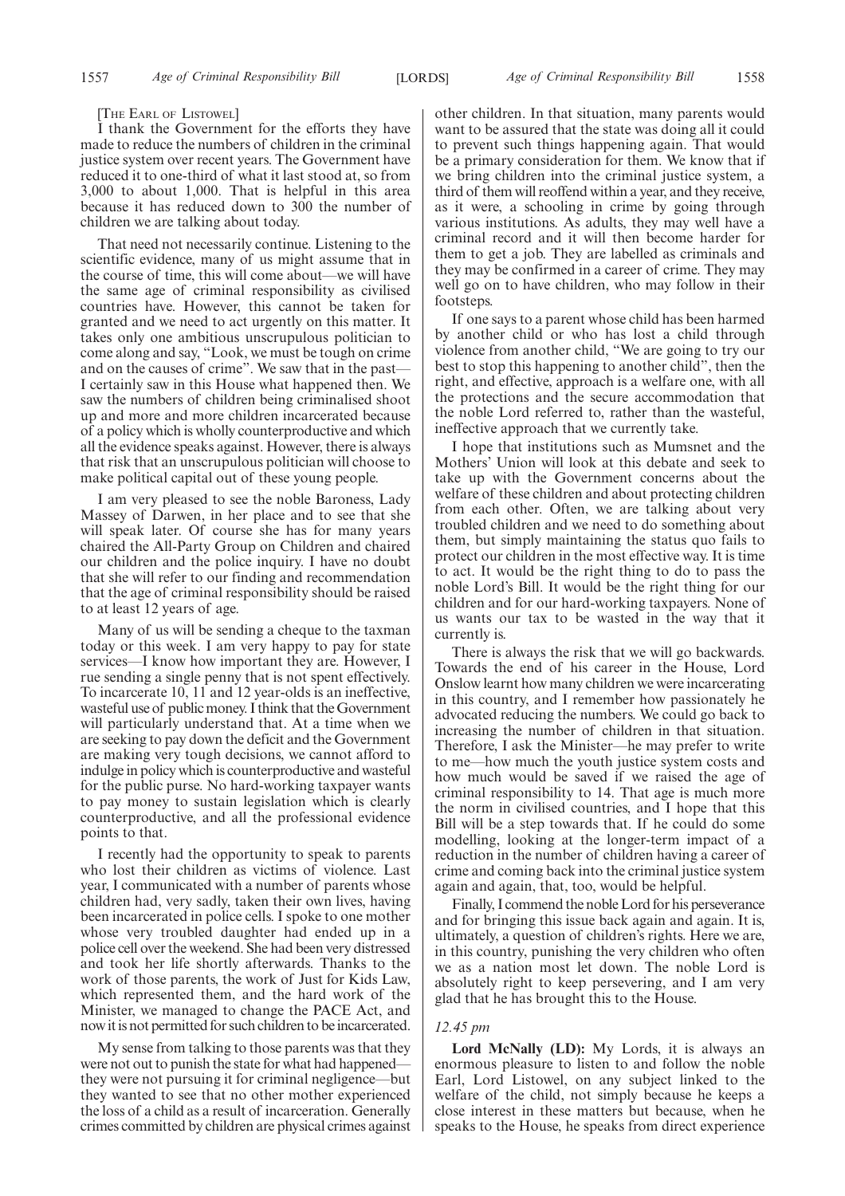[THE EARL OF LISTOWEL]

I thank the Government for the efforts they have made to reduce the numbers of children in the criminal justice system over recent years. The Government have reduced it to one-third of what it last stood at, so from 3,000 to about 1,000. That is helpful in this area because it has reduced down to 300 the number of children we are talking about today.

That need not necessarily continue. Listening to the scientific evidence, many of us might assume that in the course of time, this will come about—we will have the same age of criminal responsibility as civilised countries have. However, this cannot be taken for granted and we need to act urgently on this matter. It takes only one ambitious unscrupulous politician to come along and say, "Look, we must be tough on crime and on the causes of crime". We saw that in the past—I certainly saw in this House what happened then. We saw the numbers of children being criminalised shoot up and more and more children incarcerated because of a policy which is wholly counterproductive and which all the evidence speaks against. However, there is always that risk that an unscrupulous politician will choose to make political capital out of these young people.

I am very pleased to see the noble Baroness, Lady Massey of Darwen, in her place and to see that she will speak later. Of course she has for many years chaired the All-Party Group on Children and chaired our children and the police inquiry. I have no doubt that she will refer to our finding and recommendation that the age of criminal responsibility should be raised to at least 12 years of age.

Many of us will be sending a cheque to the taxman today or this week. I am very happy to pay for state services—I know how important they are. However, I rue sending a single penny that is not spent effectively. To incarcerate 10, 11 and 12 year-olds is an ineffective, wasteful use of public money. I think that the Government will particularly understand that. At a time when we are seeking to pay down the deficit and the Government are making very tough decisions, we cannot afford to indulge in policy which is counterproductive and wasteful for the public purse. No hard-working taxpayer wants to pay money to sustain legislation which is clearly counterproductive, and all the professional evidence points to that.

I recently had the opportunity to speak to parents who lost their children as victims of violence. Last year, I communicated with a number of parents whose children had, very sadly, taken their own lives, having been incarcerated in police cells. I spoke to one mother whose very troubled daughter had ended up in a police cell over the weekend. She had been very distressed and took her life shortly afterwards. Thanks to the work of those parents, the work of Just for Kids Law, which represented them, and the hard work of the Minister, we managed to change the PACE Act, and now it is not permitted for such children to be incarcerated.

My sense from talking to those parents was that they were not out to punish the state for what had happened—they were not pursuing it for criminal negligence—but they wanted to see that no other mother experienced the loss of a child as a result of incarceration. Generally crimes committed by children are physical crimes against other children. In that situation, many parents would want to be assured that the state was doing all it could to prevent such things happening again. That would be a primary consideration for them. We know that if we bring children into the criminal justice system, a third of them will reoffend within a year, and they receive, as it were, a schooling in crime by going through various institutions. As adults, they may well have a criminal record and it will then become harder for them to get a job. They are labelled as criminals and they may be confirmed in a career of crime. They may well go on to have children, who may follow in their footsteps.

If one says to a parent whose child has been harmed by another child or who has lost a child through violence from another child, "We are going to try our best to stop this happening to another child", then the right, and effective, approach is a welfare one, with all the protections and the secure accommodation that the noble Lord referred to, rather than the wasteful, ineffective approach that we currently take.

I hope that institutions such as Mumsnet and the Mothers' Union will look at this debate and seek to take up with the Government concerns about the welfare of these children and about protecting children from each other. Often, we are talking about very troubled children and we need to do something about them, but simply maintaining the status quo fails to protect our children in the most effective way. It is time to act. It would be the right thing to do to pass the noble Lord's Bill. It would be the right thing for our children and for our hard-working taxpayers. None of us wants our tax to be wasted in the way that it currently is.

There is always the risk that we will go backwards. Towards the end of his career in the House, Lord Onslow learnt how many children we were incarcerating in this country, and I remember how passionately he advocated reducing the numbers. We could go back to increasing the number of children in that situation. Therefore, I ask the Minister—he may prefer to write to me—how much the youth justice system costs and how much would be saved if we raised the age of criminal responsibility to 14. That age is much more the norm in civilised countries, and I hope that this Bill will be a step towards that. If he could do some modelling, looking at the longer-term impact of a reduction in the number of children having a career of crime and coming back into the criminal justice system again and again, that, too, would be helpful.

Finally, I commend the noble Lord for his perseverance and for bringing this issue back again and again. It is, ultimately, a question of children's rights. Here we are, in this country, punishing the very children who often we as a nation most let down. The noble Lord is absolutely right to keep persevering, and I am very glad that he has brought this to the House.

*12.45 pm*

**Lord McNally (LD):** My Lords, it is always an enormous pleasure to listen to and follow the noble Earl, Lord Listowel, on any subject linked to the welfare of the child, not simply because he keeps a close interest in these matters but because, when he speaks to the House, he speaks from direct experience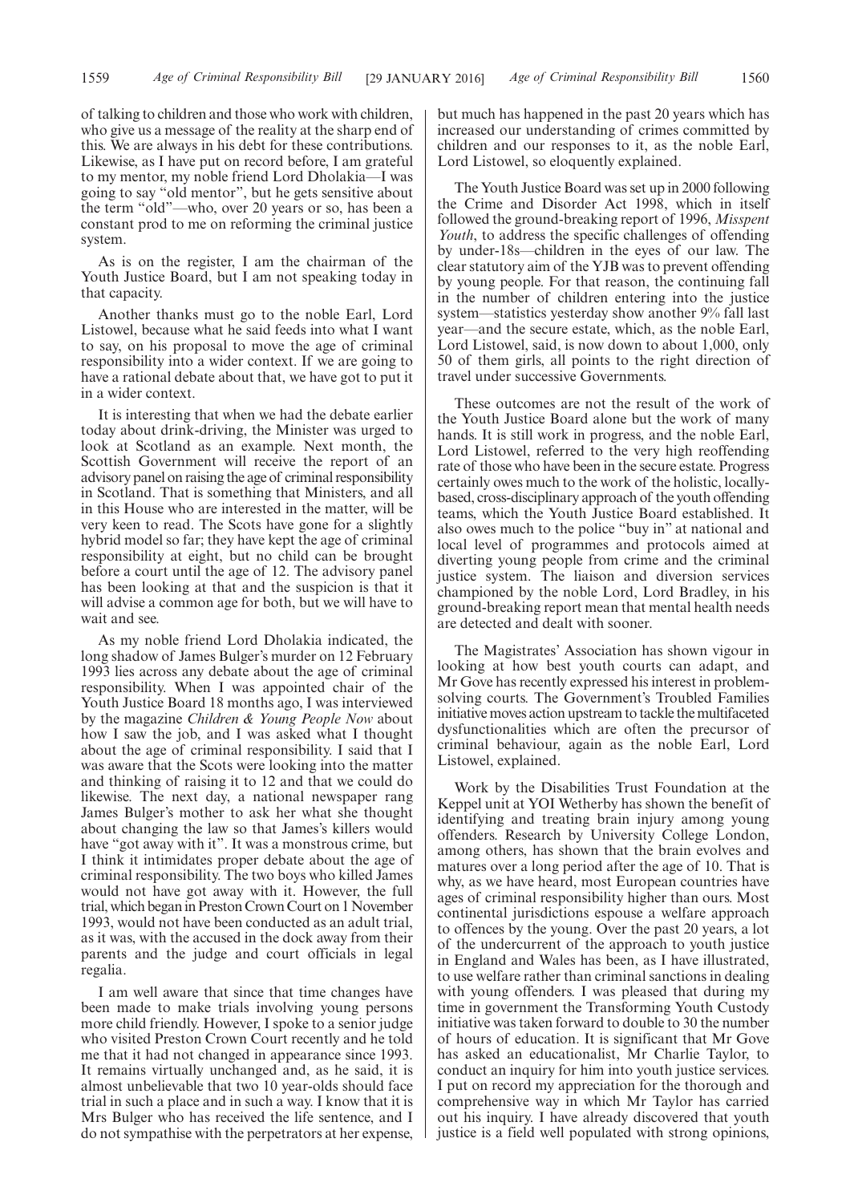of talking to children and those who work with children, who give us a message of the reality at the sharp end of this. We are always in his debt for these contributions. Likewise, as I have put on record before, I am grateful to my mentor, my noble friend Lord Dholakia—I was going to say "old mentor", but he gets sensitive about the term "old"—who, over 20 years or so, has been a constant prod to me on reforming the criminal justice system.

As is on the register, I am the chairman of the Youth Justice Board, but I am not speaking today in that capacity.

Another thanks must go to the noble Earl, Lord Listowel, because what he said feeds into what I want to say, on his proposal to move the age of criminal responsibility into a wider context. If we are going to have a rational debate about that, we have got to put it in a wider context.

It is interesting that when we had the debate earlier today about drink-driving, the Minister was urged to look at Scotland as an example. Next month, the Scottish Government will receive the report of an advisory panel on raising the age of criminal responsibility in Scotland. That is something that Ministers, and all in this House who are interested in the matter, will be very keen to read. The Scots have gone for a slightly hybrid model so far; they have kept the age of criminal responsibility at eight, but no child can be brought before a court until the age of 12. The advisory panel has been looking at that and the suspicion is that it will advise a common age for both, but we will have to wait and see.

As my noble friend Lord Dholakia indicated, the long shadow of James Bulger's murder on 12 February 1993 lies across any debate about the age of criminal responsibility. When I was appointed chair of the Youth Justice Board 18 months ago, I was interviewed by the magazine *Children & Young People Now* about how I saw the job, and I was asked what I thought about the age of criminal responsibility. I said that I was aware that the Scots were looking into the matter and thinking of raising it to 12 and that we could do likewise. The next day, a national newspaper rang James Bulger's mother to ask her what she thought about changing the law so that James's killers would have "got away with it". It was a monstrous crime, but I think it intimidates proper debate about the age of criminal responsibility. The two boys who killed James would not have got away with it. However, the full trial, which began in Preston Crown Court on 1 November 1993, would not have been conducted as an adult trial, as it was, with the accused in the dock away from their parents and the judge and court officials in legal regalia.

I am well aware that since that time changes have been made to make trials involving young persons more child friendly. However, I spoke to a senior judge who visited Preston Crown Court recently and he told me that it had not changed in appearance since 1993. It remains virtually unchanged and, as he said, it is almost unbelievable that two 10 year-olds should face trial in such a place and in such a way. I know that it is Mrs Bulger who has received the life sentence, and I do not sympathise with the perpetrators at her expense, but much has happened in the past 20 years which has increased our understanding of crimes committed by children and our responses to it, as the noble Earl, Lord Listowel, so eloquently explained.

The Youth Justice Board was set up in 2000 following the Crime and Disorder Act 1998, which in itself followed the ground-breaking report of 1996, *Misspent Youth*, to address the specific challenges of offending by under-18s—children in the eyes of our law. The clear statutory aim of the YJB was to prevent offending by young people. For that reason, the continuing fall in the number of children entering into the justice system—statistics yesterday show another 9% fall last year—and the secure estate, which, as the noble Earl, Lord Listowel, said, is now down to about 1,000, only 50 of them girls, all points to the right direction of travel under successive Governments.

These outcomes are not the result of the work of the Youth Justice Board alone but the work of many hands. It is still work in progress, and the noble Earl, Lord Listowel, referred to the very high reoffending rate of those who have been in the secure estate. Progress certainly owes much to the work of the holistic, locally-based, cross-disciplinary approach of the youth offending teams, which the Youth Justice Board established. It also owes much to the police "buy in" at national and local level of programmes and protocols aimed at diverting young people from crime and the criminal justice system. The liaison and diversion services championed by the noble Lord, Lord Bradley, in his ground-breaking report mean that mental health needs are detected and dealt with sooner.

The Magistrates' Association has shown vigour in looking at how best youth courts can adapt, and Mr Gove has recently expressed his interest in problem-solving courts. The Government's Troubled Families initiative moves action upstream to tackle the multifaceted dysfunctionalities which are often the precursor of criminal behaviour, again as the noble Earl, Lord Listowel, explained.

Work by the Disabilities Trust Foundation at the Keppel unit at YOI Wetherby has shown the benefit of identifying and treating brain injury among young offenders. Research by University College London, among others, has shown that the brain evolves and matures over a long period after the age of 10. That is why, as we have heard, most European countries have ages of criminal responsibility higher than ours. Most continental jurisdictions espouse a welfare approach to offences by the young. Over the past 20 years, a lot of the undercurrent of the approach to youth justice in England and Wales has been, as I have illustrated, to use welfare rather than criminal sanctions in dealing with young offenders. I was pleased that during my time in government the Transforming Youth Custody initiative was taken forward to double to 30 the number of hours of education. It is significant that Mr Gove has asked an educationalist, Mr Charlie Taylor, to conduct an inquiry for him into youth justice services. I put on record my appreciation for the thorough and comprehensive way in which Mr Taylor has carried out his inquiry. I have already discovered that youth justice is a field well populated with strong opinions,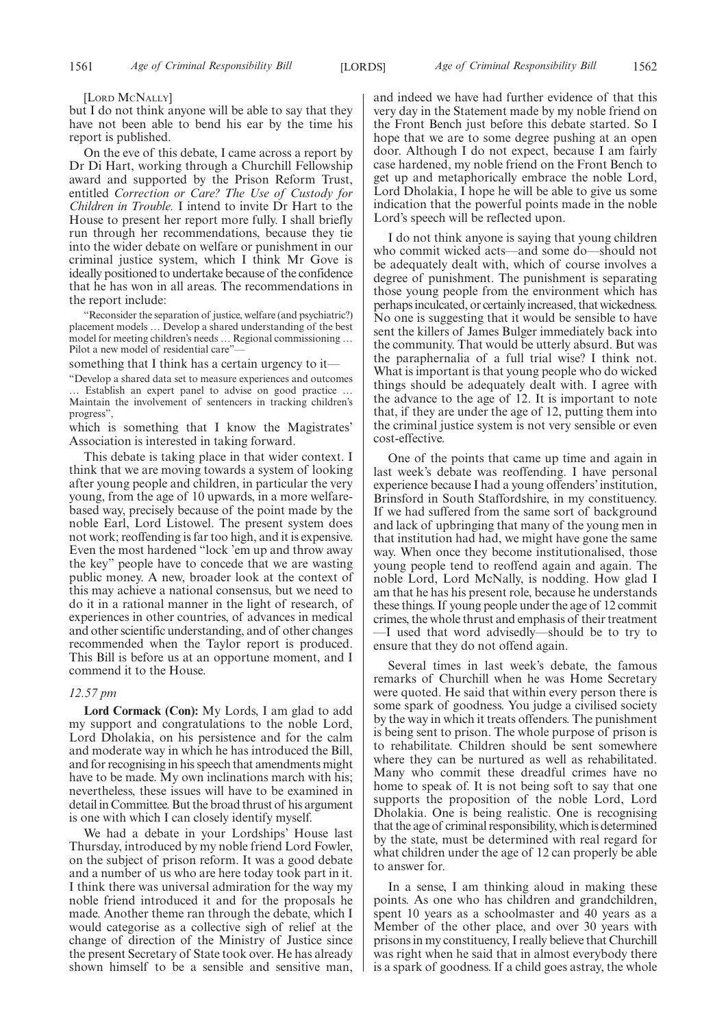[LORD MCNALLY]

but I do not think anyone will be able to say that they have not been able to bend his ear by the time his report is published.

On the eve of this debate, I came across a report by Dr Di Hart, working through a Churchill Fellowship award and supported by the Prison Reform Trust, entitled *Correction or Care? The Use of Custody for Children in Trouble.* I intend to invite Dr Hart to the House to present her report more fully. I shall briefly run through her recommendations, because they tie into the wider debate on welfare or punishment in our criminal justice system, which I think Mr Gove is ideally positioned to undertake because of the confidence that he has won in all areas. The recommendations in the report include:

"Reconsider the separation of justice, welfare (and psychiatric?) placement models … Develop a shared understanding of the best model for meeting children's needs … Regional commissioning … Pilot a new model of residential care"—

something that I think has a certain urgency to it—

"Develop a shared data set to measure experiences and outcomes … Establish an expert panel to advise on good practice … Maintain the involvement of sentencers in tracking children's progress",

which is something that I know the Magistrates' Association is interested in taking forward.

This debate is taking place in that wider context. I think that we are moving towards a system of looking after young people and children, in particular the very young, from the age of 10 upwards, in a more welfare-based way, precisely because of the point made by the noble Earl, Lord Listowel. The present system does not work; reoffending is far too high, and it is expensive. Even the most hardened "lock 'em up and throw away the key" people have to concede that we are wasting public money. A new, broader look at the context of this may achieve a national consensus, but we need to do it in a rational manner in the light of research, of experiences in other countries, of advances in medical and other scientific understanding, and of other changes recommended when the Taylor report is produced. This Bill is before us at an opportune moment, and I commend it to the House.

*12.57 pm*

**Lord Cormack (Con):** My Lords, I am glad to add my support and congratulations to the noble Lord, Lord Dholakia, on his persistence and for the calm and moderate way in which he has introduced the Bill, and for recognising in his speech that amendments might have to be made. My own inclinations march with his; nevertheless, these issues will have to be examined in detail in Committee. But the broad thrust of his argument is one with which I can closely identify myself.

We had a debate in your Lordships' House last Thursday, introduced by my noble friend Lord Fowler, on the subject of prison reform. It was a good debate and a number of us who are here today took part in it. I think there was universal admiration for the way my noble friend introduced it and for the proposals he made. Another theme ran through the debate, which I would categorise as a collective sigh of relief at the change of direction of the Ministry of Justice since the present Secretary of State took over. He has already shown himself to be a sensible and sensitive man, and indeed we have had further evidence of that this very day in the Statement made by my noble friend on the Front Bench just before this debate started. So I hope that we are to some degree pushing at an open door. Although I do not expect, because I am fairly case hardened, my noble friend on the Front Bench to get up and metaphorically embrace the noble Lord, Lord Dholakia, I hope he will be able to give us some indication that the powerful points made in the noble Lord's speech will be reflected upon.

I do not think anyone is saying that young children who commit wicked acts—and some do—should not be adequately dealt with, which of course involves a degree of punishment. The punishment is separating those young people from the environment which has perhaps inculcated, or certainly increased, that wickedness. No one is suggesting that it would be sensible to have sent the killers of James Bulger immediately back into the community. That would be utterly absurd. But was the paraphernalia of a full trial wise? I think not. What is important is that young people who do wicked things should be adequately dealt with. I agree with the advance to the age of 12. It is important to note that, if they are under the age of 12, putting them into the criminal justice system is not very sensible or even cost-effective.

One of the points that came up time and again in last week's debate was reoffending. I have personal experience because I had a young offenders' institution, Brinsford in South Staffordshire, in my constituency. If we had suffered from the same sort of background and lack of upbringing that many of the young men in that institution had had, we might have gone the same way. When once they become institutionalised, those young people tend to reoffend again and again. The noble Lord, Lord McNally, is nodding. How glad I am that he has his present role, because he understands these things. If young people under the age of 12 commit crimes, the whole thrust and emphasis of their treatment —I used that word advisedly—should be to try to ensure that they do not offend again.

Several times in last week's debate, the famous remarks of Churchill when he was Home Secretary were quoted. He said that within every person there is some spark of goodness. You judge a civilised society by the way in which it treats offenders. The punishment is being sent to prison. The whole purpose of prison is to rehabilitate. Children should be sent somewhere where they can be nurtured as well as rehabilitated. Many who commit these dreadful crimes have no home to speak of. It is not being soft to say that one supports the proposition of the noble Lord, Lord Dholakia. One is being realistic. One is recognising that the age of criminal responsibility, which is determined by the state, must be determined with real regard for what children under the age of 12 can properly be able to answer for.

In a sense, I am thinking aloud in making these points. As one who has children and grandchildren, spent 10 years as a schoolmaster and 40 years as a Member of the other place, and over 30 years with prisons in my constituency, I really believe that Churchill was right when he said that in almost everybody there is a spark of goodness. If a child goes astray, the whole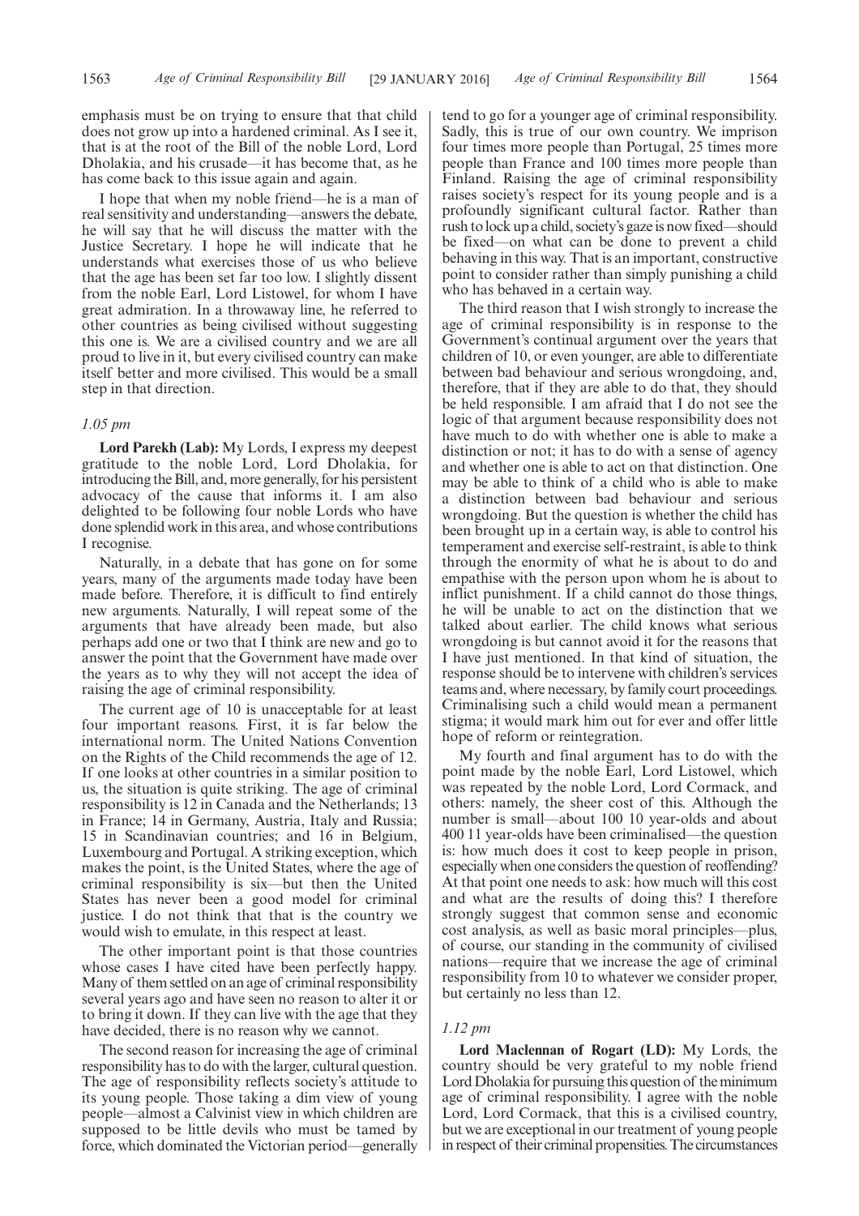emphasis must be on trying to ensure that that child does not grow up into a hardened criminal. As I see it, that is at the root of the Bill of the noble Lord, Lord Dholakia, and his crusade—it has become that, as he has come back to this issue again and again.

I hope that when my noble friend—he is a man of real sensitivity and understanding—answers the debate, he will say that he will discuss the matter with the Justice Secretary. I hope he will indicate that he understands what exercises those of us who believe that the age has been set far too low. I slightly dissent from the noble Earl, Lord Listowel, for whom I have great admiration. In a throwaway line, he referred to other countries as being civilised without suggesting this one is. We are a civilised country and we are all proud to live in it, but every civilised country can make itself better and more civilised. This would be a small step in that direction.

*1.05 pm*

**Lord Parekh (Lab):** My Lords, I express my deepest gratitude to the noble Lord, Lord Dholakia, for introducing the Bill, and, more generally, for his persistent advocacy of the cause that informs it. I am also delighted to be following four noble Lords who have done splendid work in this area, and whose contributions I recognise.

Naturally, in a debate that has gone on for some years, many of the arguments made today have been made before. Therefore, it is difficult to find entirely new arguments. Naturally, I will repeat some of the arguments that have already been made, but also perhaps add one or two that I think are new and go to answer the point that the Government have made over the years as to why they will not accept the idea of raising the age of criminal responsibility.

The current age of 10 is unacceptable for at least four important reasons. First, it is far below the international norm. The United Nations Convention on the Rights of the Child recommends the age of 12. If one looks at other countries in a similar position to us, the situation is quite striking. The age of criminal responsibility is 12 in Canada and the Netherlands; 13 in France; 14 in Germany, Austria, Italy and Russia; 15 in Scandinavian countries; and 16 in Belgium, Luxembourg and Portugal. A striking exception, which makes the point, is the United States, where the age of criminal responsibility is six—but then the United States has never been a good model for criminal justice. I do not think that that is the country we would wish to emulate, in this respect at least.

The other important point is that those countries whose cases I have cited have been perfectly happy. Many of them settled on an age of criminal responsibility several years ago and have seen no reason to alter it or to bring it down. If they can live with the age that they have decided, there is no reason why we cannot.

The second reason for increasing the age of criminal responsibility has to do with the larger, cultural question. The age of responsibility reflects society's attitude to its young people. Those taking a dim view of young people—almost a Calvinist view in which children are supposed to be little devils who must be tamed by force, which dominated the Victorian period—generally tend to go for a younger age of criminal responsibility. Sadly, this is true of our own country. We imprison four times more people than Portugal, 25 times more people than France and 100 times more people than Finland. Raising the age of criminal responsibility raises society's respect for its young people and is a profoundly significant cultural factor. Rather than rush to lock up a child, society's gaze is now fixed—should be fixed—on what can be done to prevent a child behaving in this way. That is an important, constructive point to consider rather than simply punishing a child who has behaved in a certain way.

The third reason that I wish strongly to increase the age of criminal responsibility is in response to the Government's continual argument over the years that children of 10, or even younger, are able to differentiate between bad behaviour and serious wrongdoing, and, therefore, that if they are able to do that, they should be held responsible. I am afraid that I do not see the logic of that argument because responsibility does not have much to do with whether one is able to make a distinction or not; it has to do with a sense of agency and whether one is able to act on that distinction. One may be able to think of a child who is able to make a distinction between bad behaviour and serious wrongdoing. But the question is whether the child has been brought up in a certain way, is able to control his temperament and exercise self-restraint, is able to think through the enormity of what he is about to do and empathise with the person upon whom he is about to inflict punishment. If a child cannot do those things, he will be unable to act on the distinction that we talked about earlier. The child knows what serious wrongdoing is but cannot avoid it for the reasons that I have just mentioned. In that kind of situation, the response should be to intervene with children's services teams and, where necessary, by family court proceedings. Criminalising such a child would mean a permanent stigma; it would mark him out for ever and offer little hope of reform or reintegration.

My fourth and final argument has to do with the point made by the noble Earl, Lord Listowel, which was repeated by the noble Lord, Lord Cormack, and others: namely, the sheer cost of this. Although the number is small—about 100 10 year-olds and about 400 11 year-olds have been criminalised—the question is: how much does it cost to keep people in prison, especially when one considers the question of reoffending? At that point one needs to ask: how much will this cost and what are the results of doing this? I therefore strongly suggest that common sense and economic cost analysis, as well as basic moral principles—plus, of course, our standing in the community of civilised nations—require that we increase the age of criminal responsibility from 10 to whatever we consider proper, but certainly no less than 12.

*1.12 pm*

**Lord Maclennan of Rogart (LD):** My Lords, the country should be very grateful to my noble friend Lord Dholakia for pursuing this question of the minimum age of criminal responsibility. I agree with the noble Lord, Lord Cormack, that this is a civilised country, but we are exceptional in our treatment of young people in respect of their criminal propensities. The circumstances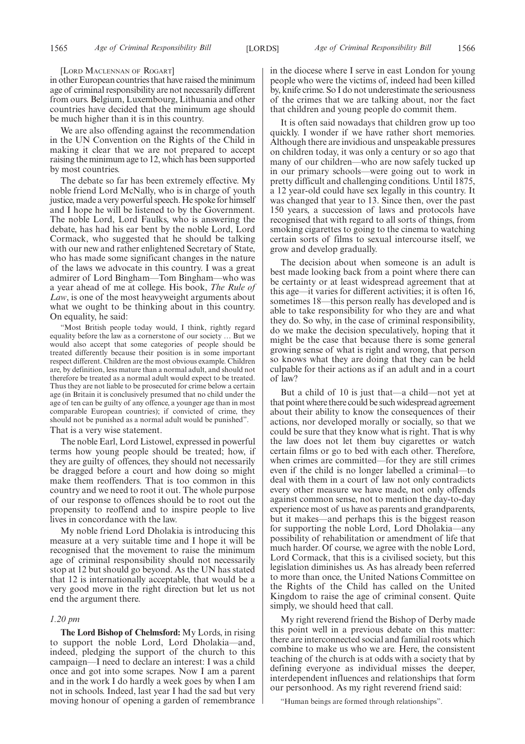[Lord Maclennan of Rogart]

in other European countries that have raised the minimum age of criminal responsibility are not necessarily different from ours. Belgium, Luxembourg, Lithuania and other countries have decided that the minimum age should be much higher than it is in this country.

We are also offending against the recommendation in the UN Convention on the Rights of the Child in making it clear that we are not prepared to accept raising the minimum age to 12, which has been supported by most countries.

The debate so far has been extremely effective. My noble friend Lord McNally, who is in charge of youth justice, made a very powerful speech. He spoke for himself and I hope he will be listened to by the Government. The noble Lord, Lord Faulks, who is answering the debate, has had his ear bent by the noble Lord, Lord Cormack, who suggested that he should be talking with our new and rather enlightened Secretary of State, who has made some significant changes in the nature of the laws we advocate in this country. I was a great admirer of Lord Bingham—Tom Bingham—who was a year ahead of me at college. His book, *The Rule of Law*, is one of the most heavyweight arguments about what we ought to be thinking about in this country. On equality, he said:

> "Most British people today would, I think, rightly regard equality before the law as a cornerstone of our society … But we would also accept that some categories of people should be treated differently because their position is in some important respect different. Children are the most obvious example. Children are, by definition, less mature than a normal adult, and should not therefore be treated as a normal adult would expect to be treated. Thus they are not liable to be prosecuted for crime below a certain age (in Britain it is conclusively presumed that no child under the age of ten can be guilty of any offence, a younger age than in most comparable European countries); if convicted of crime, they should not be punished as a normal adult would be punished".

That is a very wise statement.

The noble Earl, Lord Listowel, expressed in powerful terms how young people should be treated; how, if they are guilty of offences, they should not necessarily be dragged before a court and how doing so might make them reoffenders. That is too common in this country and we need to root it out. The whole purpose of our response to offences should be to root out the propensity to reoffend and to inspire people to live lives in concordance with the law.

My noble friend Lord Dholakia is introducing this measure at a very suitable time and I hope it will be recognised that the movement to raise the minimum age of criminal responsibility should not necessarily stop at 12 but should go beyond. As the UN has stated that 12 is internationally acceptable, that would be a very good move in the right direction but let us not end the argument there.

*1.20 pm*

**The Lord Bishop of Chelmsford:** My Lords, in rising to support the noble Lord, Lord Dholakia—and, indeed, pledging the support of the church to this campaign—I need to declare an interest: I was a child once and got into some scrapes. Now I am a parent and in the work I do hardly a week goes by when I am not in schools. Indeed, last year I had the sad but very moving honour of opening a garden of remembrance in the diocese where I serve in east London for young people who were the victims of, indeed had been killed by, knife crime. So I do not underestimate the seriousness of the crimes that we are talking about, nor the fact that children and young people do commit them.

It is often said nowadays that children grow up too quickly. I wonder if we have rather short memories. Although there are invidious and unspeakable pressures on children today, it was only a century or so ago that many of our children—who are now safely tucked up in our primary schools—were going out to work in pretty difficult and challenging conditions. Until 1875, a 12 year-old could have sex legally in this country. It was changed that year to 13. Since then, over the past 150 years, a succession of laws and protocols have recognised that with regard to all sorts of things, from smoking cigarettes to going to the cinema to watching certain sorts of films to sexual intercourse itself, we grow and develop gradually.

The decision about when someone is an adult is best made looking back from a point where there can be certainty or at least widespread agreement that at this age—it varies for different activities; it is often 16, sometimes 18—this person really has developed and is able to take responsibility for who they are and what they do. So why, in the case of criminal responsibility, do we make the decision speculatively, hoping that it might be the case that because there is some general growing sense of what is right and wrong, that person so knows what they are doing that they can be held culpable for their actions as if an adult and in a court of law?

But a child of 10 is just that—a child—not yet at that point where there could be such widespread agreement about their ability to know the consequences of their actions, nor developed morally or socially, so that we could be sure that they know what is right. That is why the law does not let them buy cigarettes or watch certain films or go to bed with each other. Therefore, when crimes are committed—for they are still crimes even if the child is no longer labelled a criminal—to deal with them in a court of law not only contradicts every other measure we have made, not only offends against common sense, not to mention the day-to-day experience most of us have as parents and grandparents, but it makes—and perhaps this is the biggest reason for supporting the noble Lord, Lord Dholakia—any possibility of rehabilitation or amendment of life that much harder. Of course, we agree with the noble Lord, Lord Cormack, that this is a civilised society, but this legislation diminishes us. As has already been referred to more than once, the United Nations Committee on the Rights of the Child has called on the United Kingdom to raise the age of criminal consent. Quite simply, we should heed that call.

My right reverend friend the Bishop of Derby made this point well in a previous debate on this matter: there are interconnected social and familial roots which combine to make us who we are. Here, the consistent teaching of the church is at odds with a society that by defining everyone as individual misses the deeper, interdependent influences and relationships that form our personhood. As my right reverend friend said:

> "Human beings are formed through relationships".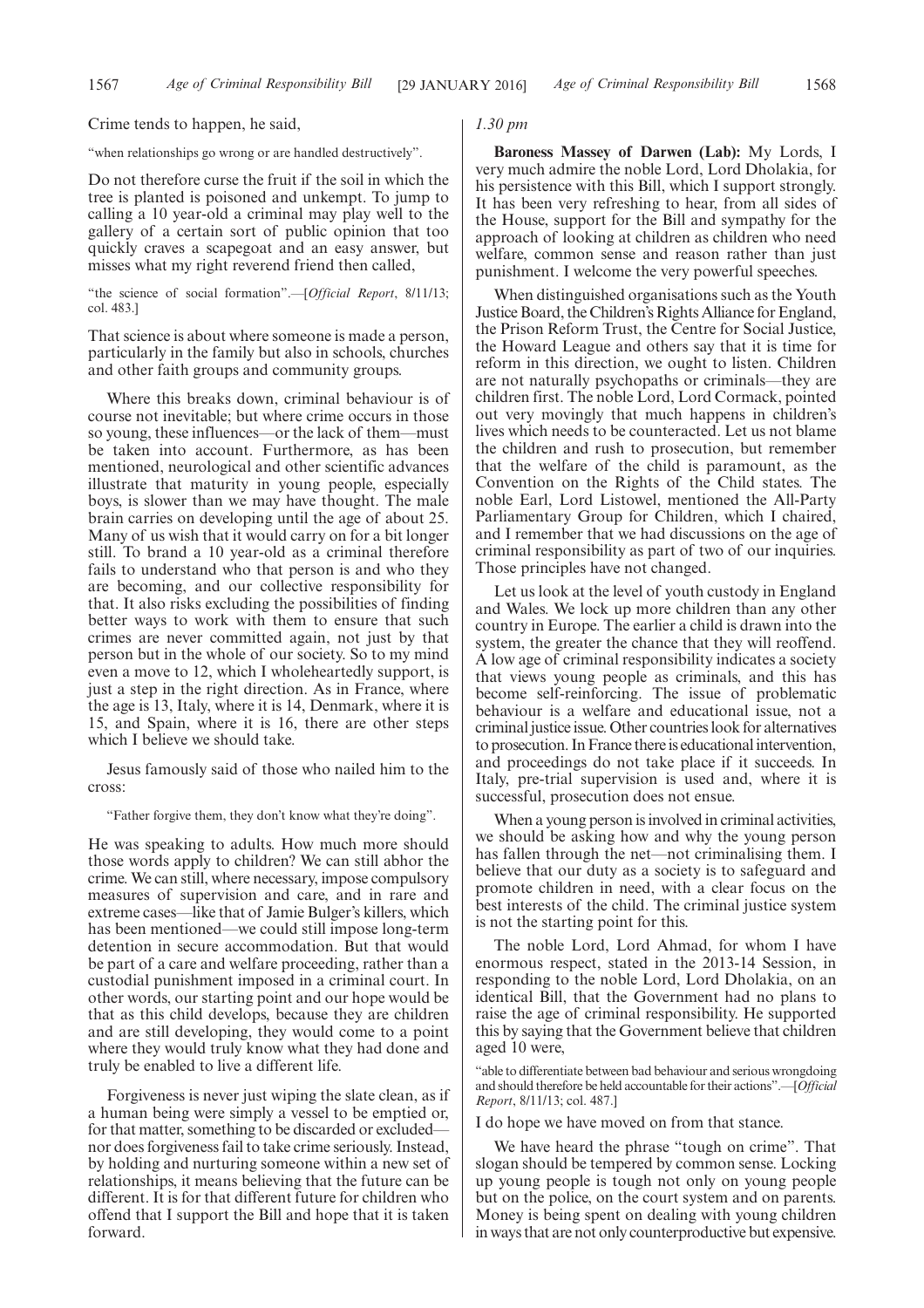Crime tends to happen, he said,

"when relationships go wrong or are handled destructively".

Do not therefore curse the fruit if the soil in which the tree is planted is poisoned and unkempt. To jump to calling a 10 year-old a criminal may play well to the gallery of a certain sort of public opinion that too quickly craves a scapegoat and an easy answer, but misses what my right reverend friend then called,

"the science of social formation".—[*Official Report*, 8/11/13; col. 483.]

That science is about where someone is made a person, particularly in the family but also in schools, churches and other faith groups and community groups.

Where this breaks down, criminal behaviour is of course not inevitable; but where crime occurs in those so young, these influences—or the lack of them—must be taken into account. Furthermore, as has been mentioned, neurological and other scientific advances illustrate that maturity in young people, especially boys, is slower than we may have thought. The male brain carries on developing until the age of about 25. Many of us wish that it would carry on for a bit longer still. To brand a 10 year-old as a criminal therefore fails to understand who that person is and who they are becoming, and our collective responsibility for that. It also risks excluding the possibilities of finding better ways to work with them to ensure that such crimes are never committed again, not just by that person but in the whole of our society. So to my mind even a move to 12, which I wholeheartedly support, is just a step in the right direction. As in France, where the age is 13, Italy, where it is 14, Denmark, where it is 15, and Spain, where it is 16, there are other steps which I believe we should take.

Jesus famously said of those who nailed him to the cross:

"Father forgive them, they don't know what they're doing".

He was speaking to adults. How much more should those words apply to children? We can still abhor the crime. We can still, where necessary, impose compulsory measures of supervision and care, and in rare and extreme cases—like that of Jamie Bulger's killers, which has been mentioned—we could still impose long-term detention in secure accommodation. But that would be part of a care and welfare proceeding, rather than a custodial punishment imposed in a criminal court. In other words, our starting point and our hope would be that as this child develops, because they are children and are still developing, they would come to a point where they would truly know what they had done and truly be enabled to live a different life.

Forgiveness is never just wiping the slate clean, as if a human being were simply a vessel to be emptied or, for that matter, something to be discarded or excluded—nor does forgiveness fail to take crime seriously. Instead, by holding and nurturing someone within a new set of relationships, it means believing that the future can be different. It is for that different future for children who offend that I support the Bill and hope that it is taken forward.

*1.30 pm*

**Baroness Massey of Darwen (Lab):** My Lords, I very much admire the noble Lord, Lord Dholakia, for his persistence with this Bill, which I support strongly. It has been very refreshing to hear, from all sides of the House, support for the Bill and sympathy for the approach of looking at children as children who need welfare, common sense and reason rather than just punishment. I welcome the very powerful speeches.

When distinguished organisations such as the Youth Justice Board, the Children's Rights Alliance for England, the Prison Reform Trust, the Centre for Social Justice, the Howard League and others say that it is time for reform in this direction, we ought to listen. Children are not naturally psychopaths or criminals—they are children first. The noble Lord, Lord Cormack, pointed out very movingly that much happens in children's lives which needs to be counteracted. Let us not blame the children and rush to prosecution, but remember that the welfare of the child is paramount, as the Convention on the Rights of the Child states. The noble Earl, Lord Listowel, mentioned the All-Party Parliamentary Group for Children, which I chaired, and I remember that we had discussions on the age of criminal responsibility as part of two of our inquiries. Those principles have not changed.

Let us look at the level of youth custody in England and Wales. We lock up more children than any other country in Europe. The earlier a child is drawn into the system, the greater the chance that they will reoffend. A low age of criminal responsibility indicates a society that views young people as criminals, and this has become self-reinforcing. The issue of problematic behaviour is a welfare and educational issue, not a criminal justice issue. Other countries look for alternatives to prosecution. In France there is educational intervention, and proceedings do not take place if it succeeds. In Italy, pre-trial supervision is used and, where it is successful, prosecution does not ensue.

When a young person is involved in criminal activities, we should be asking how and why the young person has fallen through the net—not criminalising them. I believe that our duty as a society is to safeguard and promote children in need, with a clear focus on the best interests of the child. The criminal justice system is not the starting point for this.

The noble Lord, Lord Ahmad, for whom I have enormous respect, stated in the 2013-14 Session, in responding to the noble Lord, Lord Dholakia, on an identical Bill, that the Government had no plans to raise the age of criminal responsibility. He supported this by saying that the Government believe that children aged 10 were,

"able to differentiate between bad behaviour and serious wrongdoing and should therefore be held accountable for their actions".—[*Official Report*, 8/11/13; col. 487.]

I do hope we have moved on from that stance.

We have heard the phrase "tough on crime". That slogan should be tempered by common sense. Locking up young people is tough not only on young people but on the police, on the court system and on parents. Money is being spent on dealing with young children in ways that are not only counterproductive but expensive.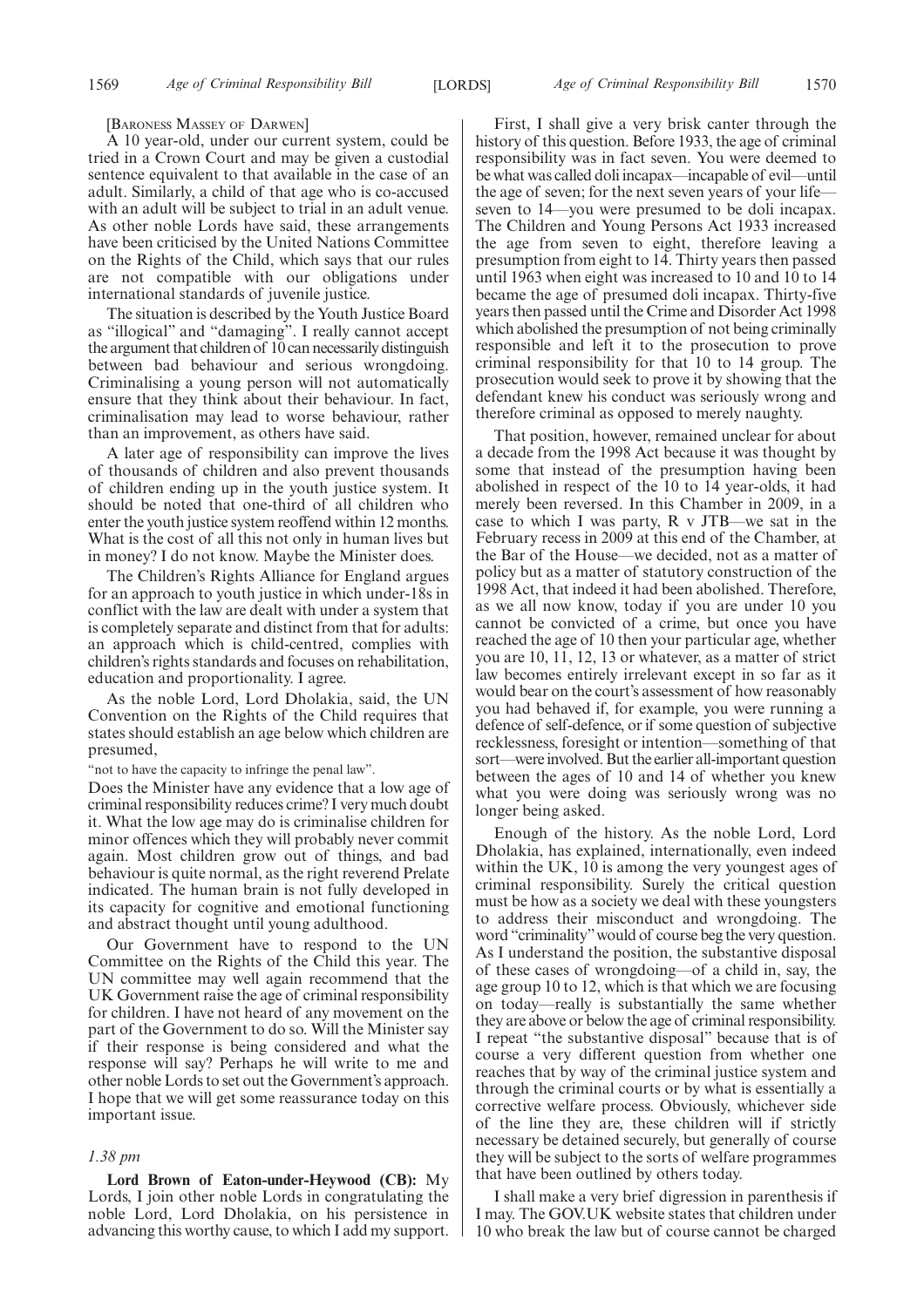[BARONESS MASSEY OF DARWEN]

A 10 year-old, under our current system, could be tried in a Crown Court and may be given a custodial sentence equivalent to that available in the case of an adult. Similarly, a child of that age who is co-accused with an adult will be subject to trial in an adult venue. As other noble Lords have said, these arrangements have been criticised by the United Nations Committee on the Rights of the Child, which says that our rules are not compatible with our obligations under international standards of juvenile justice.

The situation is described by the Youth Justice Board as "illogical" and "damaging". I really cannot accept the argument that children of 10 can necessarily distinguish between bad behaviour and serious wrongdoing. Criminalising a young person will not automatically ensure that they think about their behaviour. In fact, criminalisation may lead to worse behaviour, rather than an improvement, as others have said.

A later age of responsibility can improve the lives of thousands of children and also prevent thousands of children ending up in the youth justice system. It should be noted that one-third of all children who enter the youth justice system reoffend within 12 months. What is the cost of all this not only in human lives but in money? I do not know. Maybe the Minister does.

The Children's Rights Alliance for England argues for an approach to youth justice in which under-18s in conflict with the law are dealt with under a system that is completely separate and distinct from that for adults: an approach which is child-centred, complies with children's rights standards and focuses on rehabilitation, education and proportionality. I agree.

As the noble Lord, Lord Dholakia, said, the UN Convention on the Rights of the Child requires that states should establish an age below which children are presumed,

"not to have the capacity to infringe the penal law".

Does the Minister have any evidence that a low age of criminal responsibility reduces crime? I very much doubt it. What the low age may do is criminalise children for minor offences which they will probably never commit again. Most children grow out of things, and bad behaviour is quite normal, as the right reverend Prelate indicated. The human brain is not fully developed in its capacity for cognitive and emotional functioning and abstract thought until young adulthood.

Our Government have to respond to the UN Committee on the Rights of the Child this year. The UN committee may well again recommend that the UK Government raise the age of criminal responsibility for children. I have not heard of any movement on the part of the Government to do so. Will the Minister say if their response is being considered and what the response will say? Perhaps he will write to me and other noble Lords to set out the Government's approach. I hope that we will get some reassurance today on this important issue.

*1.38 pm*

**Lord Brown of Eaton-under-Heywood (CB):** My Lords, I join other noble Lords in congratulating the noble Lord, Lord Dholakia, on his persistence in advancing this worthy cause, to which I add my support.

First, I shall give a very brisk canter through the history of this question. Before 1933, the age of criminal responsibility was in fact seven. You were deemed to be what was called doli incapax—incapable of evil—until the age of seven; for the next seven years of your life—seven to 14—you were presumed to be doli incapax. The Children and Young Persons Act 1933 increased the age from seven to eight, therefore leaving a presumption from eight to 14. Thirty years then passed until 1963 when eight was increased to 10 and 10 to 14 became the age of presumed doli incapax. Thirty-five years then passed until the Crime and Disorder Act 1998 which abolished the presumption of not being criminally responsible and left it to the prosecution to prove criminal responsibility for that 10 to 14 group. The prosecution would seek to prove it by showing that the defendant knew his conduct was seriously wrong and therefore criminal as opposed to merely naughty.

That position, however, remained unclear for about a decade from the 1998 Act because it was thought by some that instead of the presumption having been abolished in respect of the 10 to 14 year-olds, it had merely been reversed. In this Chamber in 2009, in a case to which I was party, R v JTB—we sat in the February recess in 2009 at this end of the Chamber, at the Bar of the House—we decided, not as a matter of policy but as a matter of statutory construction of the 1998 Act, that indeed it had been abolished. Therefore, as we all now know, today if you are under 10 you cannot be convicted of a crime, but once you have reached the age of 10 then your particular age, whether you are 10, 11, 12, 13 or whatever, as a matter of strict law becomes entirely irrelevant except in so far as it would bear on the court's assessment of how reasonably you had behaved if, for example, you were running a defence of self-defence, or if some question of subjective recklessness, foresight or intention—something of that sort—were involved. But the earlier all-important question between the ages of 10 and 14 of whether you knew what you were doing was seriously wrong was no longer being asked.

Enough of the history. As the noble Lord, Lord Dholakia, has explained, internationally, even indeed within the UK, 10 is among the very youngest ages of criminal responsibility. Surely the critical question must be how as a society we deal with these youngsters to address their misconduct and wrongdoing. The word "criminality" would of course beg the very question. As I understand the position, the substantive disposal of these cases of wrongdoing—of a child in, say, the age group 10 to 12, which is that which we are focusing on today—really is substantially the same whether they are above or below the age of criminal responsibility. I repeat "the substantive disposal" because that is of course a very different question from whether one reaches that by way of the criminal justice system and through the criminal courts or by what is essentially a corrective welfare process. Obviously, whichever side of the line they are, these children will if strictly necessary be detained securely, but generally of course they will be subject to the sorts of welfare programmes that have been outlined by others today.

I shall make a very brief digression in parenthesis if I may. The GOV.UK website states that children under 10 who break the law but of course cannot be charged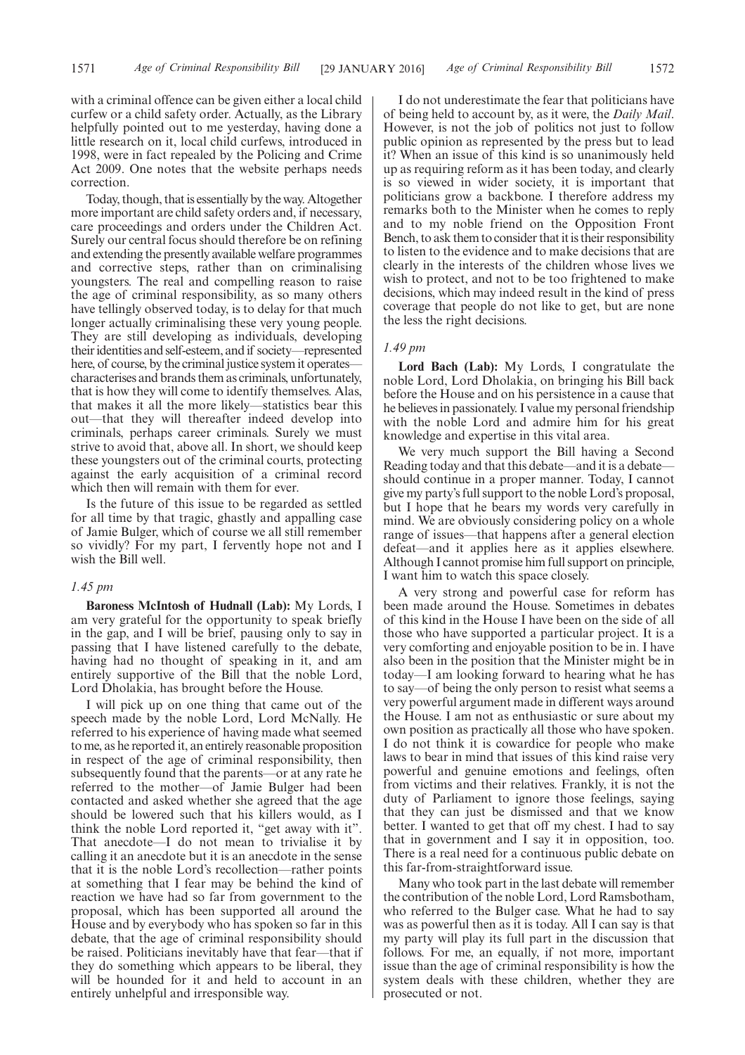with a criminal offence can be given either a local child curfew or a child safety order. Actually, as the Library helpfully pointed out to me yesterday, having done a little research on it, local child curfews, introduced in 1998, were in fact repealed by the Policing and Crime Act 2009. One notes that the website perhaps needs correction.

Today, though, that is essentially by the way. Altogether more important are child safety orders and, if necessary, care proceedings and orders under the Children Act. Surely our central focus should therefore be on refining and extending the presently available welfare programmes and corrective steps, rather than on criminalising youngsters. The real and compelling reason to raise the age of criminal responsibility, as so many others have tellingly observed today, is to delay for that much longer actually criminalising these very young people. They are still developing as individuals, developing their identities and self-esteem, and if society—represented here, of course, by the criminal justice system it operates—characterises and brands them as criminals, unfortunately, that is how they will come to identify themselves. Alas, that makes it all the more likely—statistics bear this out—that they will thereafter indeed develop into criminals, perhaps career criminals. Surely we must strive to avoid that, above all. In short, we should keep these youngsters out of the criminal courts, protecting against the early acquisition of a criminal record which then will remain with them for ever.

Is the future of this issue to be regarded as settled for all time by that tragic, ghastly and appalling case of Jamie Bulger, which of course we all still remember so vividly? For my part, I fervently hope not and I wish the Bill well.

*1.45 pm*

**Baroness McIntosh of Hudnall (Lab):** My Lords, I am very grateful for the opportunity to speak briefly in the gap, and I will be brief, pausing only to say in passing that I have listened carefully to the debate, having had no thought of speaking in it, and am entirely supportive of the Bill that the noble Lord, Lord Dholakia, has brought before the House.

I will pick up on one thing that came out of the speech made by the noble Lord, Lord McNally. He referred to his experience of having made what seemed to me, as he reported it, an entirely reasonable proposition in respect of the age of criminal responsibility, then subsequently found that the parents—or at any rate he referred to the mother—of Jamie Bulger had been contacted and asked whether she agreed that the age should be lowered such that his killers would, as I think the noble Lord reported it, "get away with it". That anecdote—I do not mean to trivialise it by calling it an anecdote but it is an anecdote in the sense that it is the noble Lord's recollection—rather points at something that I fear may be behind the kind of reaction we have had so far from government to the proposal, which has been supported all around the House and by everybody who has spoken so far in this debate, that the age of criminal responsibility should be raised. Politicians inevitably have that fear—that if they do something which appears to be liberal, they will be hounded for it and held to account in an entirely unhelpful and irresponsible way.

I do not underestimate the fear that politicians have of being held to account by, as it were, the *Daily Mail*. However, is not the job of politics not just to follow public opinion as represented by the press but to lead it? When an issue of this kind is so unanimously held up as requiring reform as it has been today, and clearly is so viewed in wider society, it is important that politicians grow a backbone. I therefore address my remarks both to the Minister when he comes to reply and to my noble friend on the Opposition Front Bench, to ask them to consider that it is their responsibility to listen to the evidence and to make decisions that are clearly in the interests of the children whose lives we wish to protect, and not to be too frightened to make decisions, which may indeed result in the kind of press coverage that people do not like to get, but are none the less the right decisions.

*1.49 pm*

**Lord Bach (Lab):** My Lords, I congratulate the noble Lord, Lord Dholakia, on bringing his Bill back before the House and on his persistence in a cause that he believes in passionately. I value my personal friendship with the noble Lord and admire him for his great knowledge and expertise in this vital area.

We very much support the Bill having a Second Reading today and that this debate—and it is a debate—should continue in a proper manner. Today, I cannot give my party's full support to the noble Lord's proposal, but I hope that he bears my words very carefully in mind. We are obviously considering policy on a whole range of issues—that happens after a general election defeat—and it applies here as it applies elsewhere. Although I cannot promise him full support on principle, I want him to watch this space closely.

A very strong and powerful case for reform has been made around the House. Sometimes in debates of this kind in the House I have been on the side of all those who have supported a particular project. It is a very comforting and enjoyable position to be in. I have also been in the position that the Minister might be in today—I am looking forward to hearing what he has to say—of being the only person to resist what seems a very powerful argument made in different ways around the House. I am not as enthusiastic or sure about my own position as practically all those who have spoken. I do not think it is cowardice for people who make laws to bear in mind that issues of this kind raise very powerful and genuine emotions and feelings, often from victims and their relatives. Frankly, it is not the duty of Parliament to ignore those feelings, saying that they can just be dismissed and that we know better. I wanted to get that off my chest. I had to say that in government and I say it in opposition, too. There is a real need for a continuous public debate on this far-from-straightforward issue.

Many who took part in the last debate will remember the contribution of the noble Lord, Lord Ramsbotham, who referred to the Bulger case. What he had to say was as powerful then as it is today. All I can say is that my party will play its full part in the discussion that follows. For me, an equally, if not more, important issue than the age of criminal responsibility is how the system deals with these children, whether they are prosecuted or not.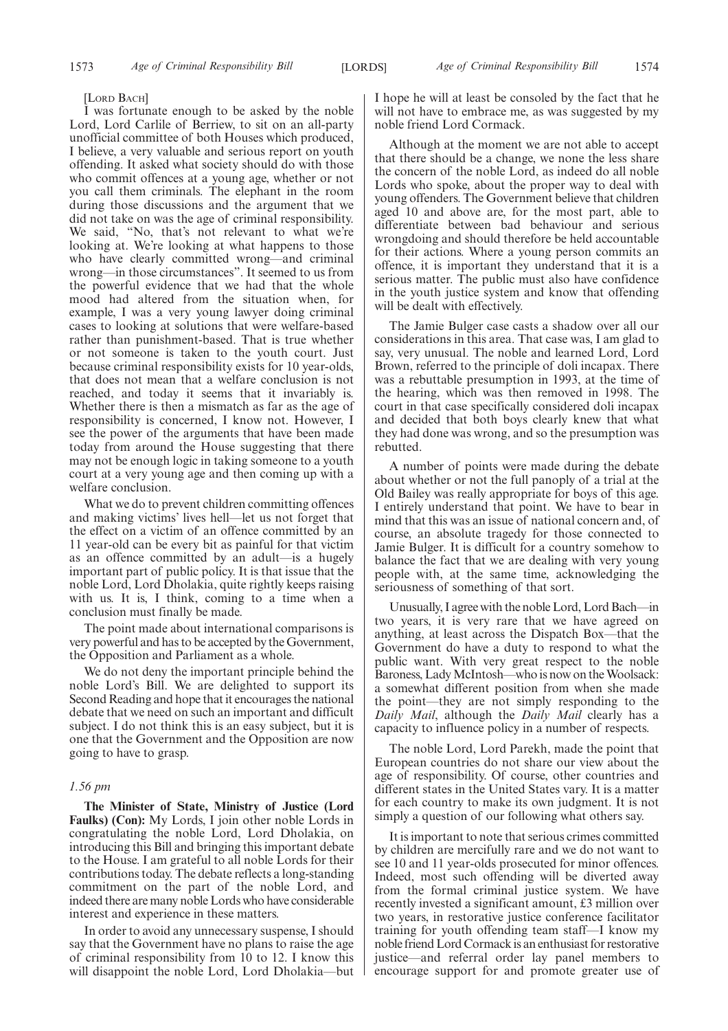[LORD BACH]

I was fortunate enough to be asked by the noble Lord, Lord Carlile of Berriew, to sit on an all-party unofficial committee of both Houses which produced, I believe, a very valuable and serious report on youth offending. It asked what society should do with those who commit offences at a young age, whether or not you call them criminals. The elephant in the room during those discussions and the argument that we did not take on was the age of criminal responsibility. We said, "No, that's not relevant to what we're looking at. We're looking at what happens to those who have clearly committed wrong—and criminal wrong—in those circumstances". It seemed to us from the powerful evidence that we had that the whole mood had altered from the situation when, for example, I was a very young lawyer doing criminal cases to looking at solutions that were welfare-based rather than punishment-based. That is true whether or not someone is taken to the youth court. Just because criminal responsibility exists for 10 year-olds, that does not mean that a welfare conclusion is not reached, and today it seems that it invariably is. Whether there is then a mismatch as far as the age of responsibility is concerned, I know not. However, I see the power of the arguments that have been made today from around the House suggesting that there may not be enough logic in taking someone to a youth court at a very young age and then coming up with a welfare conclusion.

What we do to prevent children committing offences and making victims' lives hell—let us not forget that the effect on a victim of an offence committed by an 11 year-old can be every bit as painful for that victim as an offence committed by an adult—is a hugely important part of public policy. It is that issue that the noble Lord, Lord Dholakia, quite rightly keeps raising with us. It is, I think, coming to a time when a conclusion must finally be made.

The point made about international comparisons is very powerful and has to be accepted by the Government, the Opposition and Parliament as a whole.

We do not deny the important principle behind the noble Lord's Bill. We are delighted to support its Second Reading and hope that it encourages the national debate that we need on such an important and difficult subject. I do not think this is an easy subject, but it is one that the Government and the Opposition are now going to have to grasp.

*1.56 pm*

**The Minister of State, Ministry of Justice (Lord Faulks) (Con):** My Lords, I join other noble Lords in congratulating the noble Lord, Lord Dholakia, on introducing this Bill and bringing this important debate to the House. I am grateful to all noble Lords for their contributions today. The debate reflects a long-standing commitment on the part of the noble Lord, and indeed there are many noble Lords who have considerable interest and experience in these matters.

In order to avoid any unnecessary suspense, I should say that the Government have no plans to raise the age of criminal responsibility from 10 to 12. I know this will disappoint the noble Lord, Lord Dholakia—but I hope he will at least be consoled by the fact that he will not have to embrace me, as was suggested by my noble friend Lord Cormack.

Although at the moment we are not able to accept that there should be a change, we none the less share the concern of the noble Lord, as indeed do all noble Lords who spoke, about the proper way to deal with young offenders. The Government believe that children aged 10 and above are, for the most part, able to differentiate between bad behaviour and serious wrongdoing and should therefore be held accountable for their actions. Where a young person commits an offence, it is important they understand that it is a serious matter. The public must also have confidence in the youth justice system and know that offending will be dealt with effectively.

The Jamie Bulger case casts a shadow over all our considerations in this area. That case was, I am glad to say, very unusual. The noble and learned Lord, Lord Brown, referred to the principle of doli incapax. There was a rebuttable presumption in 1993, at the time of the hearing, which was then removed in 1998. The court in that case specifically considered doli incapax and decided that both boys clearly knew that what they had done was wrong, and so the presumption was rebutted.

A number of points were made during the debate about whether or not the full panoply of a trial at the Old Bailey was really appropriate for boys of this age. I entirely understand that point. We have to bear in mind that this was an issue of national concern and, of course, an absolute tragedy for those connected to Jamie Bulger. It is difficult for a country somehow to balance the fact that we are dealing with very young people with, at the same time, acknowledging the seriousness of something of that sort.

Unusually, I agree with the noble Lord, Lord Bach—in two years, it is very rare that we have agreed on anything, at least across the Dispatch Box—that the Government do have a duty to respond to what the public want. With very great respect to the noble Baroness, Lady McIntosh—who is now on the Woolsack: a somewhat different position from when she made the point—they are not simply responding to the *Daily Mail*, although the *Daily Mail* clearly has a capacity to influence policy in a number of respects.

The noble Lord, Lord Parekh, made the point that European countries do not share our view about the age of responsibility. Of course, other countries and different states in the United States vary. It is a matter for each country to make its own judgment. It is not simply a question of our following what others say.

It is important to note that serious crimes committed by children are mercifully rare and we do not want to see 10 and 11 year-olds prosecuted for minor offences. Indeed, most such offending will be diverted away from the formal criminal justice system. We have recently invested a significant amount, £3 million over two years, in restorative justice conference facilitator training for youth offending team staff—I know my noble friend Lord Cormack is an enthusiast for restorative justice—and referral order lay panel members to encourage support for and promote greater use of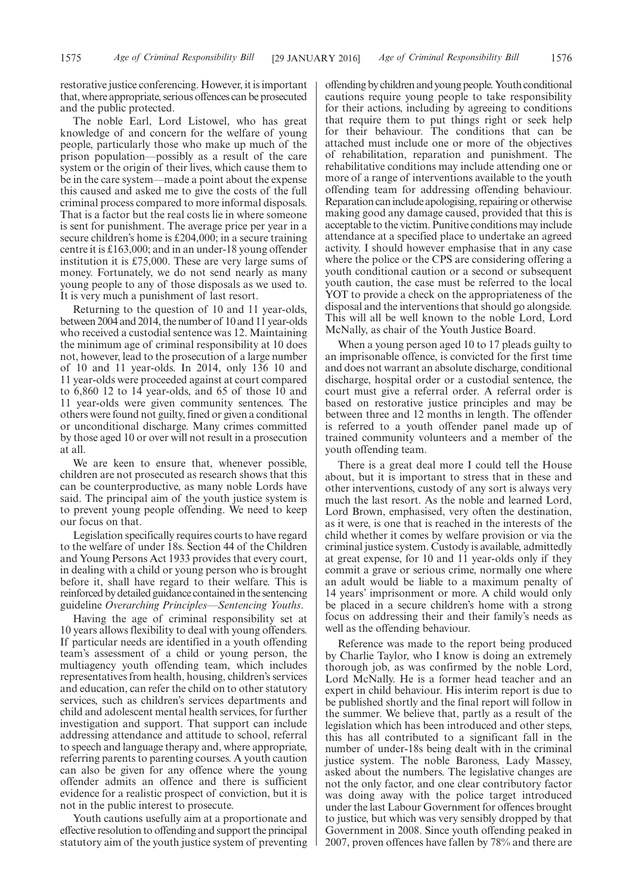restorative justice conferencing. However, it is important that, where appropriate, serious offences can be prosecuted and the public protected.

The noble Earl, Lord Listowel, who has great knowledge of and concern for the welfare of young people, particularly those who make up much of the prison population—possibly as a result of the care system or the origin of their lives, which cause them to be in the care system—made a point about the expense this caused and asked me to give the costs of the full criminal process compared to more informal disposals. That is a factor but the real costs lie in where someone is sent for punishment. The average price per year in a secure children's home is £204,000; in a secure training centre it is £163,000; and in an under-18 young offender institution it is £75,000. These are very large sums of money. Fortunately, we do not send nearly as many young people to any of those disposals as we used to. It is very much a punishment of last resort.

Returning to the question of 10 and 11 year-olds, between 2004 and 2014, the number of 10 and 11 year-olds who received a custodial sentence was 12. Maintaining the minimum age of criminal responsibility at 10 does not, however, lead to the prosecution of a large number of 10 and 11 year-olds. In 2014, only 136 10 and 11 year-olds were proceeded against at court compared to 6,860 12 to 14 year-olds, and 65 of those 10 and 11 year-olds were given community sentences. The others were found not guilty, fined or given a conditional or unconditional discharge. Many crimes committed by those aged 10 or over will not result in a prosecution at all.

We are keen to ensure that, whenever possible, children are not prosecuted as research shows that this can be counterproductive, as many noble Lords have said. The principal aim of the youth justice system is to prevent young people offending. We need to keep our focus on that.

Legislation specifically requires courts to have regard to the welfare of under 18s. Section 44 of the Children and Young Persons Act 1933 provides that every court, in dealing with a child or young person who is brought before it, shall have regard to their welfare. This is reinforced by detailed guidance contained in the sentencing guideline *Overarching Principles—Sentencing Youths*.

Having the age of criminal responsibility set at 10 years allows flexibility to deal with young offenders. If particular needs are identified in a youth offending team's assessment of a child or young person, the multiagency youth offending team, which includes representatives from health, housing, children's services and education, can refer the child on to other statutory services, such as children's services departments and child and adolescent mental health services, for further investigation and support. That support can include addressing attendance and attitude to school, referral to speech and language therapy and, where appropriate, referring parents to parenting courses. A youth caution can also be given for any offence where the young offender admits an offence and there is sufficient evidence for a realistic prospect of conviction, but it is not in the public interest to prosecute.

Youth cautions usefully aim at a proportionate and effective resolution to offending and support the principal statutory aim of the youth justice system of preventing offending by children and young people. Youth conditional cautions require young people to take responsibility for their actions, including by agreeing to conditions that require them to put things right or seek help for their behaviour. The conditions that can be attached must include one or more of the objectives of rehabilitation, reparation and punishment. The rehabilitative conditions may include attending one or more of a range of interventions available to the youth offending team for addressing offending behaviour. Reparation can include apologising, repairing or otherwise making good any damage caused, provided that this is acceptable to the victim. Punitive conditions may include attendance at a specified place to undertake an agreed activity. I should however emphasise that in any case where the police or the CPS are considering offering a youth conditional caution or a second or subsequent youth caution, the case must be referred to the local YOT to provide a check on the appropriateness of the disposal and the interventions that should go alongside. This will all be well known to the noble Lord, Lord McNally, as chair of the Youth Justice Board.

When a young person aged 10 to 17 pleads guilty to an imprisonable offence, is convicted for the first time and does not warrant an absolute discharge, conditional discharge, hospital order or a custodial sentence, the court must give a referral order. A referral order is based on restorative justice principles and may be between three and 12 months in length. The offender is referred to a youth offender panel made up of trained community volunteers and a member of the youth offending team.

There is a great deal more I could tell the House about, but it is important to stress that in these and other interventions, custody of any sort is always very much the last resort. As the noble and learned Lord, Lord Brown, emphasised, very often the destination, as it were, is one that is reached in the interests of the child whether it comes by welfare provision or via the criminal justice system. Custody is available, admittedly at great expense, for 10 and 11 year-olds only if they commit a grave or serious crime, normally one where an adult would be liable to a maximum penalty of 14 years' imprisonment or more. A child would only be placed in a secure children's home with a strong focus on addressing their and their family's needs as well as the offending behaviour.

Reference was made to the report being produced by Charlie Taylor, who I know is doing an extremely thorough job, as was confirmed by the noble Lord, Lord McNally. He is a former head teacher and an expert in child behaviour. His interim report is due to be published shortly and the final report will follow in the summer. We believe that, partly as a result of the legislation which has been introduced and other steps, this has all contributed to a significant fall in the number of under-18s being dealt with in the criminal justice system. The noble Baroness, Lady Massey, asked about the numbers. The legislative changes are not the only factor, and one clear contributory factor was doing away with the police target introduced under the last Labour Government for offences brought to justice, but which was very sensibly dropped by that Government in 2008. Since youth offending peaked in 2007, proven offences have fallen by 78% and there are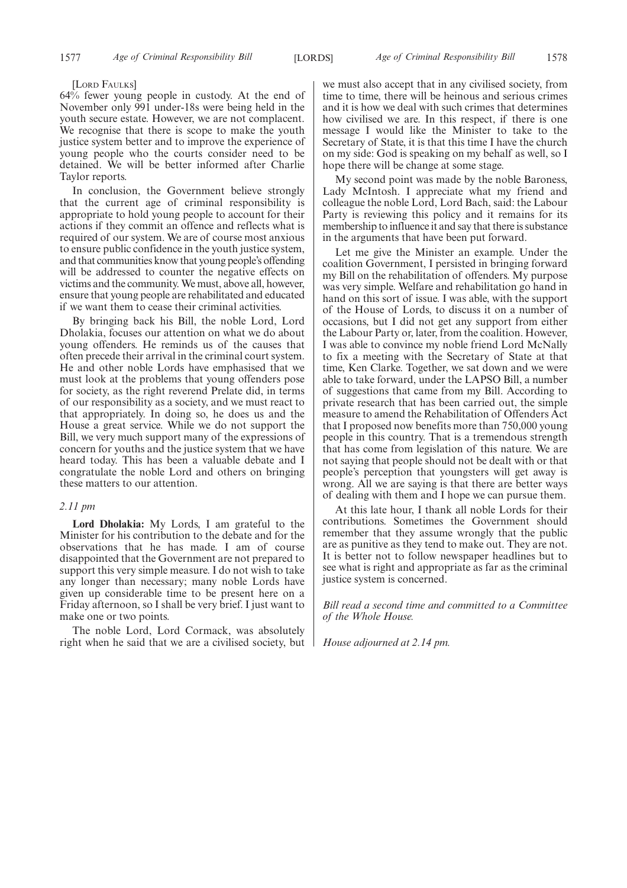[LORD FAULKS]

64% fewer young people in custody. At the end of November only 991 under-18s were being held in the youth secure estate. However, we are not complacent. We recognise that there is scope to make the youth justice system better and to improve the experience of young people who the courts consider need to be detained. We will be better informed after Charlie Taylor reports.

In conclusion, the Government believe strongly that the current age of criminal responsibility is appropriate to hold young people to account for their actions if they commit an offence and reflects what is required of our system. We are of course most anxious to ensure public confidence in the youth justice system, and that communities know that young people's offending will be addressed to counter the negative effects on victims and the community. We must, above all, however, ensure that young people are rehabilitated and educated if we want them to cease their criminal activities.

By bringing back his Bill, the noble Lord, Lord Dholakia, focuses our attention on what we do about young offenders. He reminds us of the causes that often precede their arrival in the criminal court system. He and other noble Lords have emphasised that we must look at the problems that young offenders pose for society, as the right reverend Prelate did, in terms of our responsibility as a society, and we must react to that appropriately. In doing so, he does us and the House a great service. While we do not support the Bill, we very much support many of the expressions of concern for youths and the justice system that we have heard today. This has been a valuable debate and I congratulate the noble Lord and others on bringing these matters to our attention.

*2.11 pm*

**Lord Dholakia:** My Lords, I am grateful to the Minister for his contribution to the debate and for the observations that he has made. I am of course disappointed that the Government are not prepared to support this very simple measure. I do not wish to take any longer than necessary; many noble Lords have given up considerable time to be present here on a Friday afternoon, so I shall be very brief. I just want to make one or two points.

The noble Lord, Lord Cormack, was absolutely right when he said that we are a civilised society, but we must also accept that in any civilised society, from time to time, there will be heinous and serious crimes and it is how we deal with such crimes that determines how civilised we are. In this respect, if there is one message I would like the Minister to take to the Secretary of State, it is that this time I have the church on my side: God is speaking on my behalf as well, so I hope there will be change at some stage.

My second point was made by the noble Baroness, Lady McIntosh. I appreciate what my friend and colleague the noble Lord, Lord Bach, said: the Labour Party is reviewing this policy and it remains for its membership to influence it and say that there is substance in the arguments that have been put forward.

Let me give the Minister an example. Under the coalition Government, I persisted in bringing forward my Bill on the rehabilitation of offenders. My purpose was very simple. Welfare and rehabilitation go hand in hand on this sort of issue. I was able, with the support of the House of Lords, to discuss it on a number of occasions, but I did not get any support from either the Labour Party or, later, from the coalition. However, I was able to convince my noble friend Lord McNally to fix a meeting with the Secretary of State at that time, Ken Clarke. Together, we sat down and we were able to take forward, under the LAPSO Bill, a number of suggestions that came from my Bill. According to private research that has been carried out, the simple measure to amend the Rehabilitation of Offenders Act that I proposed now benefits more than 750,000 young people in this country. That is a tremendous strength that has come from legislation of this nature. We are not saying that people should not be dealt with or that people's perception that youngsters will get away is wrong. All we are saying is that there are better ways of dealing with them and I hope we can pursue them.

At this late hour, I thank all noble Lords for their contributions. Sometimes the Government should remember that they assume wrongly that the public are as punitive as they tend to make out. They are not. It is better not to follow newspaper headlines but to see what is right and appropriate as far as the criminal justice system is concerned.

*Bill read a second time and committed to a Committee of the Whole House.*

*House adjourned at 2.14 pm.*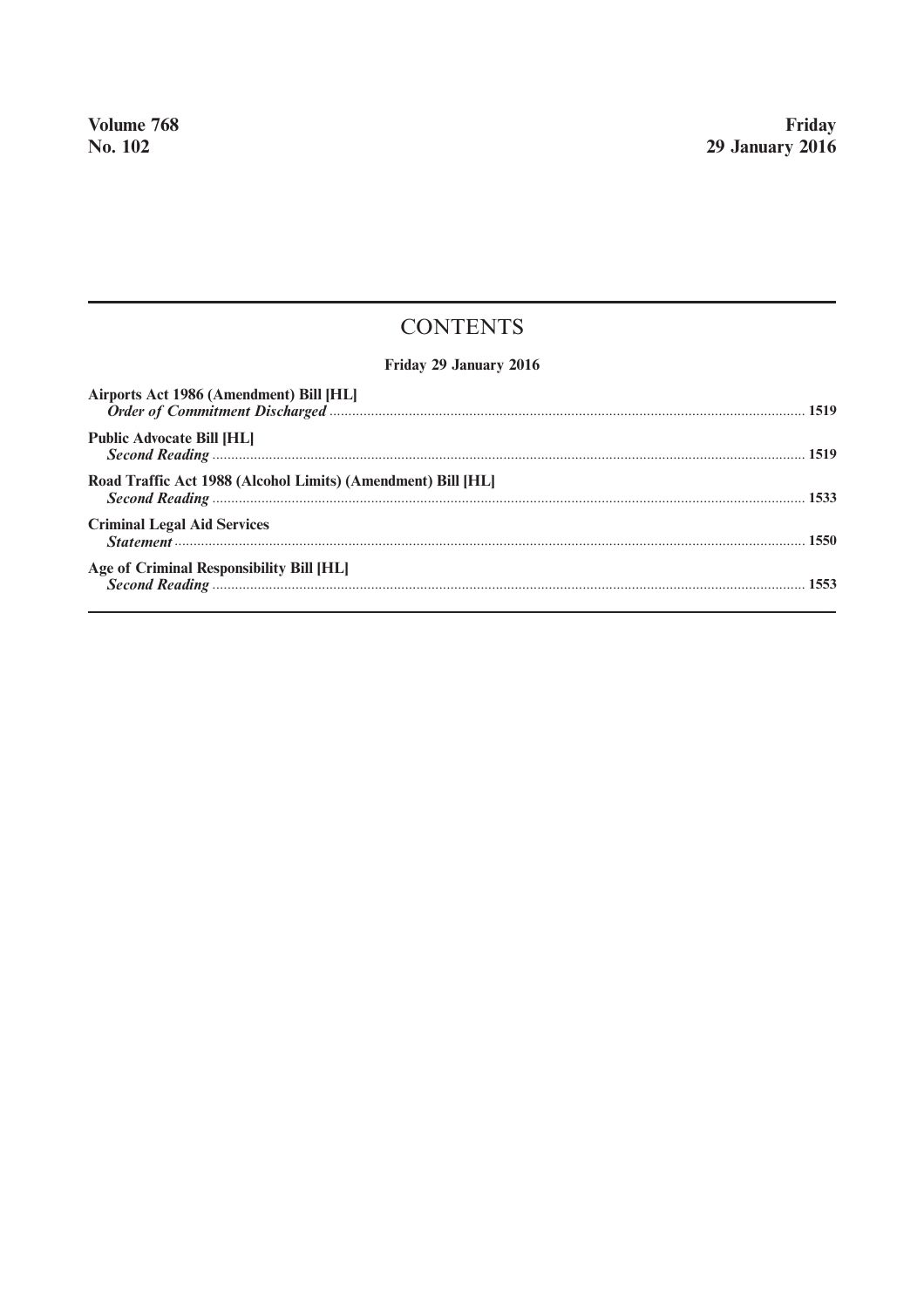**Volume 768**
**No. 102**

**Friday**
**29 January 2016**

## CONTENTS

**Friday 29 January 2016**

**Airports Act 1986 (Amendment) Bill [HL]**
***Order of Commitment Discharged*** ..... **1519**

**Public Advocate Bill [HL]**
***Second Reading*** ..... **1519**

**Road Traffic Act 1988 (Alcohol Limits) (Amendment) Bill [HL]**
***Second Reading*** ..... **1533**

**Criminal Legal Aid Services**
***Statement*** ..... **1550**

**Age of Criminal Responsibility Bill [HL]**
***Second Reading*** ..... **1553**